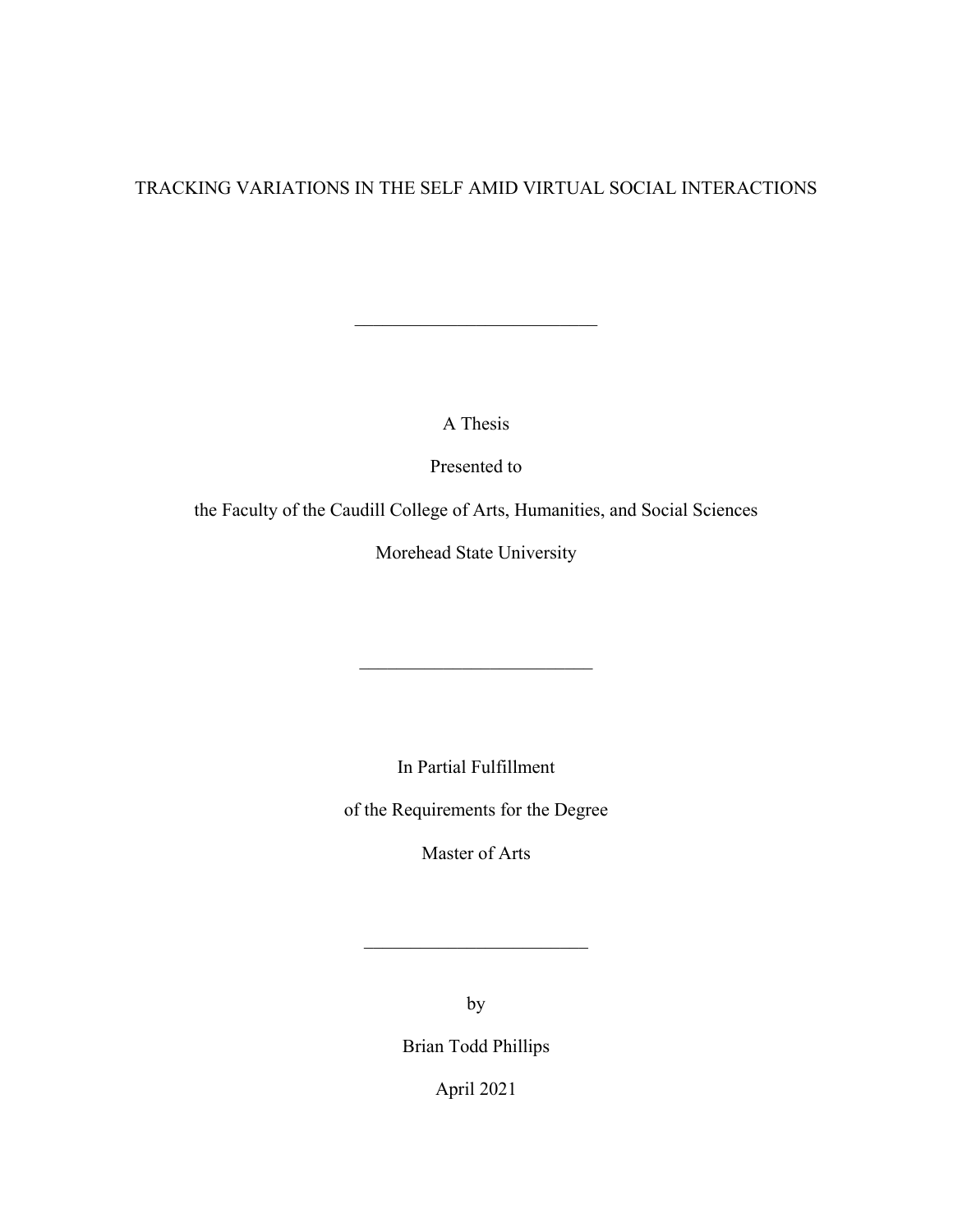# TRACKING VARIATIONS IN THE SELF AMID VIRTUAL SOCIAL INTERACTIONS

---

A Thesis

Presented to

the Faculty of the Caudill College of Arts, Humanities, and Social Sciences

Morehead State University

---

In Partial Fulfillment

of the Requirements for the Degree

Master of Arts

---

by

Brian Todd Phillips

April 2021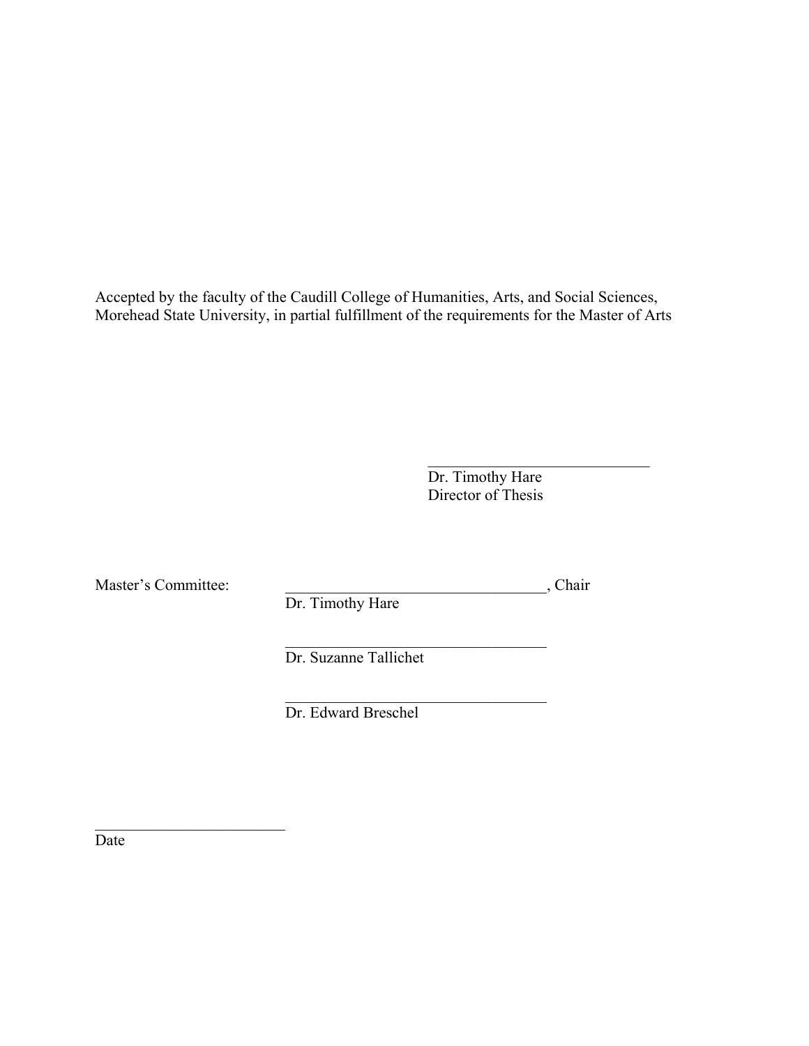Accepted by the faculty of the Caudill College of Humanities, Arts, and Social Sciences, Morehead State University, in partial fulfillment of the requirements for the Master of Arts

\_\_\_\_\_\_\_\_\_\_\_\_\_\_\_\_\_\_\_\_\_\_\_\_\_\_\_\_\_\_
Dr. Timothy Hare
Director of Thesis

Master's Committee:

\_\_\_\_\_\_\_\_\_\_\_\_\_\_\_\_\_\_\_\_\_\_\_\_\_\_\_\_\_\_\_\_\_\_, Chair
Dr. Timothy Hare

\_\_\_\_\_\_\_\_\_\_\_\_\_\_\_\_\_\_\_\_\_\_\_\_\_\_\_\_\_\_\_\_\_\_
Dr. Suzanne Tallichet

\_\_\_\_\_\_\_\_\_\_\_\_\_\_\_\_\_\_\_\_\_\_\_\_\_\_\_\_\_\_\_\_\_\_
Dr. Edward Breschel

\_\_\_\_\_\_\_\_\_\_\_\_\_\_\_\_\_\_\_\_\_\_\_\_\_
Date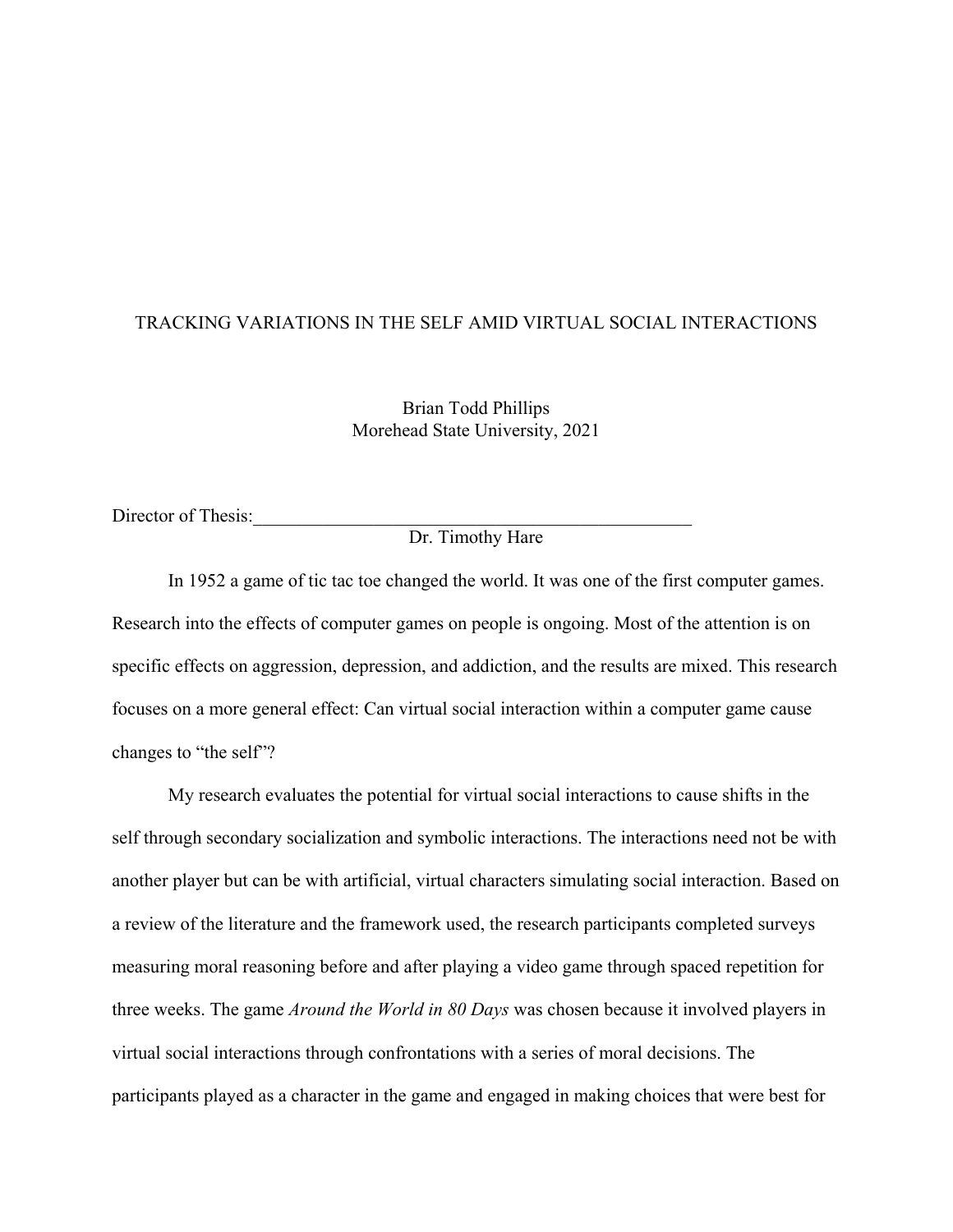# TRACKING VARIATIONS IN THE SELF AMID VIRTUAL SOCIAL INTERACTIONS

Brian Todd Phillips
Morehead State University, 2021

Director of Thesis:___________________________________________________
Dr. Timothy Hare

In 1952 a game of tic tac toe changed the world. It was one of the first computer games. Research into the effects of computer games on people is ongoing. Most of the attention is on specific effects on aggression, depression, and addiction, and the results are mixed. This research focuses on a more general effect: Can virtual social interaction within a computer game cause changes to "the self"?

My research evaluates the potential for virtual social interactions to cause shifts in the self through secondary socialization and symbolic interactions. The interactions need not be with another player but can be with artificial, virtual characters simulating social interaction. Based on a review of the literature and the framework used, the research participants completed surveys measuring moral reasoning before and after playing a video game through spaced repetition for three weeks. The game *Around the World in 80 Days* was chosen because it involved players in virtual social interactions through confrontations with a series of moral decisions. The participants played as a character in the game and engaged in making choices that were best for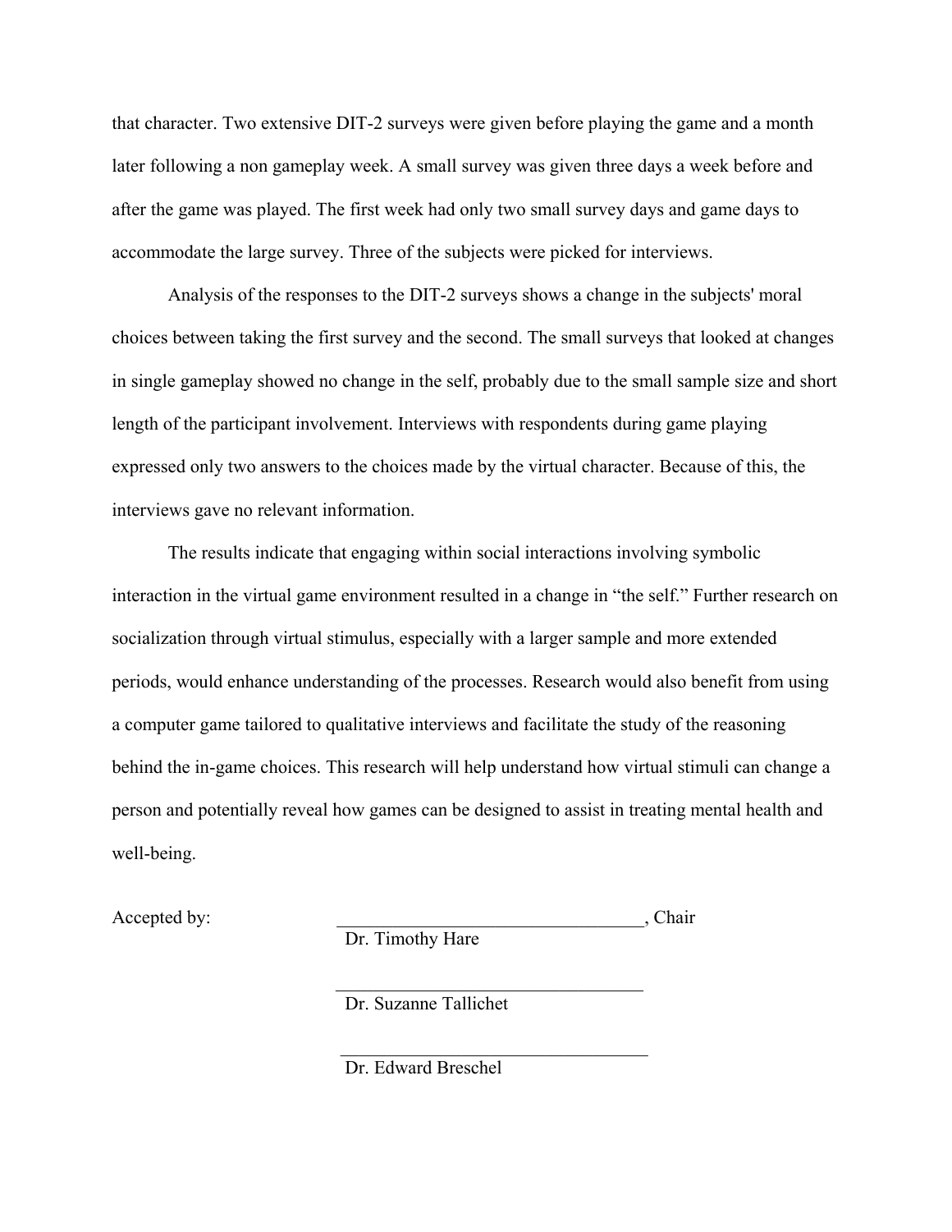that character. Two extensive DIT-2 surveys were given before playing the game and a month later following a non gameplay week. A small survey was given three days a week before and after the game was played. The first week had only two small survey days and game days to accommodate the large survey. Three of the subjects were picked for interviews.

Analysis of the responses to the DIT-2 surveys shows a change in the subjects' moral choices between taking the first survey and the second. The small surveys that looked at changes in single gameplay showed no change in the self, probably due to the small sample size and short length of the participant involvement. Interviews with respondents during game playing expressed only two answers to the choices made by the virtual character. Because of this, the interviews gave no relevant information.

The results indicate that engaging within social interactions involving symbolic interaction in the virtual game environment resulted in a change in "the self." Further research on socialization through virtual stimulus, especially with a larger sample and more extended periods, would enhance understanding of the processes. Research would also benefit from using a computer game tailored to qualitative interviews and facilitate the study of the reasoning behind the in-game choices. This research will help understand how virtual stimuli can change a person and potentially reveal how games can be designed to assist in treating mental health and well-being.

Accepted by: ________________________________, Chair
Dr. Timothy Hare

________________________________
Dr. Suzanne Tallichet

________________________________
Dr. Edward Breschel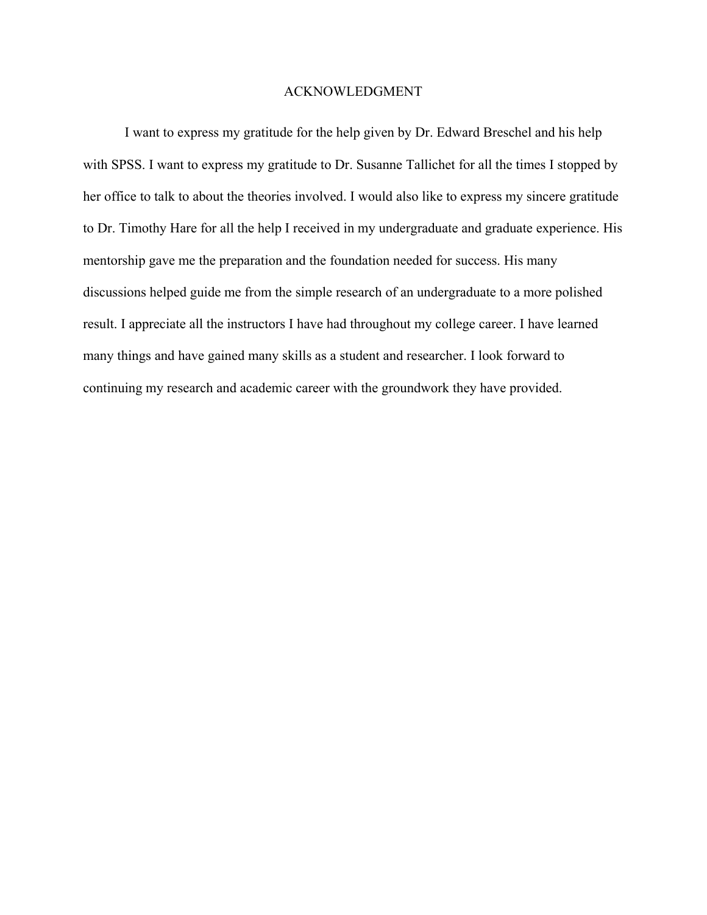# ACKNOWLEDGMENT

I want to express my gratitude for the help given by Dr. Edward Breschel and his help with SPSS. I want to express my gratitude to Dr. Susanne Tallichet for all the times I stopped by her office to talk to about the theories involved. I would also like to express my sincere gratitude to Dr. Timothy Hare for all the help I received in my undergraduate and graduate experience. His mentorship gave me the preparation and the foundation needed for success. His many discussions helped guide me from the simple research of an undergraduate to a more polished result. I appreciate all the instructors I have had throughout my college career. I have learned many things and have gained many skills as a student and researcher. I look forward to continuing my research and academic career with the groundwork they have provided.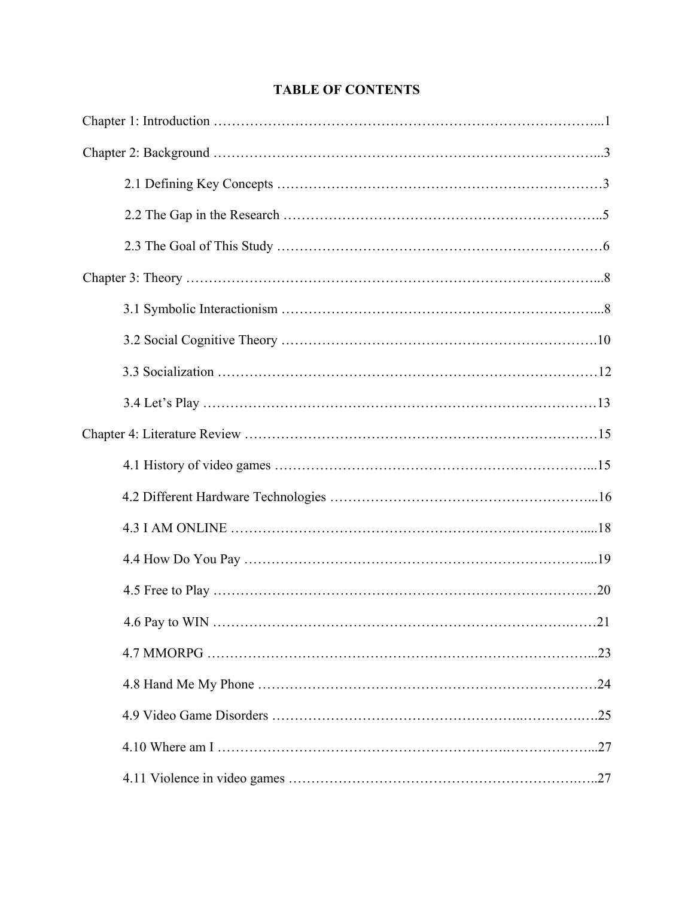**TABLE OF CONTENTS**

Chapter 1: Introduction …………………………………………………………………………...1

Chapter 2: Background …………………………………………………………………………...3

2.1 Defining Key Concepts ………………………………………………………………3

2.2 The Gap in the Research ……………………………………………………………..5

2.3 The Goal of This Study ………………………………………………………………6

Chapter 3: Theory …………………………………………………………………………………...8

3.1 Symbolic Interactionism ……………………………………………………………...8

3.2 Social Cognitive Theory …………………………………………………………….10

3.3 Socialization …………………………………………………………………………12

3.4 Let's Play ……………………………………………………………………………13

Chapter 4: Literature Review ……………………………………………………………………15

4.1 History of video games ……………………………………………………………...15

4.2 Different Hardware Technologies …………………………………………………...16

4.3 I AM ONLINE ……………………………………………………………………....18

4.4 How Do You Pay …………………………………………………………………....19

4.5 Free to Play …………………………………………………………………………20

4.6 Pay to WIN ……………………………………………………………………………21

4.7 MMORPG …………………………………………………………………………...23

4.8 Hand Me My Phone …………………………………………………………………24

4.9 Video Game Disorders ……………………………………………………………….25

4.10 Where am I …………………………………………………………………………...27

4.11 Violence in video games …………………………………………………………..27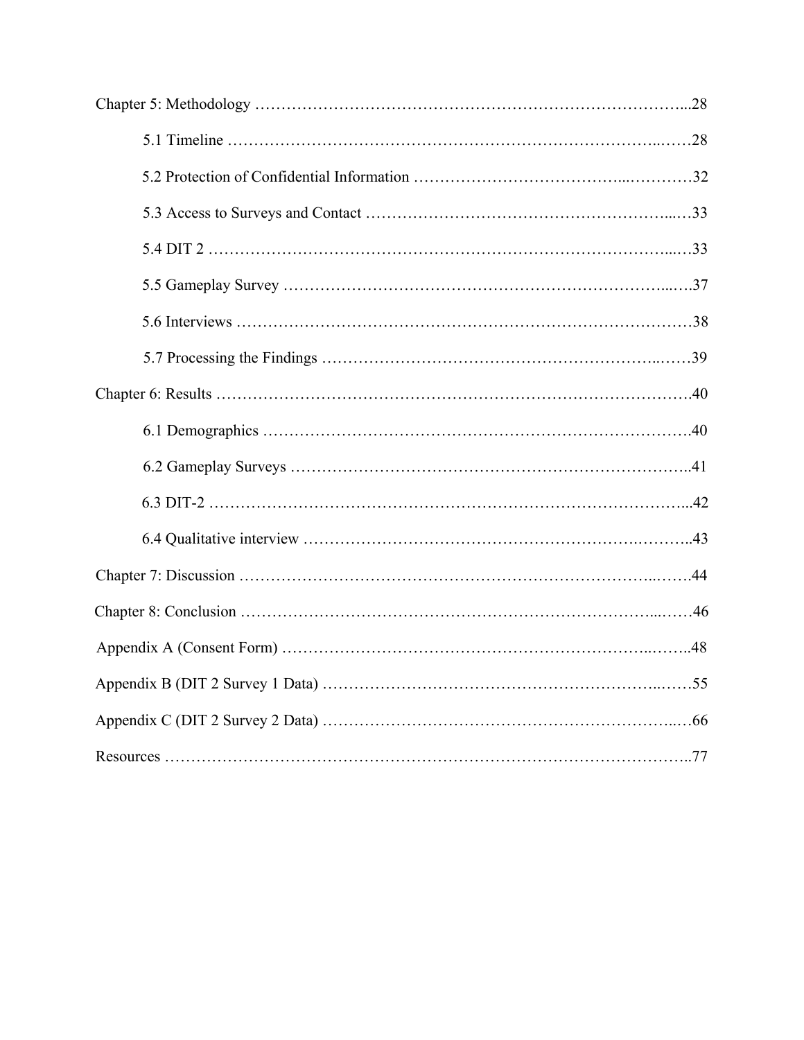Chapter 5: Methodology ...28

5.1 Timeline ...28

5.2 Protection of Confidential Information ...32

5.3 Access to Surveys and Contact ...33

5.4 DIT 2 ...33

5.5 Gameplay Survey ...37

5.6 Interviews ...38

5.7 Processing the Findings ...39

Chapter 6: Results ...40

6.1 Demographics ...40

6.2 Gameplay Surveys ...41

6.3 DIT-2 ...42

6.4 Qualitative interview ...43

Chapter 7: Discussion ...44

Chapter 8: Conclusion ...46

Appendix A (Consent Form) ...48

Appendix B (DIT 2 Survey 1 Data) ...55

Appendix C (DIT 2 Survey 2 Data) ...66

Resources ...77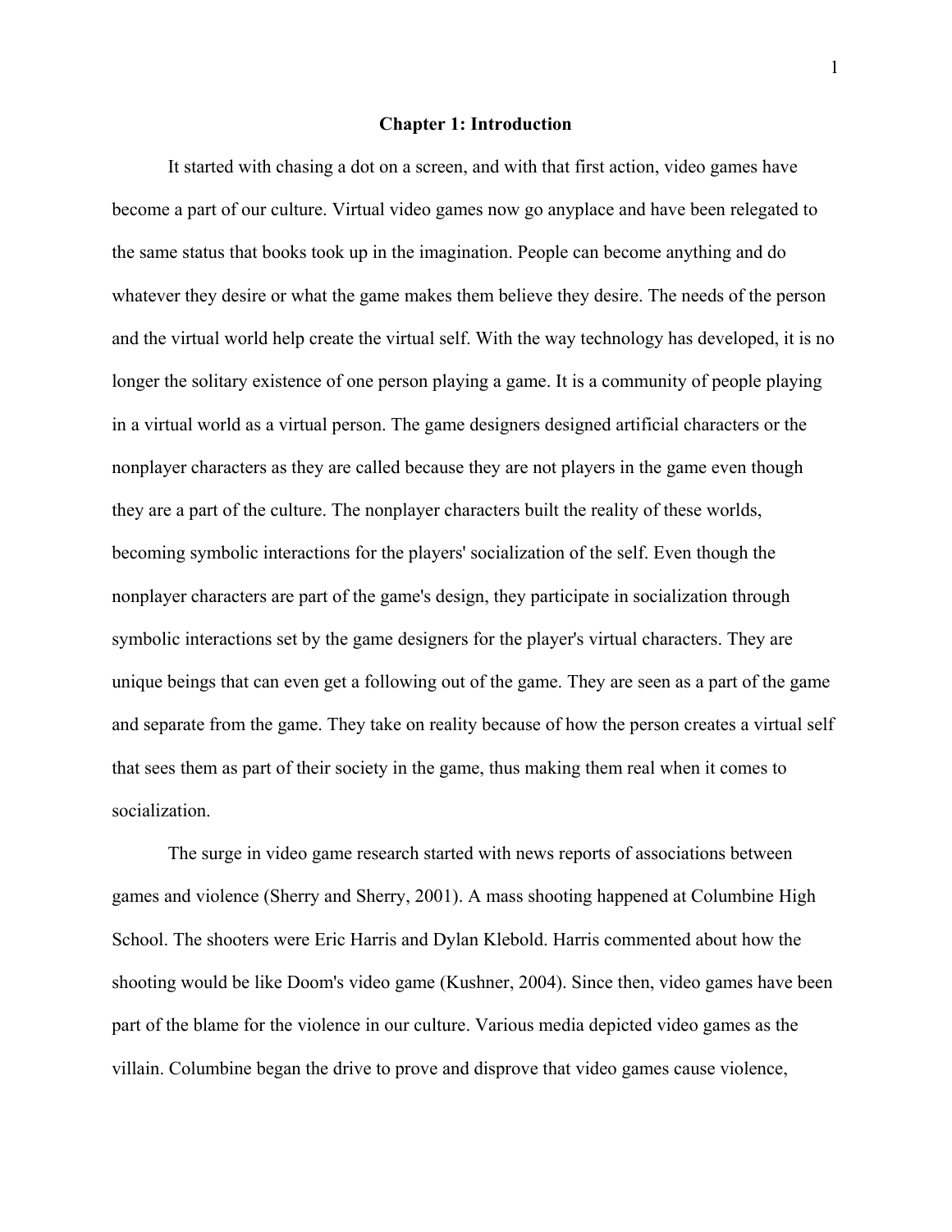# Chapter 1: Introduction

It started with chasing a dot on a screen, and with that first action, video games have become a part of our culture. Virtual video games now go anyplace and have been relegated to the same status that books took up in the imagination. People can become anything and do whatever they desire or what the game makes them believe they desire. The needs of the person and the virtual world help create the virtual self. With the way technology has developed, it is no longer the solitary existence of one person playing a game. It is a community of people playing in a virtual world as a virtual person. The game designers designed artificial characters or the nonplayer characters as they are called because they are not players in the game even though they are a part of the culture. The nonplayer characters built the reality of these worlds, becoming symbolic interactions for the players' socialization of the self. Even though the nonplayer characters are part of the game's design, they participate in socialization through symbolic interactions set by the game designers for the player's virtual characters. They are unique beings that can even get a following out of the game. They are seen as a part of the game and separate from the game. They take on reality because of how the person creates a virtual self that sees them as part of their society in the game, thus making them real when it comes to socialization.

The surge in video game research started with news reports of associations between games and violence (Sherry and Sherry, 2001). A mass shooting happened at Columbine High School. The shooters were Eric Harris and Dylan Klebold. Harris commented about how the shooting would be like Doom's video game (Kushner, 2004). Since then, video games have been part of the blame for the violence in our culture. Various media depicted video games as the villain. Columbine began the drive to prove and disprove that video games cause violence,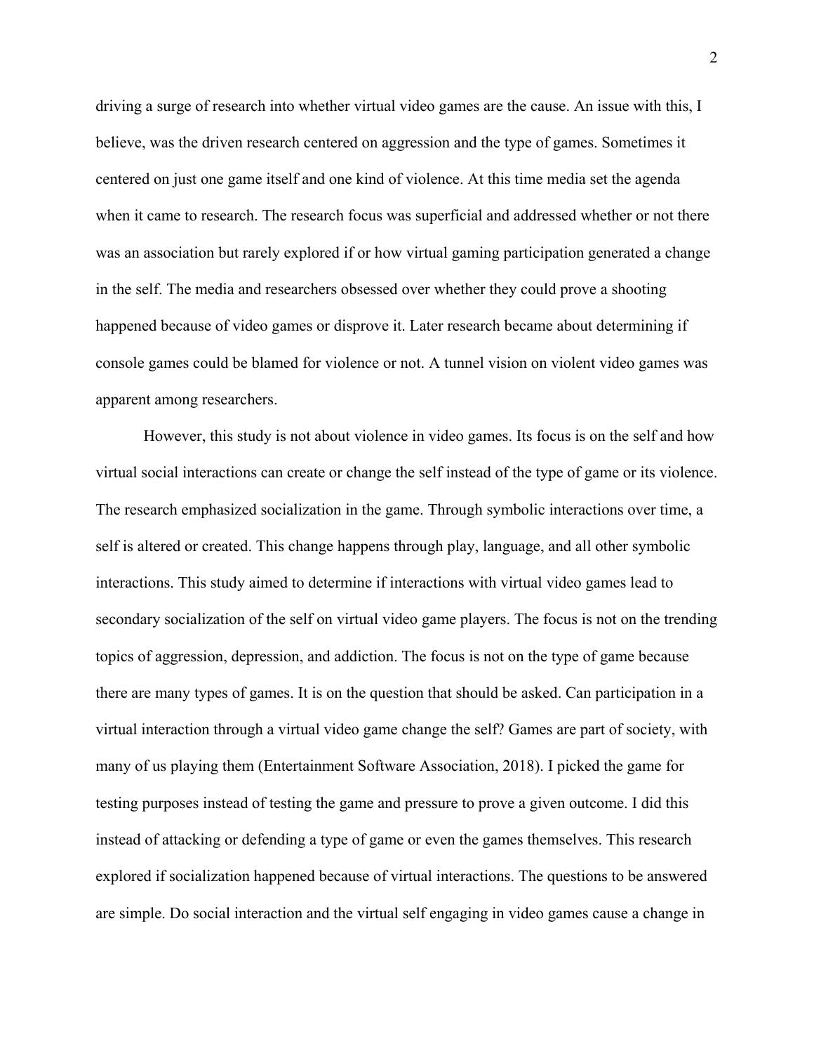driving a surge of research into whether virtual video games are the cause. An issue with this, I believe, was the driven research centered on aggression and the type of games. Sometimes it centered on just one game itself and one kind of violence. At this time media set the agenda when it came to research. The research focus was superficial and addressed whether or not there was an association but rarely explored if or how virtual gaming participation generated a change in the self. The media and researchers obsessed over whether they could prove a shooting happened because of video games or disprove it. Later research became about determining if console games could be blamed for violence or not. A tunnel vision on violent video games was apparent among researchers.

However, this study is not about violence in video games. Its focus is on the self and how virtual social interactions can create or change the self instead of the type of game or its violence. The research emphasized socialization in the game. Through symbolic interactions over time, a self is altered or created. This change happens through play, language, and all other symbolic interactions. This study aimed to determine if interactions with virtual video games lead to secondary socialization of the self on virtual video game players. The focus is not on the trending topics of aggression, depression, and addiction. The focus is not on the type of game because there are many types of games. It is on the question that should be asked. Can participation in a virtual interaction through a virtual video game change the self? Games are part of society, with many of us playing them (Entertainment Software Association, 2018). I picked the game for testing purposes instead of testing the game and pressure to prove a given outcome. I did this instead of attacking or defending a type of game or even the games themselves. This research explored if socialization happened because of virtual interactions. The questions to be answered are simple. Do social interaction and the virtual self engaging in video games cause a change in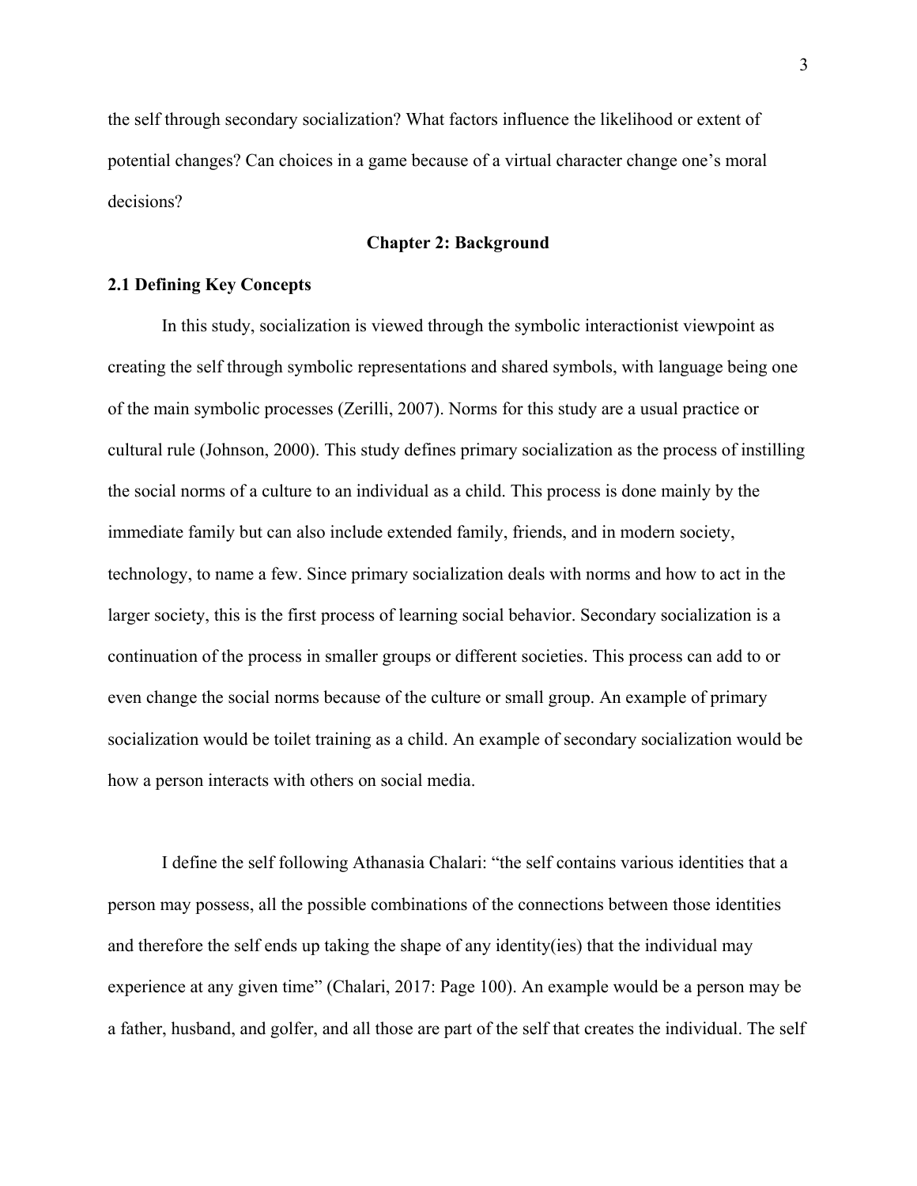the self through secondary socialization? What factors influence the likelihood or extent of potential changes? Can choices in a game because of a virtual character change one's moral decisions?

# Chapter 2: Background

## 2.1 Defining Key Concepts

In this study, socialization is viewed through the symbolic interactionist viewpoint as creating the self through symbolic representations and shared symbols, with language being one of the main symbolic processes (Zerilli, 2007). Norms for this study are a usual practice or cultural rule (Johnson, 2000). This study defines primary socialization as the process of instilling the social norms of a culture to an individual as a child. This process is done mainly by the immediate family but can also include extended family, friends, and in modern society, technology, to name a few. Since primary socialization deals with norms and how to act in the larger society, this is the first process of learning social behavior. Secondary socialization is a continuation of the process in smaller groups or different societies. This process can add to or even change the social norms because of the culture or small group. An example of primary socialization would be toilet training as a child. An example of secondary socialization would be how a person interacts with others on social media.

I define the self following Athanasia Chalari: "the self contains various identities that a person may possess, all the possible combinations of the connections between those identities and therefore the self ends up taking the shape of any identity(ies) that the individual may experience at any given time" (Chalari, 2017: Page 100). An example would be a person may be a father, husband, and golfer, and all those are part of the self that creates the individual. The self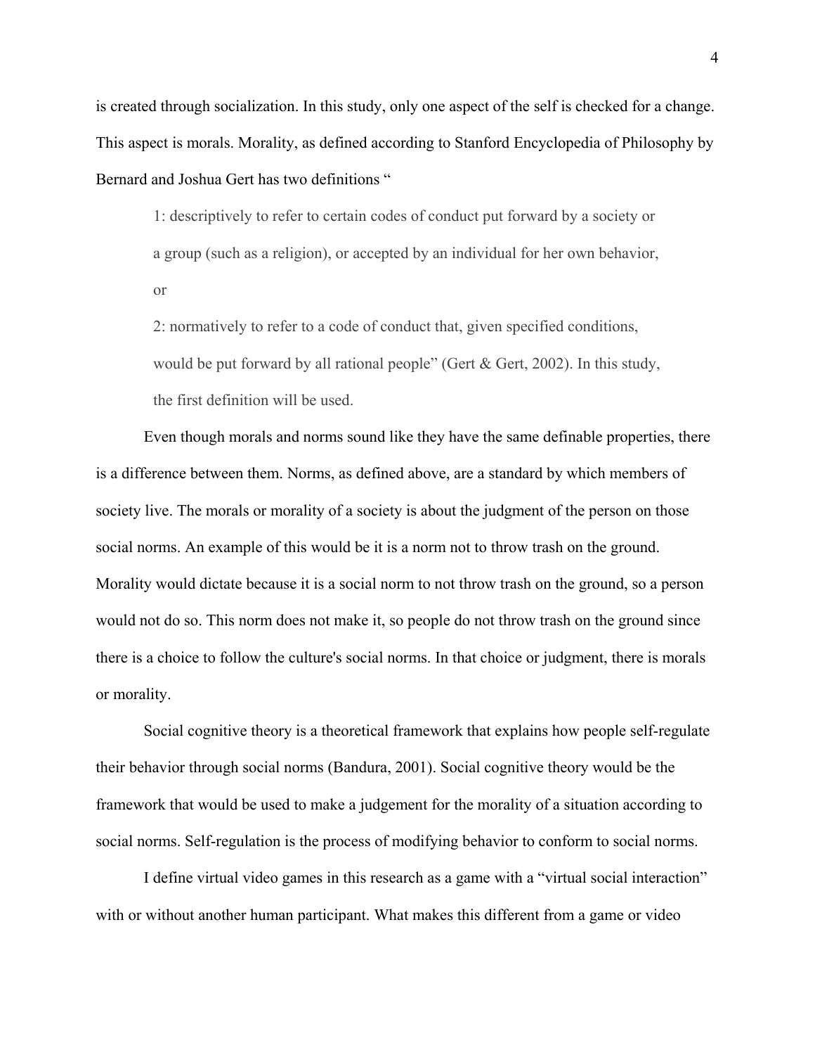is created through socialization. In this study, only one aspect of the self is checked for a change. This aspect is morals. Morality, as defined according to Stanford Encyclopedia of Philosophy by Bernard and Joshua Gert has two definitions "

> 1: descriptively to refer to certain codes of conduct put forward by a society or a group (such as a religion), or accepted by an individual for her own behavior, or
>
> 2: normatively to refer to a code of conduct that, given specified conditions, would be put forward by all rational people" (Gert & Gert, 2002). In this study, the first definition will be used.

Even though morals and norms sound like they have the same definable properties, there is a difference between them. Norms, as defined above, are a standard by which members of society live. The morals or morality of a society is about the judgment of the person on those social norms. An example of this would be it is a norm not to throw trash on the ground. Morality would dictate because it is a social norm to not throw trash on the ground, so a person would not do so. This norm does not make it, so people do not throw trash on the ground since there is a choice to follow the culture's social norms. In that choice or judgment, there is morals or morality.

Social cognitive theory is a theoretical framework that explains how people self-regulate their behavior through social norms (Bandura, 2001). Social cognitive theory would be the framework that would be used to make a judgement for the morality of a situation according to social norms. Self-regulation is the process of modifying behavior to conform to social norms.

I define virtual video games in this research as a game with a "virtual social interaction" with or without another human participant. What makes this different from a game or video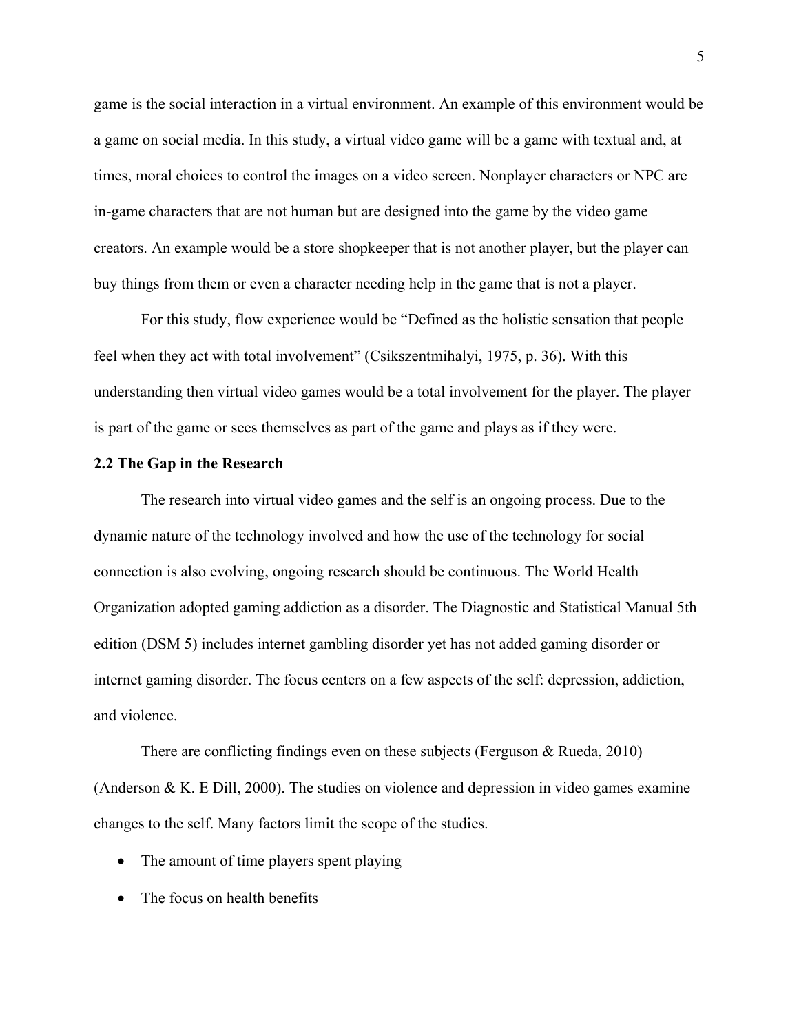game is the social interaction in a virtual environment. An example of this environment would be a game on social media. In this study, a virtual video game will be a game with textual and, at times, moral choices to control the images on a video screen. Nonplayer characters or NPC are in-game characters that are not human but are designed into the game by the video game creators. An example would be a store shopkeeper that is not another player, but the player can buy things from them or even a character needing help in the game that is not a player.

For this study, flow experience would be "Defined as the holistic sensation that people feel when they act with total involvement" (Csikszentmihalyi, 1975, p. 36). With this understanding then virtual video games would be a total involvement for the player. The player is part of the game or sees themselves as part of the game and plays as if they were.

**2.2 The Gap in the Research**

The research into virtual video games and the self is an ongoing process. Due to the dynamic nature of the technology involved and how the use of the technology for social connection is also evolving, ongoing research should be continuous. The World Health Organization adopted gaming addiction as a disorder. The Diagnostic and Statistical Manual 5th edition (DSM 5) includes internet gambling disorder yet has not added gaming disorder or internet gaming disorder. The focus centers on a few aspects of the self: depression, addiction, and violence.

There are conflicting findings even on these subjects (Ferguson & Rueda, 2010) (Anderson & K. E Dill, 2000). The studies on violence and depression in video games examine changes to the self. Many factors limit the scope of the studies.

- The amount of time players spent playing
- The focus on health benefits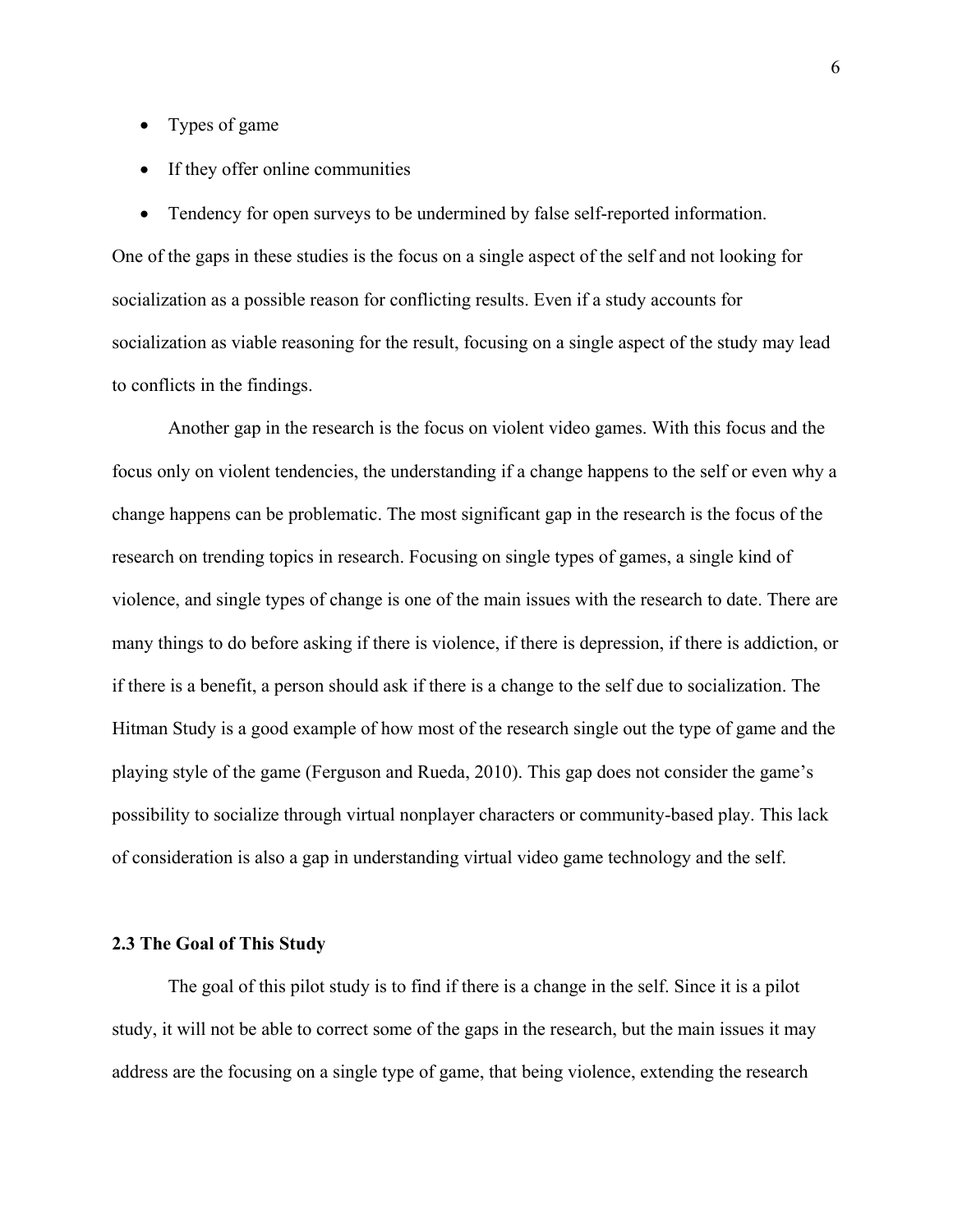- Types of game
- If they offer online communities
- Tendency for open surveys to be undermined by false self-reported information.

One of the gaps in these studies is the focus on a single aspect of the self and not looking for socialization as a possible reason for conflicting results. Even if a study accounts for socialization as viable reasoning for the result, focusing on a single aspect of the study may lead to conflicts in the findings.

Another gap in the research is the focus on violent video games. With this focus and the focus only on violent tendencies, the understanding if a change happens to the self or even why a change happens can be problematic. The most significant gap in the research is the focus of the research on trending topics in research. Focusing on single types of games, a single kind of violence, and single types of change is one of the main issues with the research to date. There are many things to do before asking if there is violence, if there is depression, if there is addiction, or if there is a benefit, a person should ask if there is a change to the self due to socialization. The Hitman Study is a good example of how most of the research single out the type of game and the playing style of the game (Ferguson and Rueda, 2010). This gap does not consider the game's possibility to socialize through virtual nonplayer characters or community-based play. This lack of consideration is also a gap in understanding virtual video game technology and the self.

### 2.3 The Goal of This Study

The goal of this pilot study is to find if there is a change in the self. Since it is a pilot study, it will not be able to correct some of the gaps in the research, but the main issues it may address are the focusing on a single type of game, that being violence, extending the research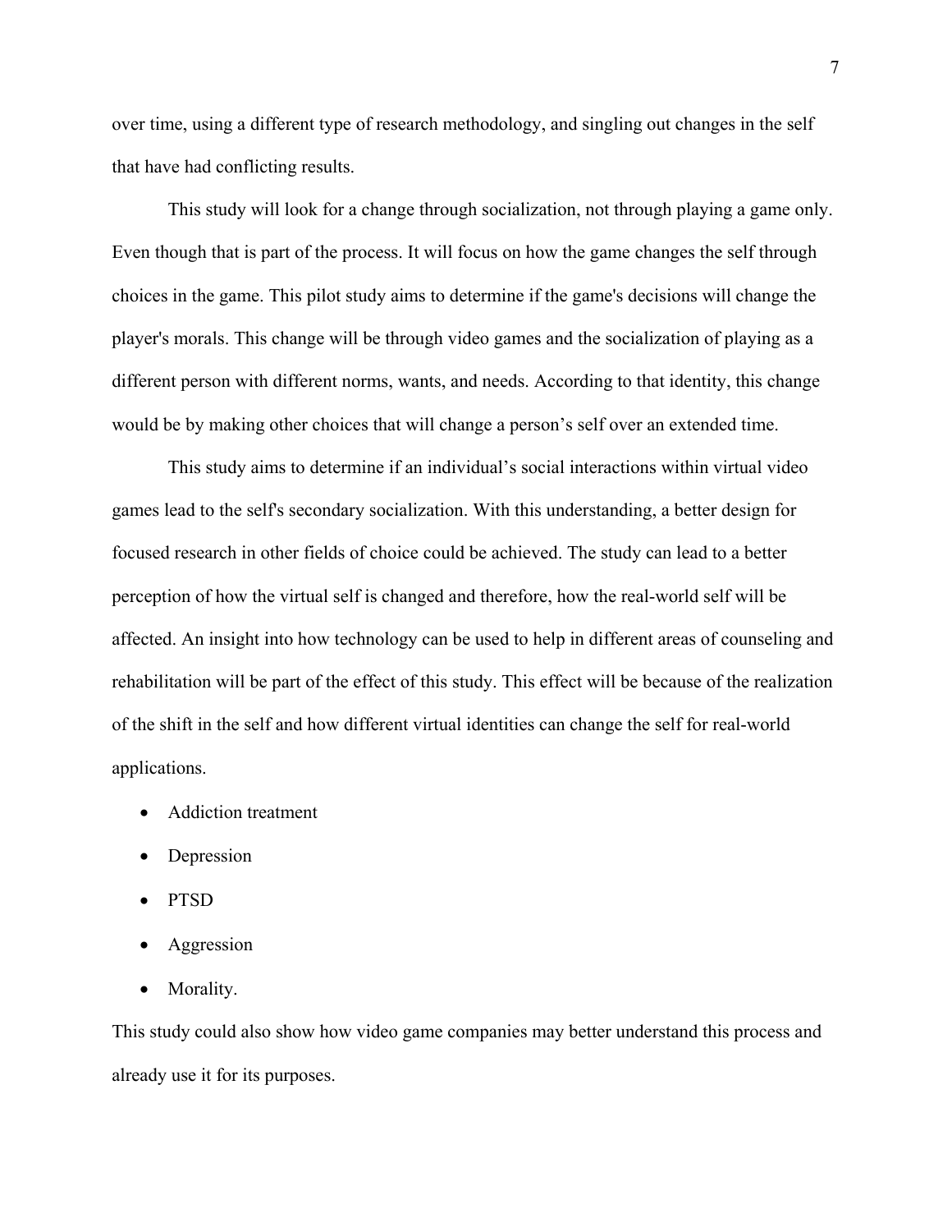over time, using a different type of research methodology, and singling out changes in the self that have had conflicting results.

This study will look for a change through socialization, not through playing a game only. Even though that is part of the process. It will focus on how the game changes the self through choices in the game. This pilot study aims to determine if the game's decisions will change the player's morals. This change will be through video games and the socialization of playing as a different person with different norms, wants, and needs. According to that identity, this change would be by making other choices that will change a person's self over an extended time.

This study aims to determine if an individual's social interactions within virtual video games lead to the self's secondary socialization. With this understanding, a better design for focused research in other fields of choice could be achieved. The study can lead to a better perception of how the virtual self is changed and therefore, how the real-world self will be affected. An insight into how technology can be used to help in different areas of counseling and rehabilitation will be part of the effect of this study. This effect will be because of the realization of the shift in the self and how different virtual identities can change the self for real-world applications.

- Addiction treatment
- Depression
- PTSD
- Aggression
- Morality.

This study could also show how video game companies may better understand this process and already use it for its purposes.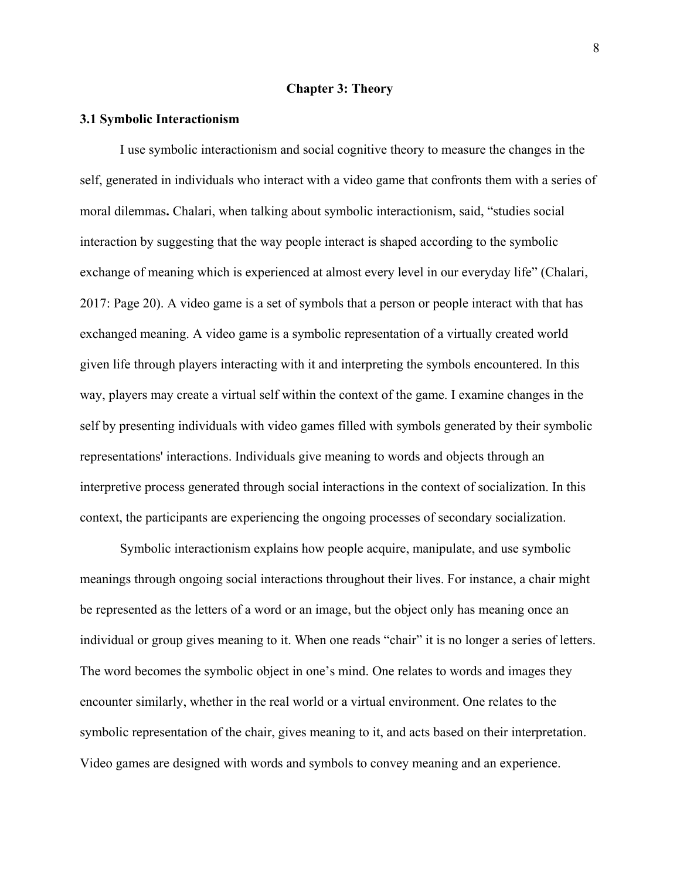## Chapter 3: Theory

### 3.1 Symbolic Interactionism

I use symbolic interactionism and social cognitive theory to measure the changes in the self, generated in individuals who interact with a video game that confronts them with a series of moral dilemmas**.** Chalari, when talking about symbolic interactionism, said, "studies social interaction by suggesting that the way people interact is shaped according to the symbolic exchange of meaning which is experienced at almost every level in our everyday life" (Chalari, 2017: Page 20). A video game is a set of symbols that a person or people interact with that has exchanged meaning. A video game is a symbolic representation of a virtually created world given life through players interacting with it and interpreting the symbols encountered. In this way, players may create a virtual self within the context of the game. I examine changes in the self by presenting individuals with video games filled with symbols generated by their symbolic representations' interactions. Individuals give meaning to words and objects through an interpretive process generated through social interactions in the context of socialization. In this context, the participants are experiencing the ongoing processes of secondary socialization.

Symbolic interactionism explains how people acquire, manipulate, and use symbolic meanings through ongoing social interactions throughout their lives. For instance, a chair might be represented as the letters of a word or an image, but the object only has meaning once an individual or group gives meaning to it. When one reads "chair" it is no longer a series of letters. The word becomes the symbolic object in one's mind. One relates to words and images they encounter similarly, whether in the real world or a virtual environment. One relates to the symbolic representation of the chair, gives meaning to it, and acts based on their interpretation. Video games are designed with words and symbols to convey meaning and an experience.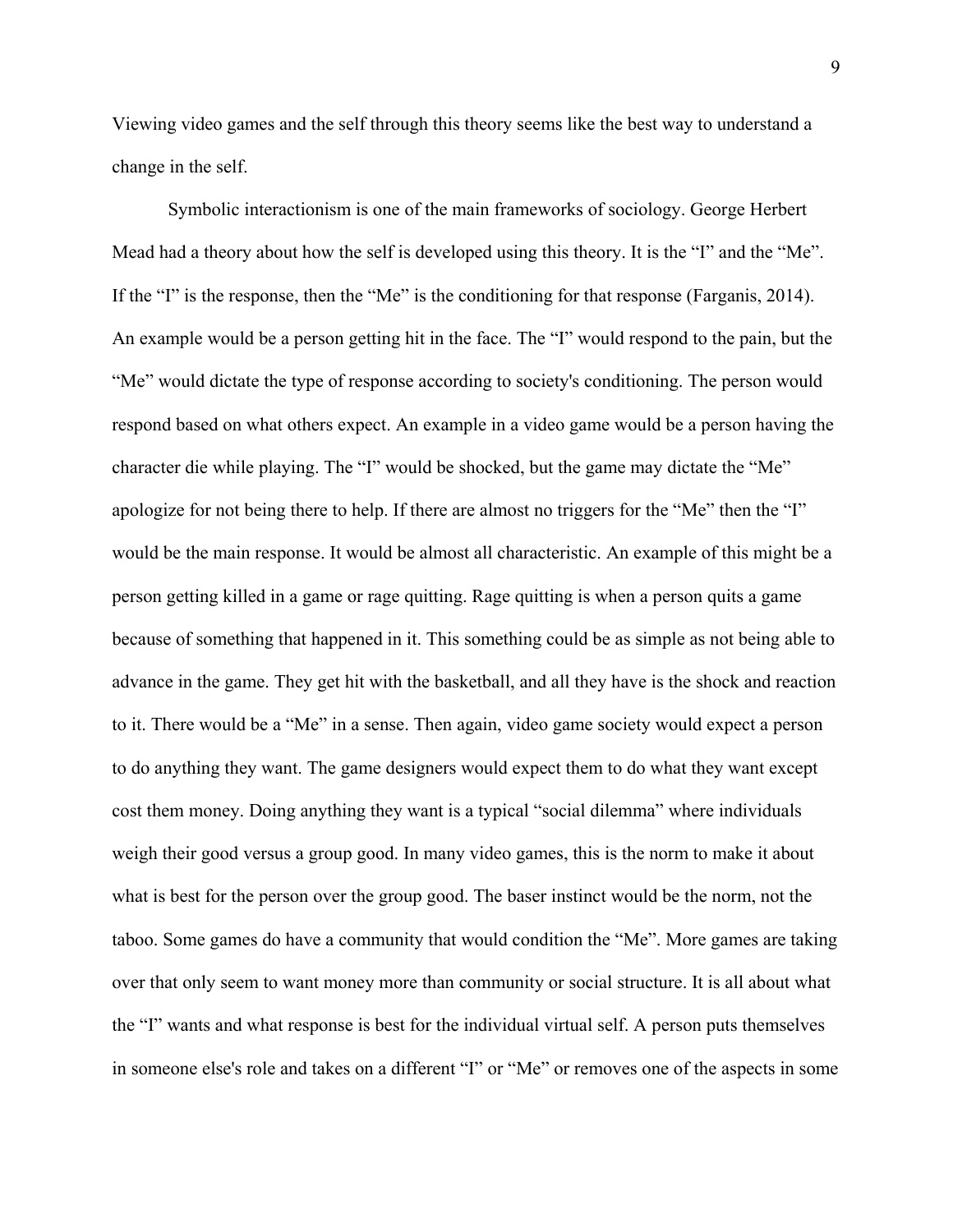Viewing video games and the self through this theory seems like the best way to understand a change in the self.

Symbolic interactionism is one of the main frameworks of sociology. George Herbert Mead had a theory about how the self is developed using this theory. It is the "I" and the "Me". If the "I" is the response, then the "Me" is the conditioning for that response (Farganis, 2014). An example would be a person getting hit in the face. The "I" would respond to the pain, but the "Me" would dictate the type of response according to society's conditioning. The person would respond based on what others expect. An example in a video game would be a person having the character die while playing. The "I" would be shocked, but the game may dictate the "Me" apologize for not being there to help. If there are almost no triggers for the "Me" then the "I" would be the main response. It would be almost all characteristic. An example of this might be a person getting killed in a game or rage quitting. Rage quitting is when a person quits a game because of something that happened in it. This something could be as simple as not being able to advance in the game. They get hit with the basketball, and all they have is the shock and reaction to it. There would be a "Me" in a sense. Then again, video game society would expect a person to do anything they want. The game designers would expect them to do what they want except cost them money. Doing anything they want is a typical "social dilemma" where individuals weigh their good versus a group good. In many video games, this is the norm to make it about what is best for the person over the group good. The baser instinct would be the norm, not the taboo. Some games do have a community that would condition the "Me". More games are taking over that only seem to want money more than community or social structure. It is all about what the "I" wants and what response is best for the individual virtual self. A person puts themselves in someone else's role and takes on a different "I" or "Me" or removes one of the aspects in some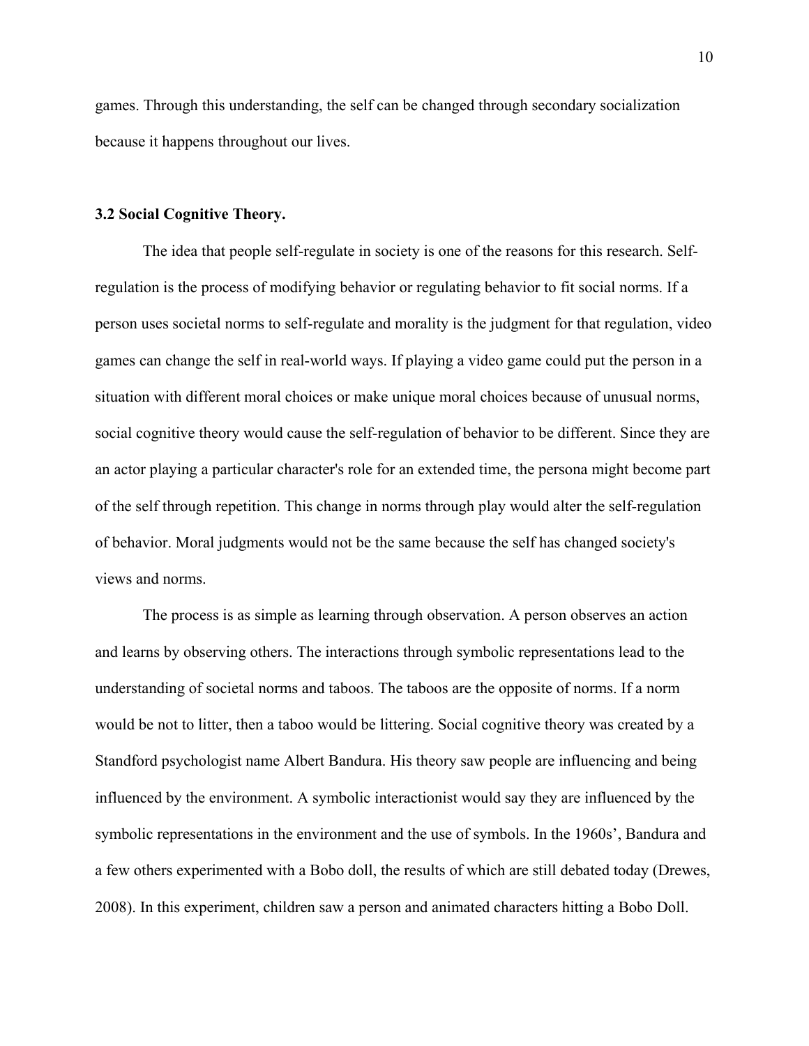games. Through this understanding, the self can be changed through secondary socialization because it happens throughout our lives.

### 3.2 Social Cognitive Theory.

The idea that people self-regulate in society is one of the reasons for this research. Self-regulation is the process of modifying behavior or regulating behavior to fit social norms. If a person uses societal norms to self-regulate and morality is the judgment for that regulation, video games can change the self in real-world ways. If playing a video game could put the person in a situation with different moral choices or make unique moral choices because of unusual norms, social cognitive theory would cause the self-regulation of behavior to be different. Since they are an actor playing a particular character's role for an extended time, the persona might become part of the self through repetition. This change in norms through play would alter the self-regulation of behavior. Moral judgments would not be the same because the self has changed society's views and norms.

The process is as simple as learning through observation. A person observes an action and learns by observing others. The interactions through symbolic representations lead to the understanding of societal norms and taboos. The taboos are the opposite of norms. If a norm would be not to litter, then a taboo would be littering. Social cognitive theory was created by a Standford psychologist name Albert Bandura. His theory saw people are influencing and being influenced by the environment. A symbolic interactionist would say they are influenced by the symbolic representations in the environment and the use of symbols. In the 1960s', Bandura and a few others experimented with a Bobo doll, the results of which are still debated today (Drewes, 2008). In this experiment, children saw a person and animated characters hitting a Bobo Doll.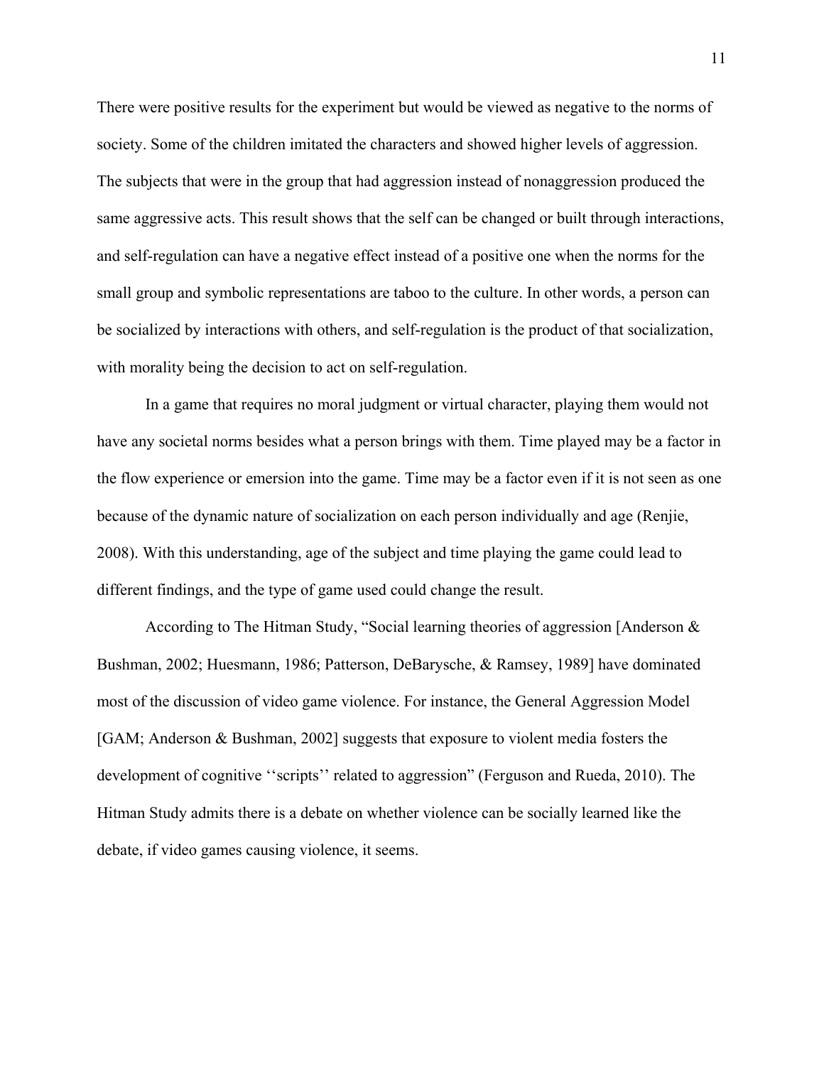There were positive results for the experiment but would be viewed as negative to the norms of society. Some of the children imitated the characters and showed higher levels of aggression. The subjects that were in the group that had aggression instead of nonaggression produced the same aggressive acts. This result shows that the self can be changed or built through interactions, and self-regulation can have a negative effect instead of a positive one when the norms for the small group and symbolic representations are taboo to the culture. In other words, a person can be socialized by interactions with others, and self-regulation is the product of that socialization, with morality being the decision to act on self-regulation.

In a game that requires no moral judgment or virtual character, playing them would not have any societal norms besides what a person brings with them. Time played may be a factor in the flow experience or emersion into the game. Time may be a factor even if it is not seen as one because of the dynamic nature of socialization on each person individually and age (Renjie, 2008). With this understanding, age of the subject and time playing the game could lead to different findings, and the type of game used could change the result.

According to The Hitman Study, "Social learning theories of aggression [Anderson & Bushman, 2002; Huesmann, 1986; Patterson, DeBarysche, & Ramsey, 1989] have dominated most of the discussion of video game violence. For instance, the General Aggression Model [GAM; Anderson & Bushman, 2002] suggests that exposure to violent media fosters the development of cognitive ''scripts'' related to aggression" (Ferguson and Rueda, 2010). The Hitman Study admits there is a debate on whether violence can be socially learned like the debate, if video games causing violence, it seems.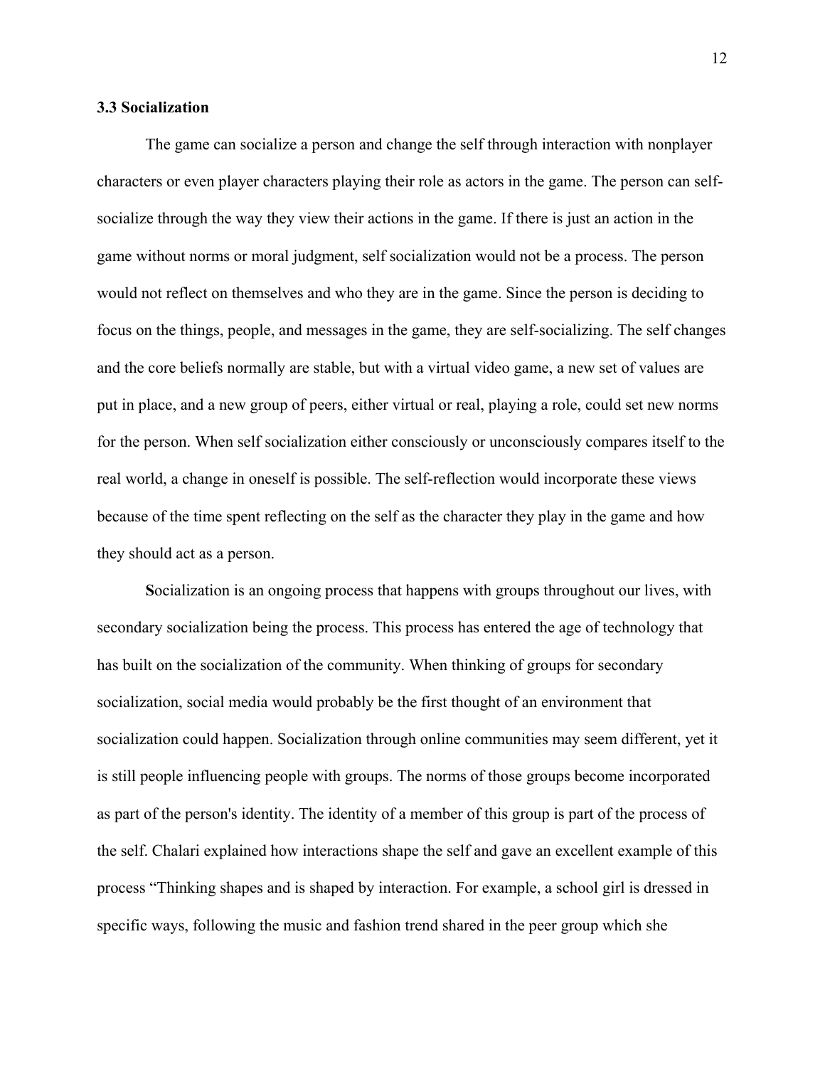### 3.3 Socialization

The game can socialize a person and change the self through interaction with nonplayer characters or even player characters playing their role as actors in the game. The person can self-socialize through the way they view their actions in the game. If there is just an action in the game without norms or moral judgment, self socialization would not be a process. The person would not reflect on themselves and who they are in the game. Since the person is deciding to focus on the things, people, and messages in the game, they are self-socializing. The self changes and the core beliefs normally are stable, but with a virtual video game, a new set of values are put in place, and a new group of peers, either virtual or real, playing a role, could set new norms for the person. When self socialization either consciously or unconsciously compares itself to the real world, a change in oneself is possible. The self-reflection would incorporate these views because of the time spent reflecting on the self as the character they play in the game and how they should act as a person.

Socialization is an ongoing process that happens with groups throughout our lives, with secondary socialization being the process. This process has entered the age of technology that has built on the socialization of the community. When thinking of groups for secondary socialization, social media would probably be the first thought of an environment that socialization could happen. Socialization through online communities may seem different, yet it is still people influencing people with groups. The norms of those groups become incorporated as part of the person's identity. The identity of a member of this group is part of the process of the self. Chalari explained how interactions shape the self and gave an excellent example of this process "Thinking shapes and is shaped by interaction. For example, a school girl is dressed in specific ways, following the music and fashion trend shared in the peer group which she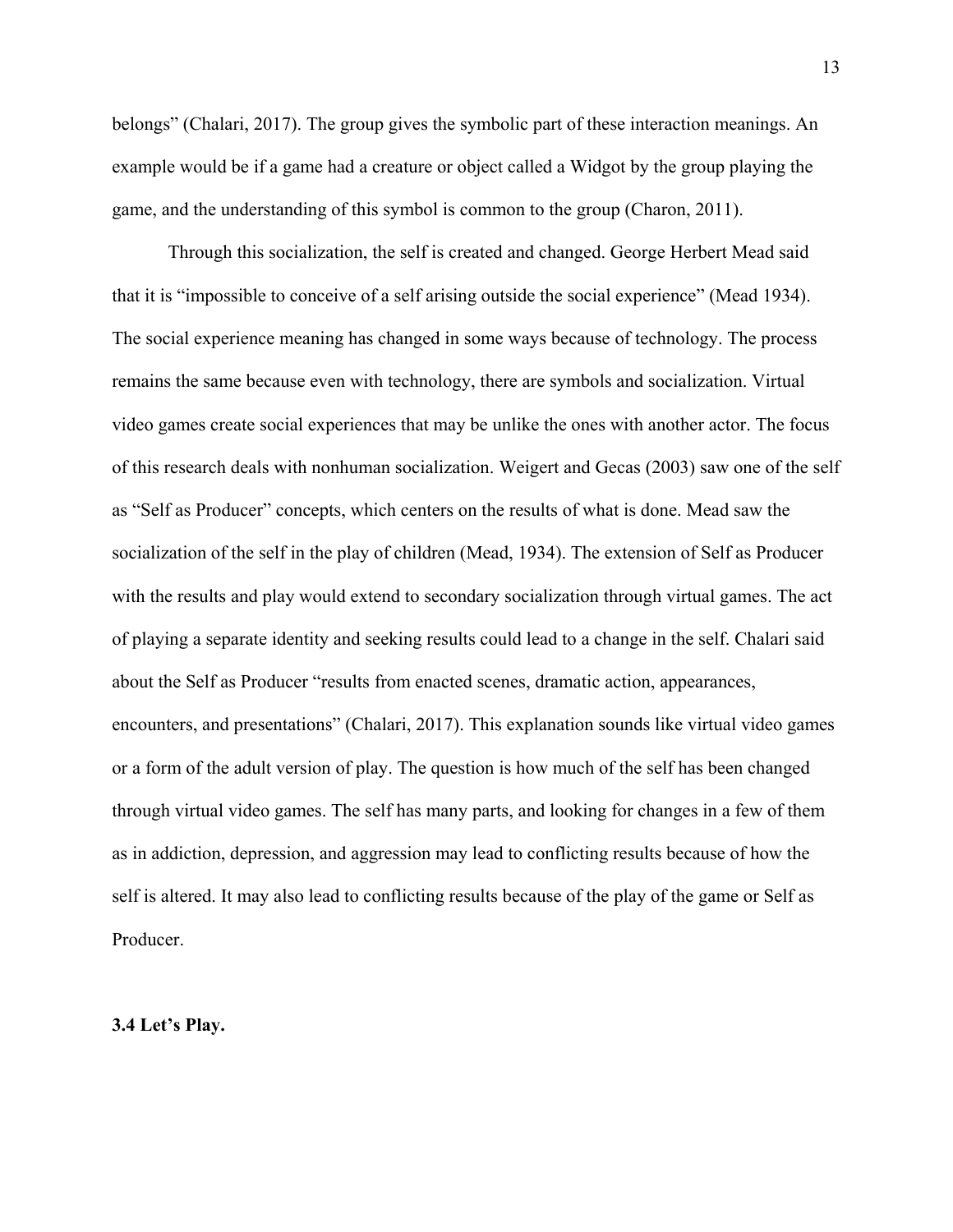belongs" (Chalari, 2017). The group gives the symbolic part of these interaction meanings. An example would be if a game had a creature or object called a Widgot by the group playing the game, and the understanding of this symbol is common to the group (Charon, 2011).

Through this socialization, the self is created and changed. George Herbert Mead said that it is "impossible to conceive of a self arising outside the social experience" (Mead 1934). The social experience meaning has changed in some ways because of technology. The process remains the same because even with technology, there are symbols and socialization. Virtual video games create social experiences that may be unlike the ones with another actor. The focus of this research deals with nonhuman socialization. Weigert and Gecas (2003) saw one of the self as "Self as Producer" concepts, which centers on the results of what is done. Mead saw the socialization of the self in the play of children (Mead, 1934). The extension of Self as Producer with the results and play would extend to secondary socialization through virtual games. The act of playing a separate identity and seeking results could lead to a change in the self. Chalari said about the Self as Producer "results from enacted scenes, dramatic action, appearances, encounters, and presentations" (Chalari, 2017). This explanation sounds like virtual video games or a form of the adult version of play. The question is how much of the self has been changed through virtual video games. The self has many parts, and looking for changes in a few of them as in addiction, depression, and aggression may lead to conflicting results because of how the self is altered. It may also lead to conflicting results because of the play of the game or Self as Producer.

### 3.4 Let's Play.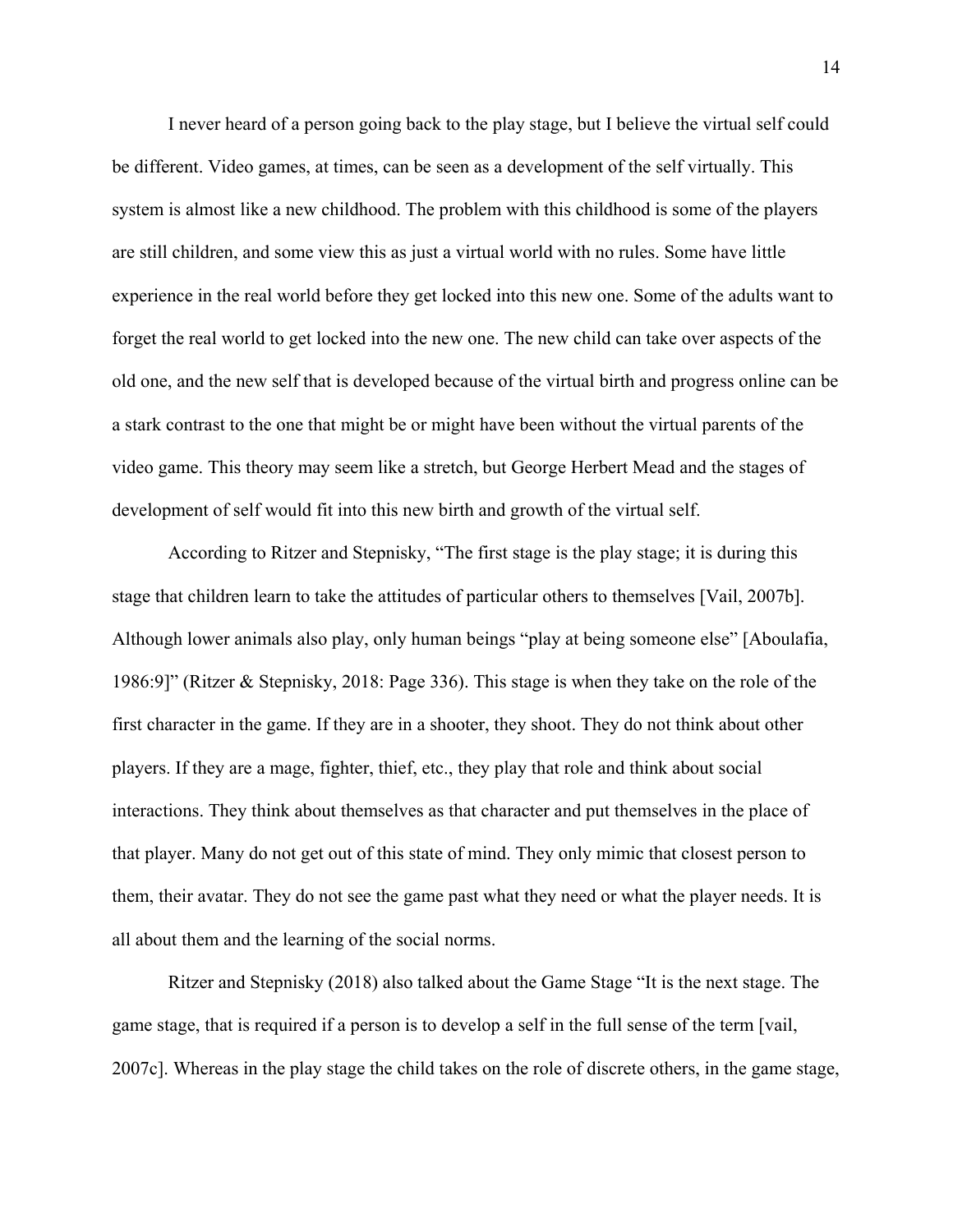I never heard of a person going back to the play stage, but I believe the virtual self could be different. Video games, at times, can be seen as a development of the self virtually. This system is almost like a new childhood. The problem with this childhood is some of the players are still children, and some view this as just a virtual world with no rules. Some have little experience in the real world before they get locked into this new one. Some of the adults want to forget the real world to get locked into the new one. The new child can take over aspects of the old one, and the new self that is developed because of the virtual birth and progress online can be a stark contrast to the one that might be or might have been without the virtual parents of the video game. This theory may seem like a stretch, but George Herbert Mead and the stages of development of self would fit into this new birth and growth of the virtual self.

According to Ritzer and Stepnisky, "The first stage is the play stage; it is during this stage that children learn to take the attitudes of particular others to themselves [Vail, 2007b]. Although lower animals also play, only human beings "play at being someone else" [Aboulafia, 1986:9]" (Ritzer & Stepnisky, 2018: Page 336). This stage is when they take on the role of the first character in the game. If they are in a shooter, they shoot. They do not think about other players. If they are a mage, fighter, thief, etc., they play that role and think about social interactions. They think about themselves as that character and put themselves in the place of that player. Many do not get out of this state of mind. They only mimic that closest person to them, their avatar. They do not see the game past what they need or what the player needs. It is all about them and the learning of the social norms.

Ritzer and Stepnisky (2018) also talked about the Game Stage "It is the next stage. The game stage, that is required if a person is to develop a self in the full sense of the term [vail, 2007c]. Whereas in the play stage the child takes on the role of discrete others, in the game stage,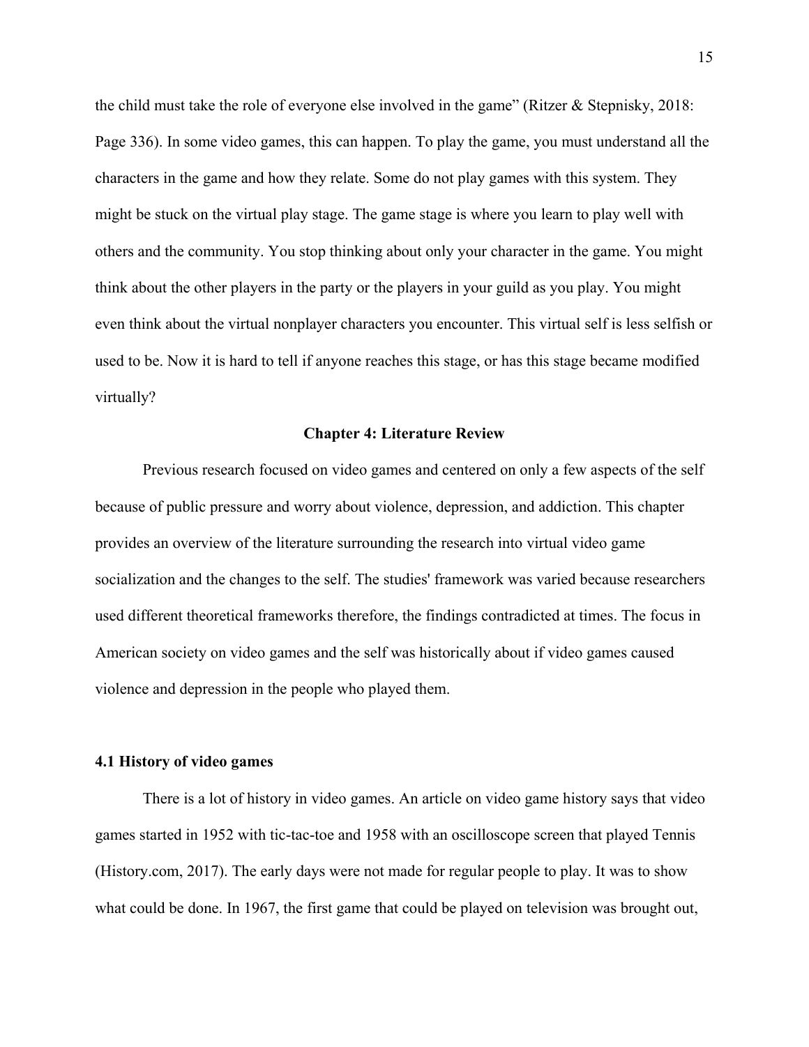the child must take the role of everyone else involved in the game" (Ritzer & Stepnisky, 2018: Page 336). In some video games, this can happen. To play the game, you must understand all the characters in the game and how they relate. Some do not play games with this system. They might be stuck on the virtual play stage. The game stage is where you learn to play well with others and the community. You stop thinking about only your character in the game. You might think about the other players in the party or the players in your guild as you play. You might even think about the virtual nonplayer characters you encounter. This virtual self is less selfish or used to be. Now it is hard to tell if anyone reaches this stage, or has this stage became modified virtually?

## Chapter 4: Literature Review

Previous research focused on video games and centered on only a few aspects of the self because of public pressure and worry about violence, depression, and addiction. This chapter provides an overview of the literature surrounding the research into virtual video game socialization and the changes to the self. The studies' framework was varied because researchers used different theoretical frameworks therefore, the findings contradicted at times. The focus in American society on video games and the self was historically about if video games caused violence and depression in the people who played them.

### 4.1 History of video games

There is a lot of history in video games. An article on video game history says that video games started in 1952 with tic-tac-toe and 1958 with an oscilloscope screen that played Tennis (History.com, 2017). The early days were not made for regular people to play. It was to show what could be done. In 1967, the first game that could be played on television was brought out,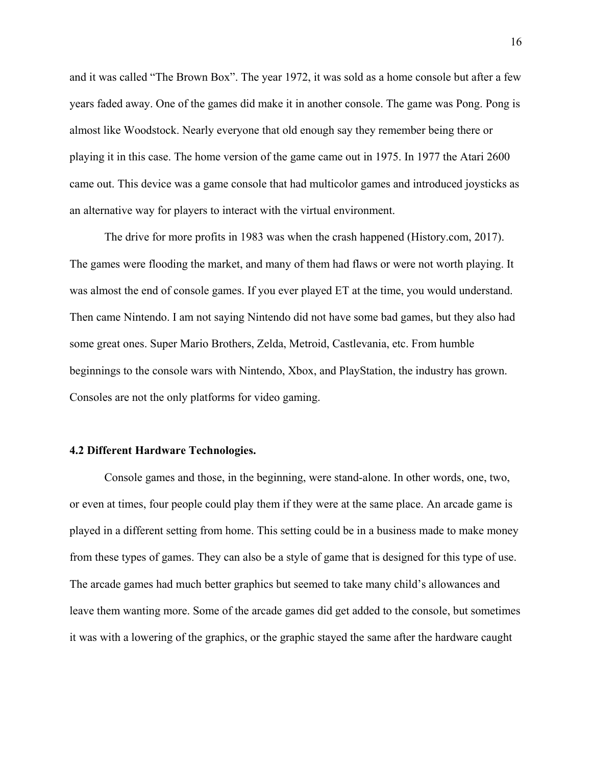and it was called “The Brown Box”. The year 1972, it was sold as a home console but after a few years faded away. One of the games did make it in another console. The game was Pong. Pong is almost like Woodstock. Nearly everyone that old enough say they remember being there or playing it in this case. The home version of the game came out in 1975. In 1977 the Atari 2600 came out. This device was a game console that had multicolor games and introduced joysticks as an alternative way for players to interact with the virtual environment.

The drive for more profits in 1983 was when the crash happened (History.com, 2017). The games were flooding the market, and many of them had flaws or were not worth playing. It was almost the end of console games. If you ever played ET at the time, you would understand. Then came Nintendo. I am not saying Nintendo did not have some bad games, but they also had some great ones. Super Mario Brothers, Zelda, Metroid, Castlevania, etc. From humble beginnings to the console wars with Nintendo, Xbox, and PlayStation, the industry has grown. Consoles are not the only platforms for video gaming.

### 4.2 Different Hardware Technologies.

Console games and those, in the beginning, were stand-alone. In other words, one, two, or even at times, four people could play them if they were at the same place. An arcade game is played in a different setting from home. This setting could be in a business made to make money from these types of games. They can also be a style of game that is designed for this type of use. The arcade games had much better graphics but seemed to take many child’s allowances and leave them wanting more. Some of the arcade games did get added to the console, but sometimes it was with a lowering of the graphics, or the graphic stayed the same after the hardware caught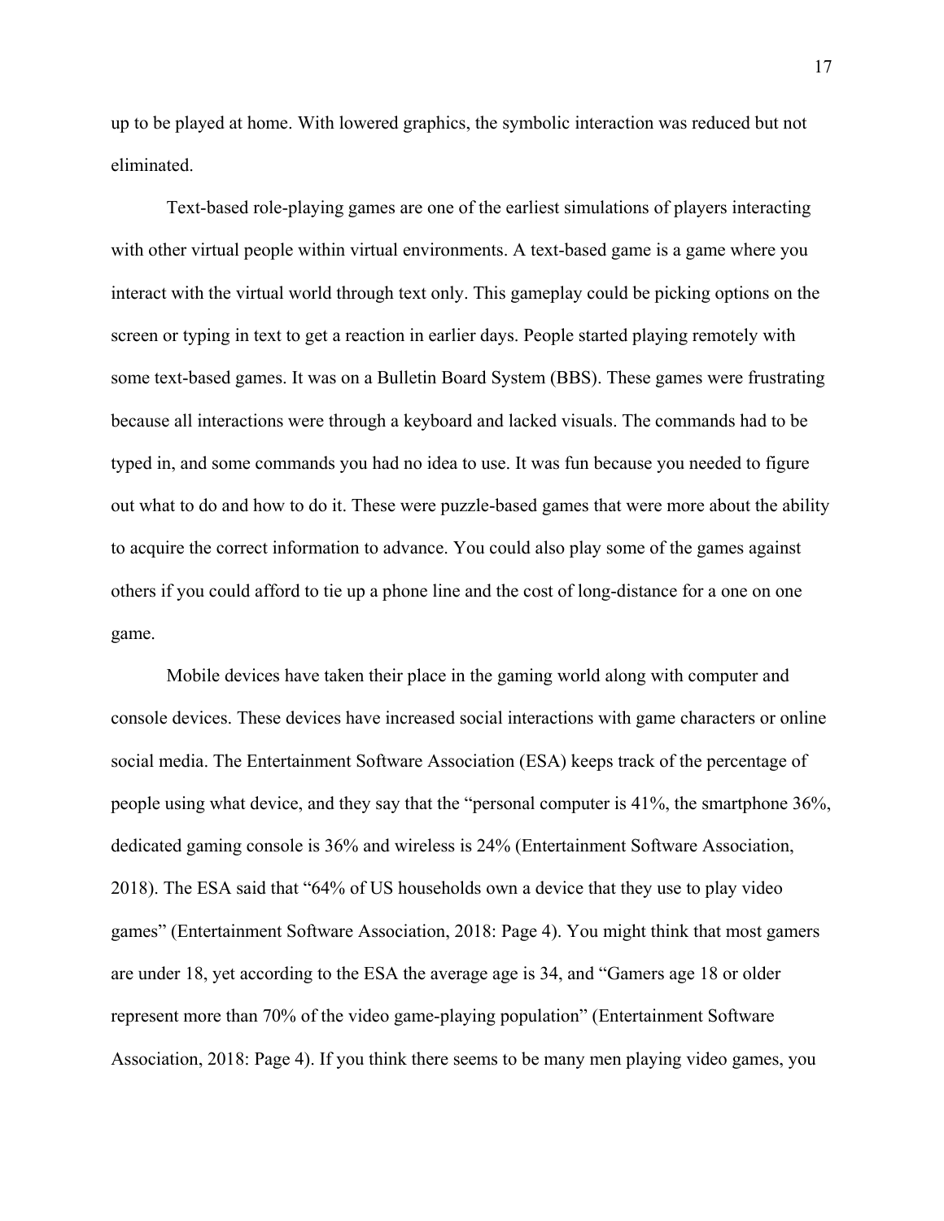up to be played at home. With lowered graphics, the symbolic interaction was reduced but not eliminated.

Text-based role-playing games are one of the earliest simulations of players interacting with other virtual people within virtual environments. A text-based game is a game where you interact with the virtual world through text only. This gameplay could be picking options on the screen or typing in text to get a reaction in earlier days. People started playing remotely with some text-based games. It was on a Bulletin Board System (BBS). These games were frustrating because all interactions were through a keyboard and lacked visuals. The commands had to be typed in, and some commands you had no idea to use. It was fun because you needed to figure out what to do and how to do it. These were puzzle-based games that were more about the ability to acquire the correct information to advance. You could also play some of the games against others if you could afford to tie up a phone line and the cost of long-distance for a one on one game.

Mobile devices have taken their place in the gaming world along with computer and console devices. These devices have increased social interactions with game characters or online social media. The Entertainment Software Association (ESA) keeps track of the percentage of people using what device, and they say that the "personal computer is 41%, the smartphone 36%, dedicated gaming console is 36% and wireless is 24% (Entertainment Software Association, 2018). The ESA said that "64% of US households own a device that they use to play video games" (Entertainment Software Association, 2018: Page 4). You might think that most gamers are under 18, yet according to the ESA the average age is 34, and "Gamers age 18 or older represent more than 70% of the video game-playing population" (Entertainment Software Association, 2018: Page 4). If you think there seems to be many men playing video games, you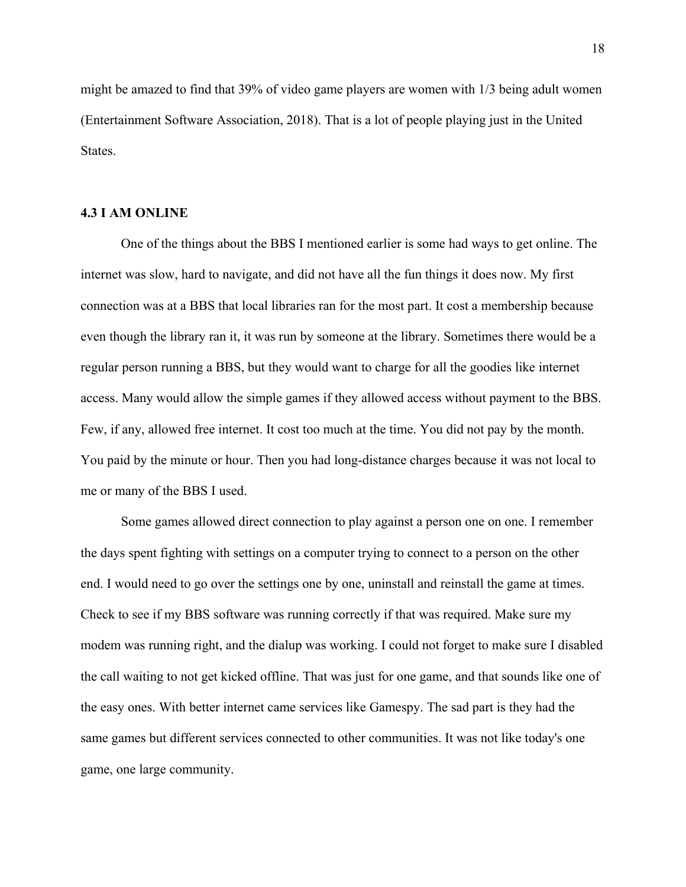might be amazed to find that 39% of video game players are women with 1/3 being adult women (Entertainment Software Association, 2018). That is a lot of people playing just in the United States.

### 4.3 I AM ONLINE

One of the things about the BBS I mentioned earlier is some had ways to get online. The internet was slow, hard to navigate, and did not have all the fun things it does now. My first connection was at a BBS that local libraries ran for the most part. It cost a membership because even though the library ran it, it was run by someone at the library. Sometimes there would be a regular person running a BBS, but they would want to charge for all the goodies like internet access. Many would allow the simple games if they allowed access without payment to the BBS. Few, if any, allowed free internet. It cost too much at the time. You did not pay by the month. You paid by the minute or hour. Then you had long-distance charges because it was not local to me or many of the BBS I used.

Some games allowed direct connection to play against a person one on one. I remember the days spent fighting with settings on a computer trying to connect to a person on the other end. I would need to go over the settings one by one, uninstall and reinstall the game at times. Check to see if my BBS software was running correctly if that was required. Make sure my modem was running right, and the dialup was working. I could not forget to make sure I disabled the call waiting to not get kicked offline. That was just for one game, and that sounds like one of the easy ones. With better internet came services like Gamespy. The sad part is they had the same games but different services connected to other communities. It was not like today's one game, one large community.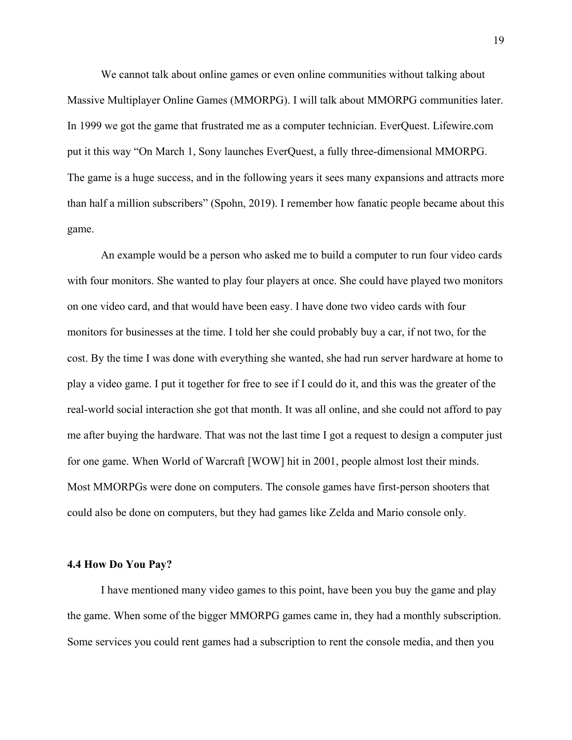We cannot talk about online games or even online communities without talking about Massive Multiplayer Online Games (MMORPG). I will talk about MMORPG communities later. In 1999 we got the game that frustrated me as a computer technician. EverQuest. Lifewire.com put it this way "On March 1, Sony launches EverQuest, a fully three-dimensional MMORPG. The game is a huge success, and in the following years it sees many expansions and attracts more than half a million subscribers" (Spohn, 2019). I remember how fanatic people became about this game.

An example would be a person who asked me to build a computer to run four video cards with four monitors. She wanted to play four players at once. She could have played two monitors on one video card, and that would have been easy. I have done two video cards with four monitors for businesses at the time. I told her she could probably buy a car, if not two, for the cost. By the time I was done with everything she wanted, she had run server hardware at home to play a video game. I put it together for free to see if I could do it, and this was the greater of the real-world social interaction she got that month. It was all online, and she could not afford to pay me after buying the hardware. That was not the last time I got a request to design a computer just for one game. When World of Warcraft [WOW] hit in 2001, people almost lost their minds. Most MMORPGs were done on computers. The console games have first-person shooters that could also be done on computers, but they had games like Zelda and Mario console only.

### 4.4 How Do You Pay?

I have mentioned many video games to this point, have been you buy the game and play the game. When some of the bigger MMORPG games came in, they had a monthly subscription. Some services you could rent games had a subscription to rent the console media, and then you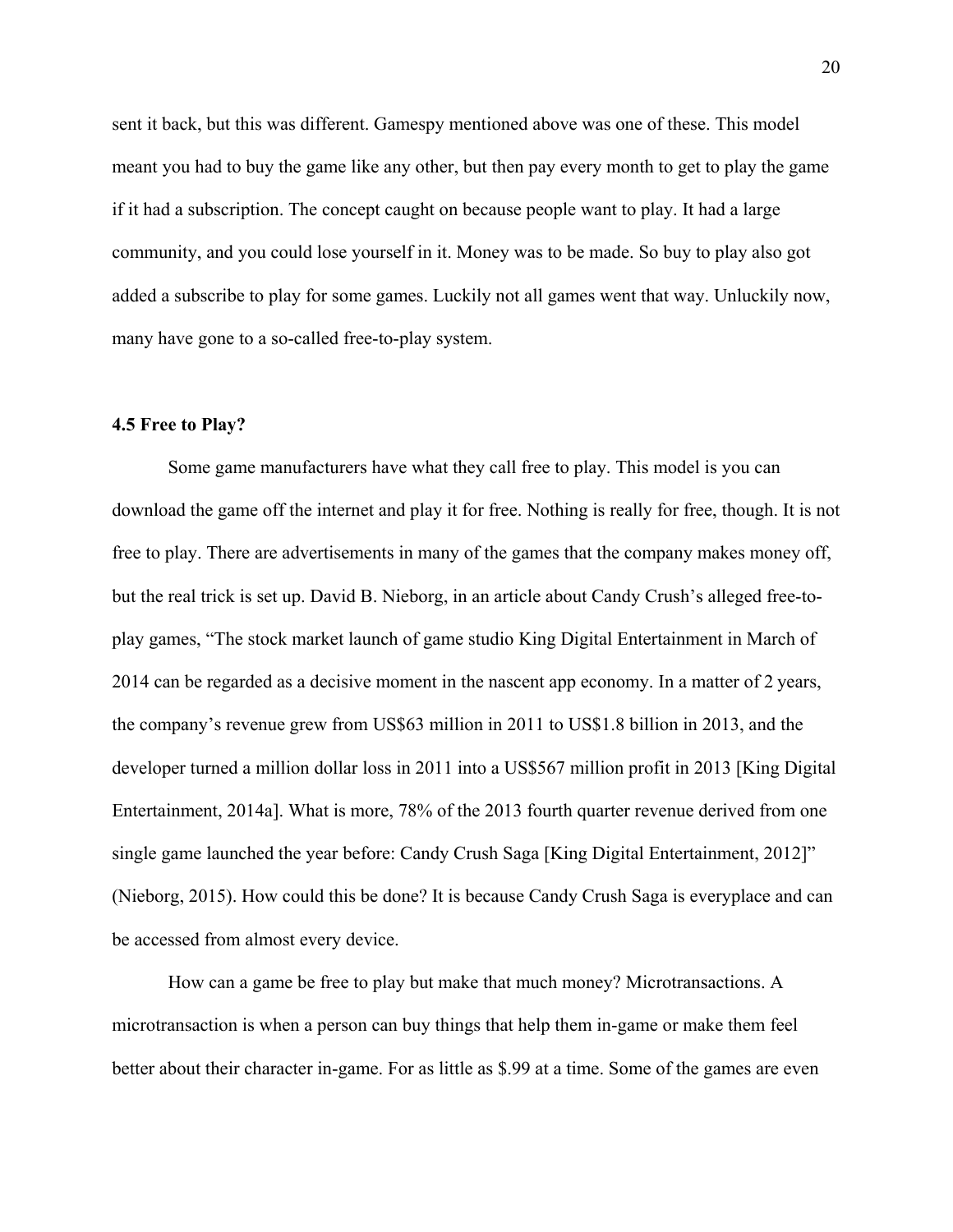sent it back, but this was different. Gamespy mentioned above was one of these. This model meant you had to buy the game like any other, but then pay every month to get to play the game if it had a subscription. The concept caught on because people want to play. It had a large community, and you could lose yourself in it. Money was to be made. So buy to play also got added a subscribe to play for some games. Luckily not all games went that way. Unluckily now, many have gone to a so-called free-to-play system.

### 4.5 Free to Play?

Some game manufacturers have what they call free to play. This model is you can download the game off the internet and play it for free. Nothing is really for free, though. It is not free to play. There are advertisements in many of the games that the company makes money off, but the real trick is set up. David B. Nieborg, in an article about Candy Crush's alleged free-to-play games, "The stock market launch of game studio King Digital Entertainment in March of 2014 can be regarded as a decisive moment in the nascent app economy. In a matter of 2 years, the company's revenue grew from US$63 million in 2011 to US$1.8 billion in 2013, and the developer turned a million dollar loss in 2011 into a US$567 million profit in 2013 [King Digital Entertainment, 2014a]. What is more, 78% of the 2013 fourth quarter revenue derived from one single game launched the year before: Candy Crush Saga [King Digital Entertainment, 2012]" (Nieborg, 2015). How could this be done? It is because Candy Crush Saga is everyplace and can be accessed from almost every device.

How can a game be free to play but make that much money? Microtransactions. A microtransaction is when a person can buy things that help them in-game or make them feel better about their character in-game. For as little as $.99 at a time. Some of the games are even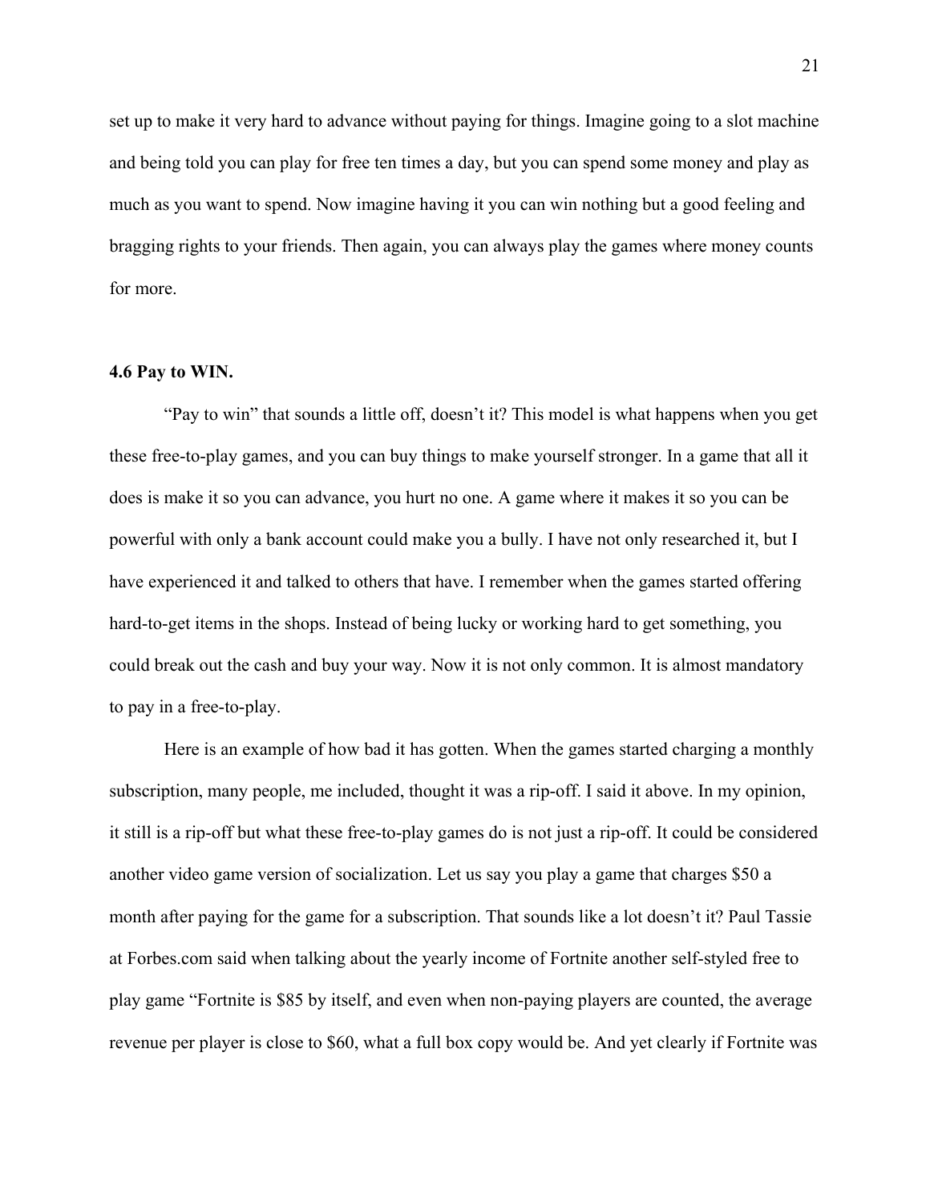set up to make it very hard to advance without paying for things. Imagine going to a slot machine and being told you can play for free ten times a day, but you can spend some money and play as much as you want to spend. Now imagine having it you can win nothing but a good feeling and bragging rights to your friends. Then again, you can always play the games where money counts for more.

### 4.6 Pay to WIN.

"Pay to win" that sounds a little off, doesn't it? This model is what happens when you get these free-to-play games, and you can buy things to make yourself stronger. In a game that all it does is make it so you can advance, you hurt no one. A game where it makes it so you can be powerful with only a bank account could make you a bully. I have not only researched it, but I have experienced it and talked to others that have. I remember when the games started offering hard-to-get items in the shops. Instead of being lucky or working hard to get something, you could break out the cash and buy your way. Now it is not only common. It is almost mandatory to pay in a free-to-play.

Here is an example of how bad it has gotten. When the games started charging a monthly subscription, many people, me included, thought it was a rip-off. I said it above. In my opinion, it still is a rip-off but what these free-to-play games do is not just a rip-off. It could be considered another video game version of socialization. Let us say you play a game that charges $50 a month after paying for the game for a subscription. That sounds like a lot doesn't it? Paul Tassie at Forbes.com said when talking about the yearly income of Fortnite another self-styled free to play game "Fortnite is $85 by itself, and even when non-paying players are counted, the average revenue per player is close to $60, what a full box copy would be. And yet clearly if Fortnite was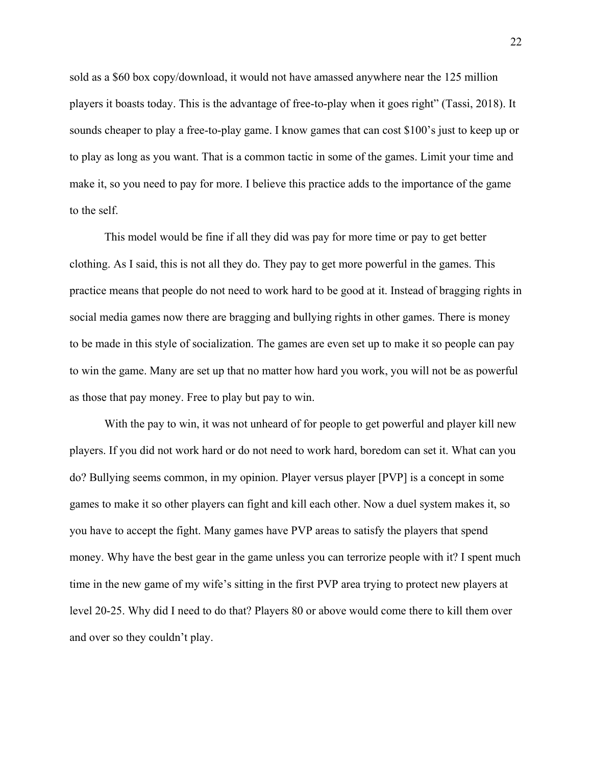sold as a $60 box copy/download, it would not have amassed anywhere near the 125 million players it boasts today. This is the advantage of free-to-play when it goes right" (Tassi, 2018). It sounds cheaper to play a free-to-play game. I know games that can cost $100's just to keep up or to play as long as you want. That is a common tactic in some of the games. Limit your time and make it, so you need to pay for more. I believe this practice adds to the importance of the game to the self.

This model would be fine if all they did was pay for more time or pay to get better clothing. As I said, this is not all they do. They pay to get more powerful in the games. This practice means that people do not need to work hard to be good at it. Instead of bragging rights in social media games now there are bragging and bullying rights in other games. There is money to be made in this style of socialization. The games are even set up to make it so people can pay to win the game. Many are set up that no matter how hard you work, you will not be as powerful as those that pay money. Free to play but pay to win.

With the pay to win, it was not unheard of for people to get powerful and player kill new players. If you did not work hard or do not need to work hard, boredom can set it. What can you do? Bullying seems common, in my opinion. Player versus player [PVP] is a concept in some games to make it so other players can fight and kill each other. Now a duel system makes it, so you have to accept the fight. Many games have PVP areas to satisfy the players that spend money. Why have the best gear in the game unless you can terrorize people with it? I spent much time in the new game of my wife's sitting in the first PVP area trying to protect new players at level 20-25. Why did I need to do that? Players 80 or above would come there to kill them over and over so they couldn't play.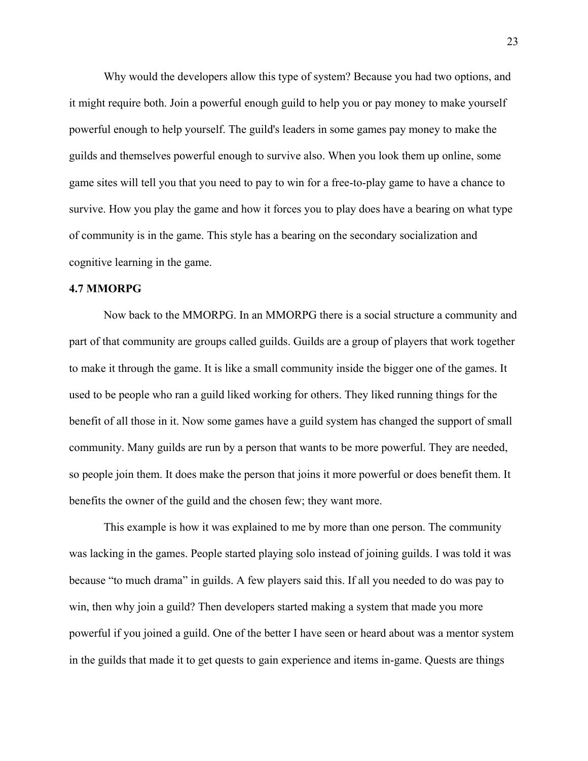Why would the developers allow this type of system? Because you had two options, and it might require both. Join a powerful enough guild to help you or pay money to make yourself powerful enough to help yourself. The guild's leaders in some games pay money to make the guilds and themselves powerful enough to survive also. When you look them up online, some game sites will tell you that you need to pay to win for a free-to-play game to have a chance to survive. How you play the game and how it forces you to play does have a bearing on what type of community is in the game. This style has a bearing on the secondary socialization and cognitive learning in the game.

**4.7 MMORPG**

Now back to the MMORPG. In an MMORPG there is a social structure a community and part of that community are groups called guilds. Guilds are a group of players that work together to make it through the game. It is like a small community inside the bigger one of the games. It used to be people who ran a guild liked working for others. They liked running things for the benefit of all those in it. Now some games have a guild system has changed the support of small community. Many guilds are run by a person that wants to be more powerful. They are needed, so people join them. It does make the person that joins it more powerful or does benefit them. It benefits the owner of the guild and the chosen few; they want more.

This example is how it was explained to me by more than one person. The community was lacking in the games. People started playing solo instead of joining guilds. I was told it was because "to much drama" in guilds. A few players said this. If all you needed to do was pay to win, then why join a guild? Then developers started making a system that made you more powerful if you joined a guild. One of the better I have seen or heard about was a mentor system in the guilds that made it to get quests to gain experience and items in-game. Quests are things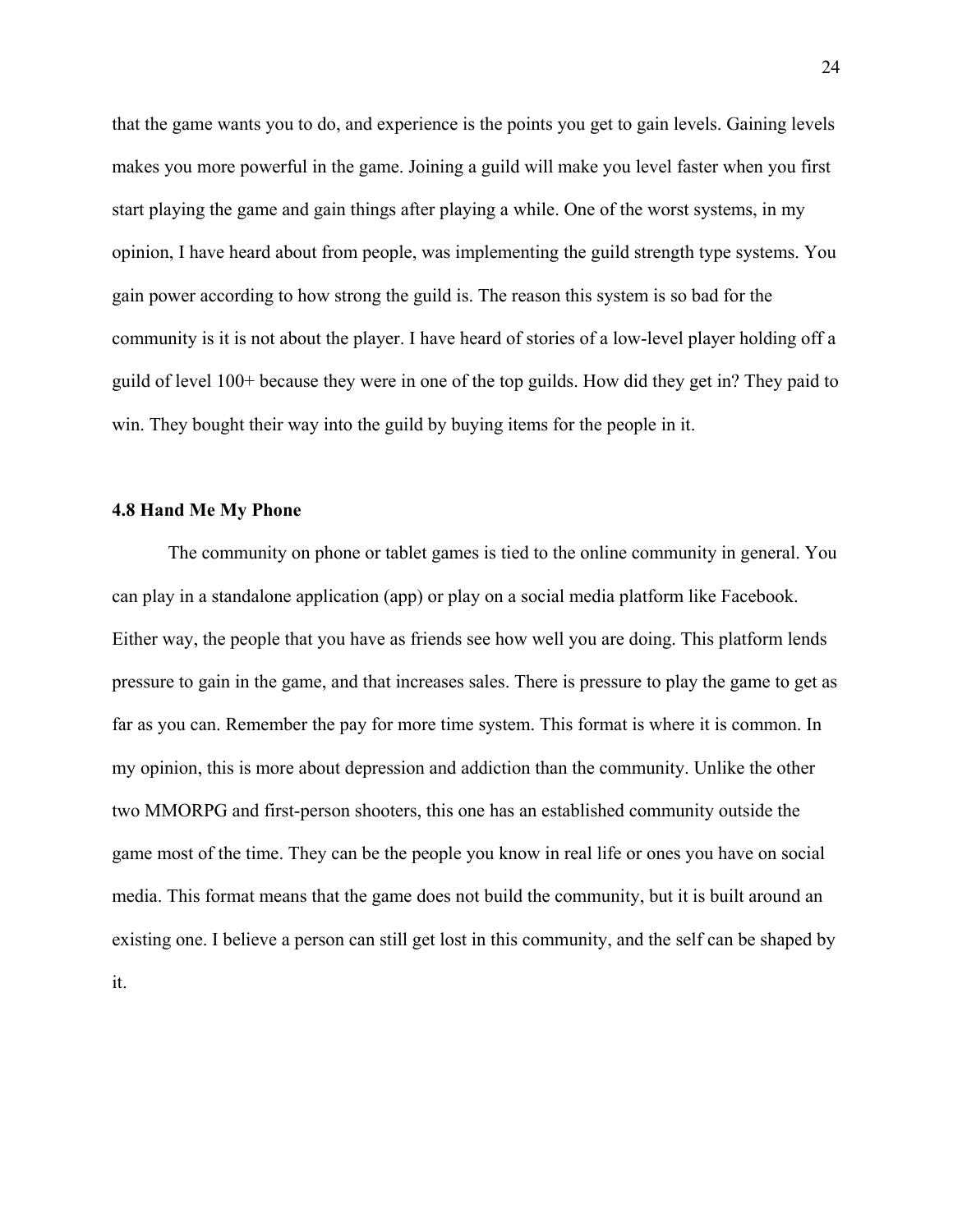that the game wants you to do, and experience is the points you get to gain levels. Gaining levels makes you more powerful in the game. Joining a guild will make you level faster when you first start playing the game and gain things after playing a while. One of the worst systems, in my opinion, I have heard about from people, was implementing the guild strength type systems. You gain power according to how strong the guild is. The reason this system is so bad for the community is it is not about the player. I have heard of stories of a low-level player holding off a guild of level 100+ because they were in one of the top guilds. How did they get in? They paid to win. They bought their way into the guild by buying items for the people in it.

### 4.8 Hand Me My Phone

The community on phone or tablet games is tied to the online community in general. You can play in a standalone application (app) or play on a social media platform like Facebook. Either way, the people that you have as friends see how well you are doing. This platform lends pressure to gain in the game, and that increases sales. There is pressure to play the game to get as far as you can. Remember the pay for more time system. This format is where it is common. In my opinion, this is more about depression and addiction than the community. Unlike the other two MMORPG and first-person shooters, this one has an established community outside the game most of the time. They can be the people you know in real life or ones you have on social media. This format means that the game does not build the community, but it is built around an existing one. I believe a person can still get lost in this community, and the self can be shaped by it.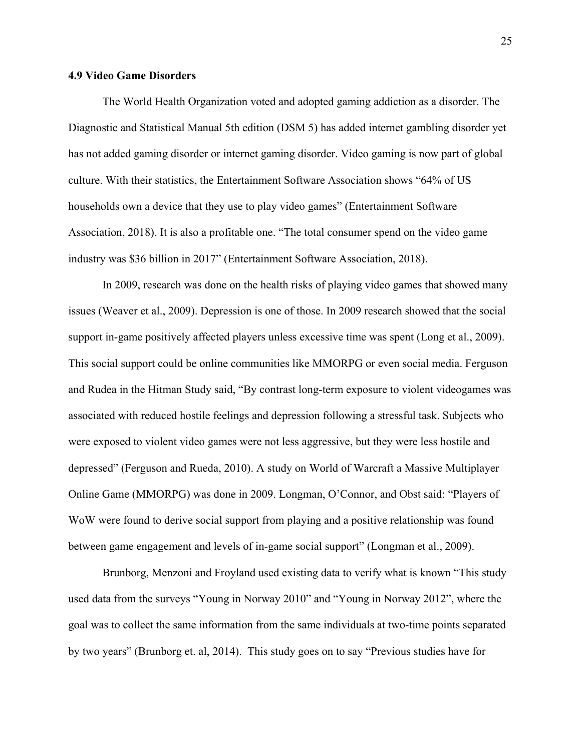**4.9 Video Game Disorders**

The World Health Organization voted and adopted gaming addiction as a disorder. The Diagnostic and Statistical Manual 5th edition (DSM 5) has added internet gambling disorder yet has not added gaming disorder or internet gaming disorder. Video gaming is now part of global culture. With their statistics, the Entertainment Software Association shows "64% of US households own a device that they use to play video games" (Entertainment Software Association, 2018). It is also a profitable one. "The total consumer spend on the video game industry was $36 billion in 2017" (Entertainment Software Association, 2018).

In 2009, research was done on the health risks of playing video games that showed many issues (Weaver et al., 2009). Depression is one of those. In 2009 research showed that the social support in-game positively affected players unless excessive time was spent (Long et al., 2009). This social support could be online communities like MMORPG or even social media. Ferguson and Rudea in the Hitman Study said, "By contrast long-term exposure to violent videogames was associated with reduced hostile feelings and depression following a stressful task. Subjects who were exposed to violent video games were not less aggressive, but they were less hostile and depressed" (Ferguson and Rueda, 2010). A study on World of Warcraft a Massive Multiplayer Online Game (MMORPG) was done in 2009. Longman, O'Connor, and Obst said: "Players of WoW were found to derive social support from playing and a positive relationship was found between game engagement and levels of in-game social support" (Longman et al., 2009).

Brunborg, Menzoni and Froyland used existing data to verify what is known "This study used data from the surveys "Young in Norway 2010" and "Young in Norway 2012", where the goal was to collect the same information from the same individuals at two-time points separated by two years" (Brunborg et. al, 2014). This study goes on to say "Previous studies have for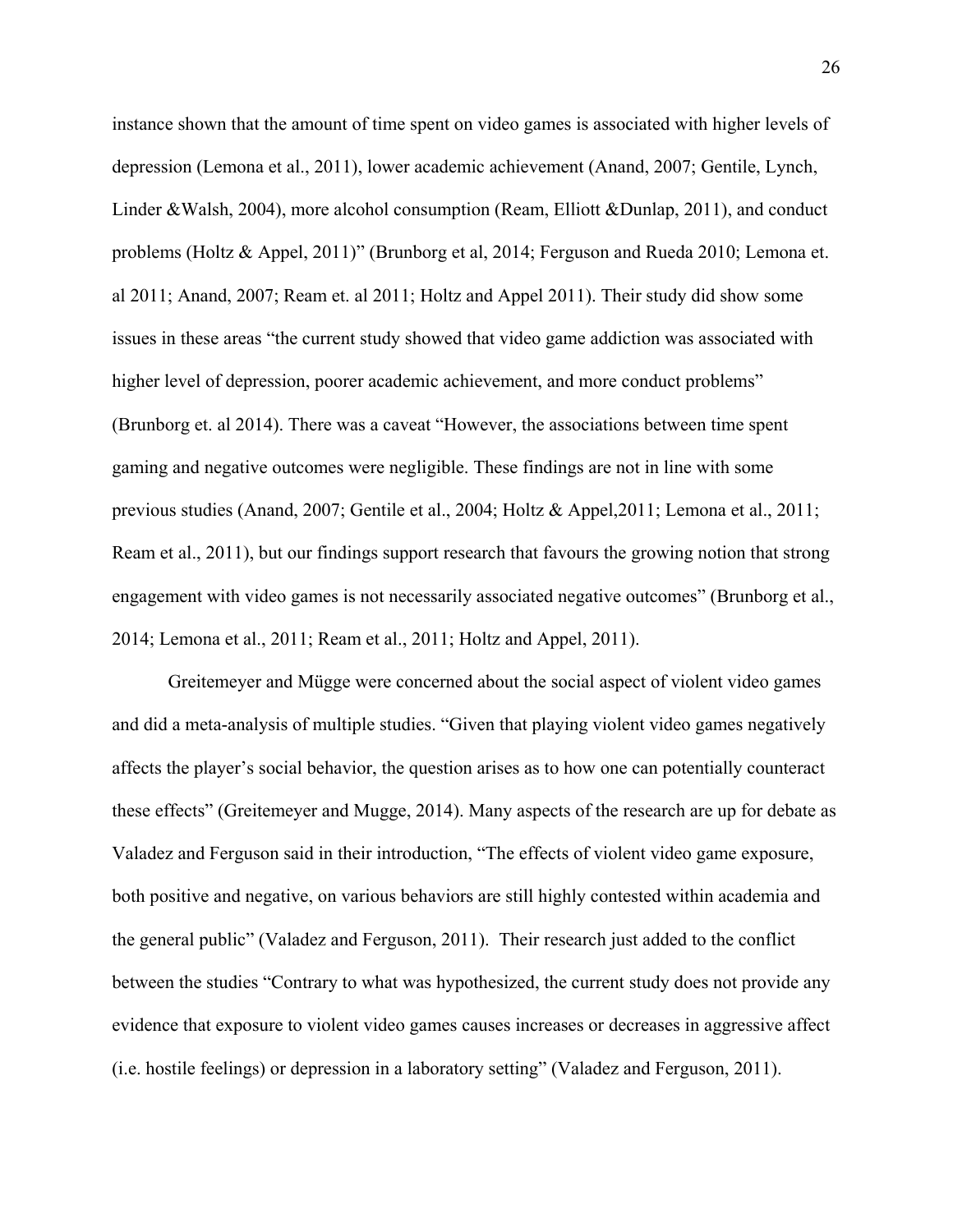instance shown that the amount of time spent on video games is associated with higher levels of depression (Lemona et al., 2011), lower academic achievement (Anand, 2007; Gentile, Lynch, Linder &Walsh, 2004), more alcohol consumption (Ream, Elliott &Dunlap, 2011), and conduct problems (Holtz & Appel, 2011)" (Brunborg et al, 2014; Ferguson and Rueda 2010; Lemona et. al 2011; Anand, 2007; Ream et. al 2011; Holtz and Appel 2011). Their study did show some issues in these areas "the current study showed that video game addiction was associated with higher level of depression, poorer academic achievement, and more conduct problems" (Brunborg et. al 2014). There was a caveat "However, the associations between time spent gaming and negative outcomes were negligible. These findings are not in line with some previous studies (Anand, 2007; Gentile et al., 2004; Holtz & Appel,2011; Lemona et al., 2011; Ream et al., 2011), but our findings support research that favours the growing notion that strong engagement with video games is not necessarily associated negative outcomes" (Brunborg et al., 2014; Lemona et al., 2011; Ream et al., 2011; Holtz and Appel, 2011).

Greitemeyer and Mügge were concerned about the social aspect of violent video games and did a meta-analysis of multiple studies. "Given that playing violent video games negatively affects the player's social behavior, the question arises as to how one can potentially counteract these effects" (Greitemeyer and Mugge, 2014). Many aspects of the research are up for debate as Valadez and Ferguson said in their introduction, "The effects of violent video game exposure, both positive and negative, on various behaviors are still highly contested within academia and the general public" (Valadez and Ferguson, 2011). Their research just added to the conflict between the studies "Contrary to what was hypothesized, the current study does not provide any evidence that exposure to violent video games causes increases or decreases in aggressive affect (i.e. hostile feelings) or depression in a laboratory setting" (Valadez and Ferguson, 2011).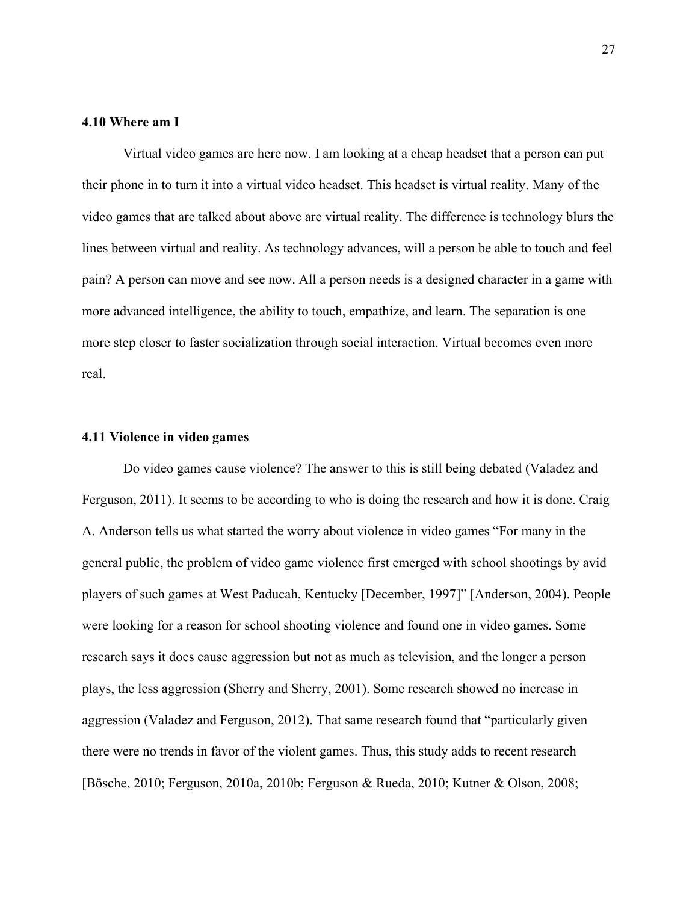### 4.10 Where am I

Virtual video games are here now. I am looking at a cheap headset that a person can put their phone in to turn it into a virtual video headset. This headset is virtual reality. Many of the video games that are talked about above are virtual reality. The difference is technology blurs the lines between virtual and reality. As technology advances, will a person be able to touch and feel pain? A person can move and see now. All a person needs is a designed character in a game with more advanced intelligence, the ability to touch, empathize, and learn. The separation is one more step closer to faster socialization through social interaction. Virtual becomes even more real.

### 4.11 Violence in video games

Do video games cause violence? The answer to this is still being debated (Valadez and Ferguson, 2011). It seems to be according to who is doing the research and how it is done. Craig A. Anderson tells us what started the worry about violence in video games "For many in the general public, the problem of video game violence first emerged with school shootings by avid players of such games at West Paducah, Kentucky [December, 1997]" [Anderson, 2004). People were looking for a reason for school shooting violence and found one in video games. Some research says it does cause aggression but not as much as television, and the longer a person plays, the less aggression (Sherry and Sherry, 2001). Some research showed no increase in aggression (Valadez and Ferguson, 2012). That same research found that "particularly given there were no trends in favor of the violent games. Thus, this study adds to recent research [Bösche, 2010; Ferguson, 2010a, 2010b; Ferguson & Rueda, 2010; Kutner & Olson, 2008;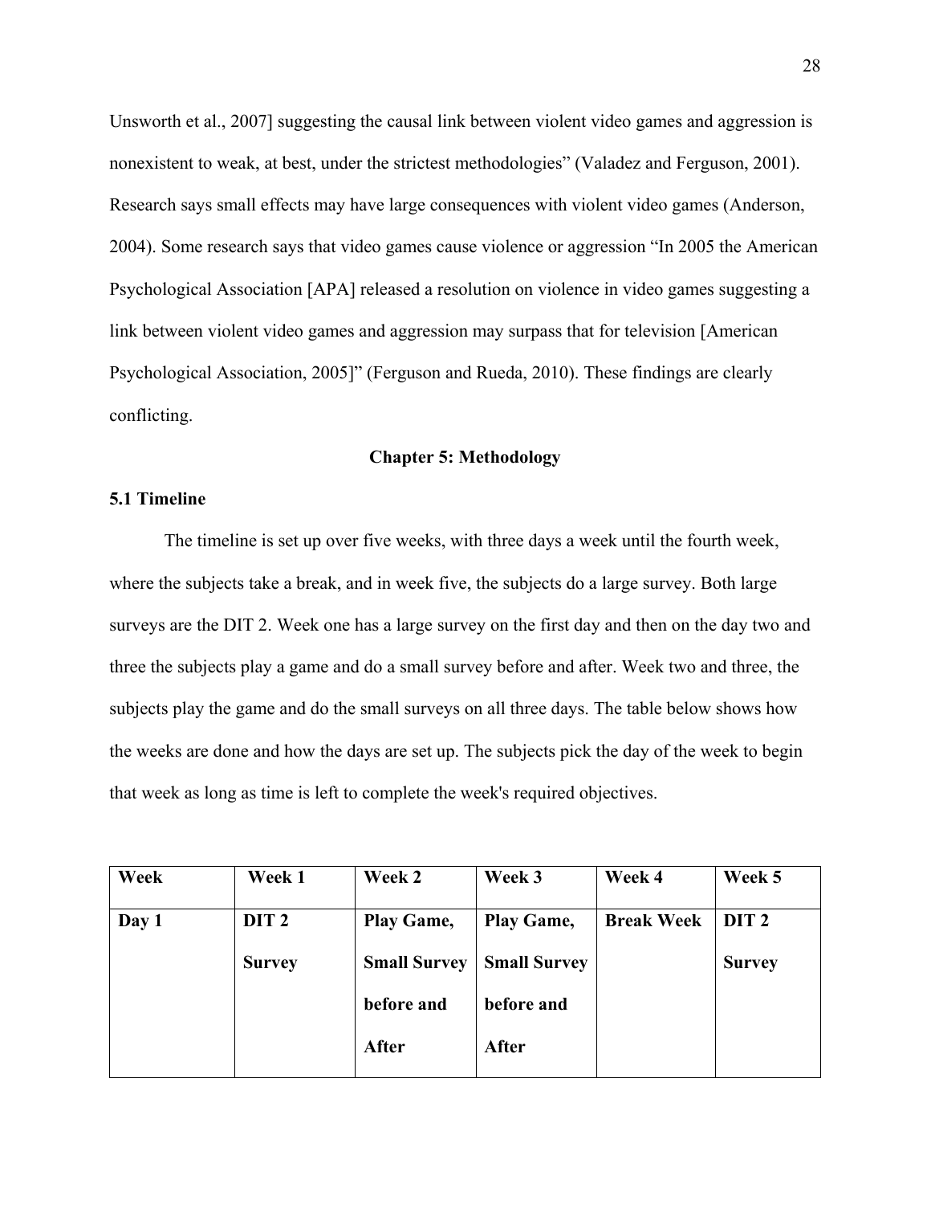Unsworth et al., 2007] suggesting the causal link between violent video games and aggression is nonexistent to weak, at best, under the strictest methodologies" (Valadez and Ferguson, 2001). Research says small effects may have large consequences with violent video games (Anderson, 2004). Some research says that video games cause violence or aggression "In 2005 the American Psychological Association [APA] released a resolution on violence in video games suggesting a link between violent video games and aggression may surpass that for television [American Psychological Association, 2005]" (Ferguson and Rueda, 2010). These findings are clearly conflicting.

## Chapter 5: Methodology

### 5.1 Timeline

The timeline is set up over five weeks, with three days a week until the fourth week, where the subjects take a break, and in week five, the subjects do a large survey. Both large surveys are the DIT 2. Week one has a large survey on the first day and then on the day two and three the subjects play a game and do a small survey before and after. Week two and three, the subjects play the game and do the small surveys on all three days. The table below shows how the weeks are done and how the days are set up. The subjects pick the day of the week to begin that week as long as time is left to complete the week's required objectives.

| Week | Week 1 | Week 2 | Week 3 | Week 4 | Week 5 |
|---|---|---|---|---|---|
| Day 1 | DIT 2 Survey | Play Game, Small Survey before and After | Play Game, Small Survey before and After | Break Week | DIT 2 Survey |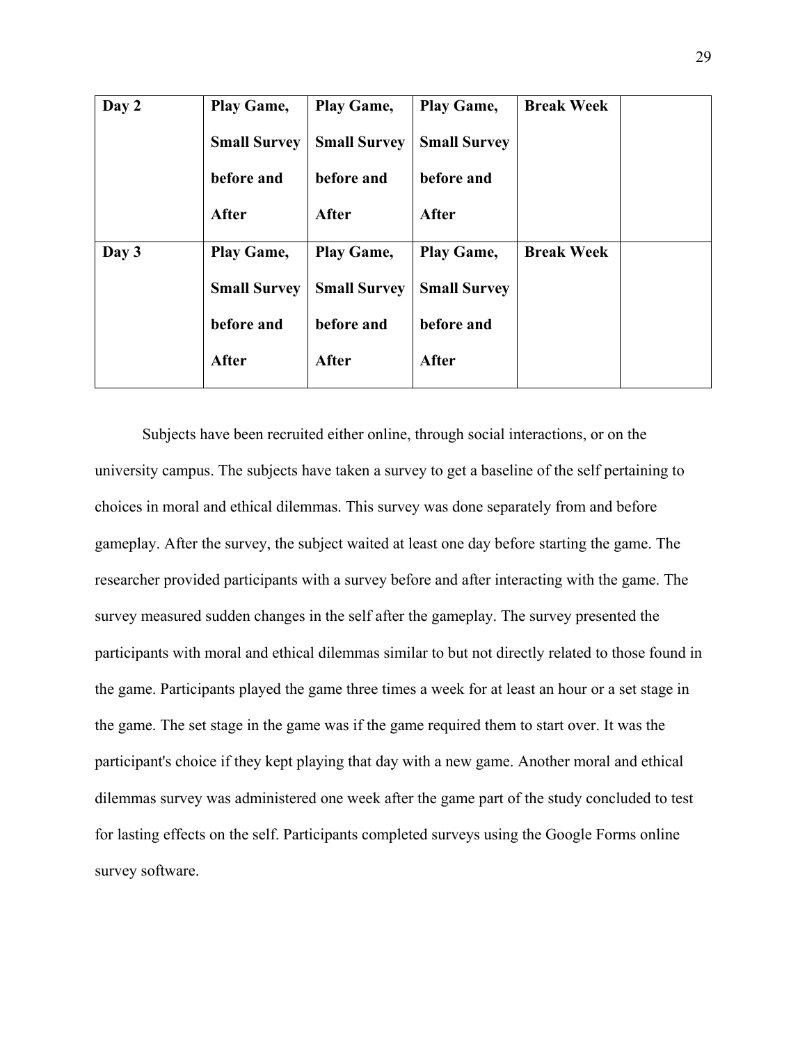| Day 2 | Play Game, Small Survey before and After | Play Game, Small Survey before and After | Play Game, Small Survey before and After | Break Week | |
|---|---|---|---|---|---|
| Day 3 | Play Game, Small Survey before and After | Play Game, Small Survey before and After | Play Game, Small Survey before and After | Break Week | |

Subjects have been recruited either online, through social interactions, or on the university campus. The subjects have taken a survey to get a baseline of the self pertaining to choices in moral and ethical dilemmas. This survey was done separately from and before gameplay. After the survey, the subject waited at least one day before starting the game. The researcher provided participants with a survey before and after interacting with the game. The survey measured sudden changes in the self after the gameplay. The survey presented the participants with moral and ethical dilemmas similar to but not directly related to those found in the game. Participants played the game three times a week for at least an hour or a set stage in the game. The set stage in the game was if the game required them to start over. It was the participant's choice if they kept playing that day with a new game. Another moral and ethical dilemmas survey was administered one week after the game part of the study concluded to test for lasting effects on the self. Participants completed surveys using the Google Forms online survey software.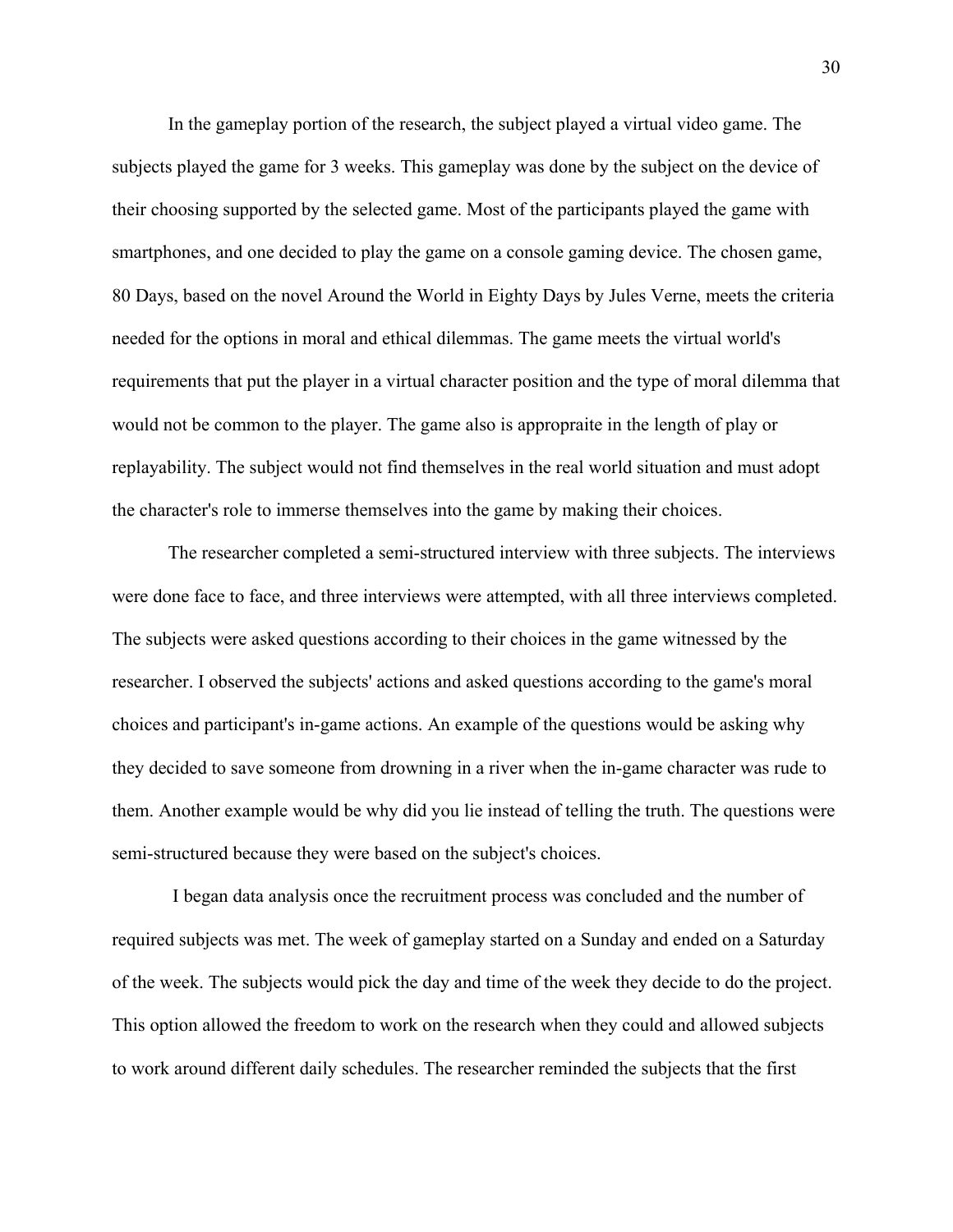In the gameplay portion of the research, the subject played a virtual video game. The subjects played the game for 3 weeks. This gameplay was done by the subject on the device of their choosing supported by the selected game. Most of the participants played the game with smartphones, and one decided to play the game on a console gaming device. The chosen game, 80 Days, based on the novel Around the World in Eighty Days by Jules Verne, meets the criteria needed for the options in moral and ethical dilemmas. The game meets the virtual world's requirements that put the player in a virtual character position and the type of moral dilemma that would not be common to the player. The game also is appropraite in the length of play or replayability. The subject would not find themselves in the real world situation and must adopt the character's role to immerse themselves into the game by making their choices.

The researcher completed a semi-structured interview with three subjects. The interviews were done face to face, and three interviews were attempted, with all three interviews completed. The subjects were asked questions according to their choices in the game witnessed by the researcher. I observed the subjects' actions and asked questions according to the game's moral choices and participant's in-game actions. An example of the questions would be asking why they decided to save someone from drowning in a river when the in-game character was rude to them. Another example would be why did you lie instead of telling the truth. The questions were semi-structured because they were based on the subject's choices.

I began data analysis once the recruitment process was concluded and the number of required subjects was met. The week of gameplay started on a Sunday and ended on a Saturday of the week. The subjects would pick the day and time of the week they decide to do the project. This option allowed the freedom to work on the research when they could and allowed subjects to work around different daily schedules. The researcher reminded the subjects that the first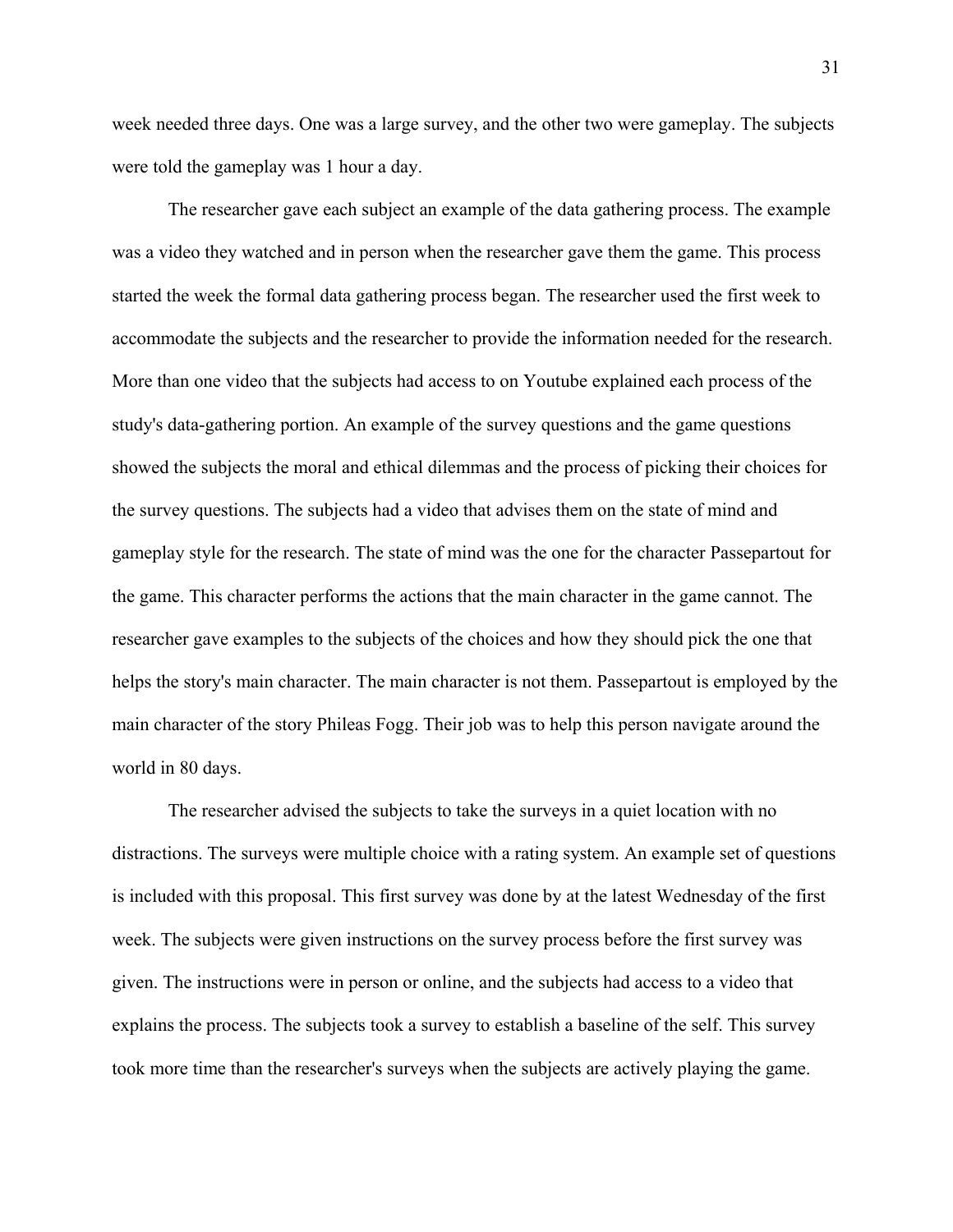week needed three days. One was a large survey, and the other two were gameplay. The subjects were told the gameplay was 1 hour a day.

The researcher gave each subject an example of the data gathering process. The example was a video they watched and in person when the researcher gave them the game. This process started the week the formal data gathering process began. The researcher used the first week to accommodate the subjects and the researcher to provide the information needed for the research. More than one video that the subjects had access to on Youtube explained each process of the study's data-gathering portion. An example of the survey questions and the game questions showed the subjects the moral and ethical dilemmas and the process of picking their choices for the survey questions. The subjects had a video that advises them on the state of mind and gameplay style for the research. The state of mind was the one for the character Passepartout for the game. This character performs the actions that the main character in the game cannot. The researcher gave examples to the subjects of the choices and how they should pick the one that helps the story's main character. The main character is not them. Passepartout is employed by the main character of the story Phileas Fogg. Their job was to help this person navigate around the world in 80 days.

The researcher advised the subjects to take the surveys in a quiet location with no distractions. The surveys were multiple choice with a rating system. An example set of questions is included with this proposal. This first survey was done by at the latest Wednesday of the first week. The subjects were given instructions on the survey process before the first survey was given. The instructions were in person or online, and the subjects had access to a video that explains the process. The subjects took a survey to establish a baseline of the self. This survey took more time than the researcher's surveys when the subjects are actively playing the game.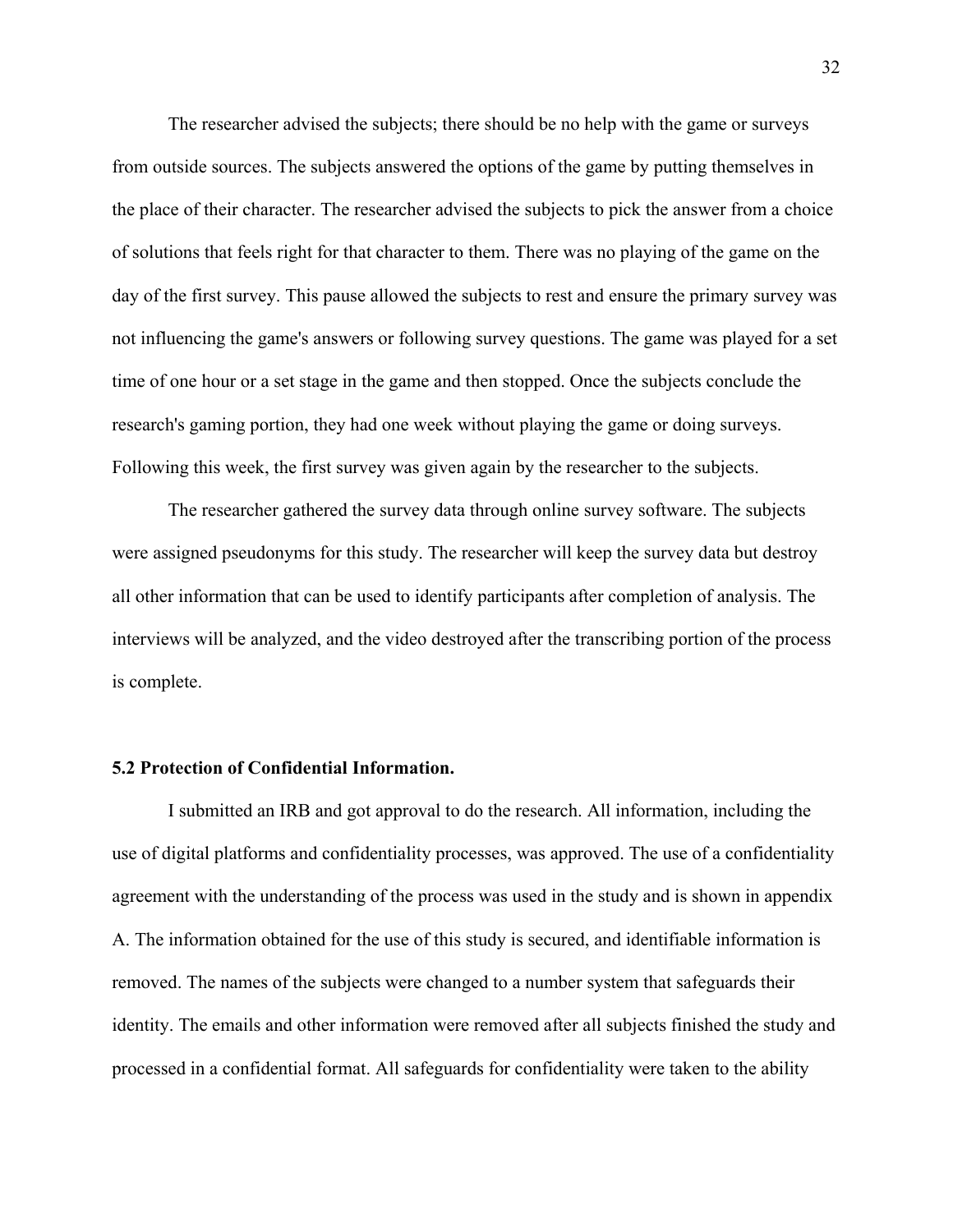The researcher advised the subjects; there should be no help with the game or surveys from outside sources. The subjects answered the options of the game by putting themselves in the place of their character. The researcher advised the subjects to pick the answer from a choice of solutions that feels right for that character to them. There was no playing of the game on the day of the first survey. This pause allowed the subjects to rest and ensure the primary survey was not influencing the game's answers or following survey questions. The game was played for a set time of one hour or a set stage in the game and then stopped. Once the subjects conclude the research's gaming portion, they had one week without playing the game or doing surveys. Following this week, the first survey was given again by the researcher to the subjects.

The researcher gathered the survey data through online survey software. The subjects were assigned pseudonyms for this study. The researcher will keep the survey data but destroy all other information that can be used to identify participants after completion of analysis. The interviews will be analyzed, and the video destroyed after the transcribing portion of the process is complete.

### 5.2 Protection of Confidential Information.

I submitted an IRB and got approval to do the research. All information, including the use of digital platforms and confidentiality processes, was approved. The use of a confidentiality agreement with the understanding of the process was used in the study and is shown in appendix A. The information obtained for the use of this study is secured, and identifiable information is removed. The names of the subjects were changed to a number system that safeguards their identity. The emails and other information were removed after all subjects finished the study and processed in a confidential format. All safeguards for confidentiality were taken to the ability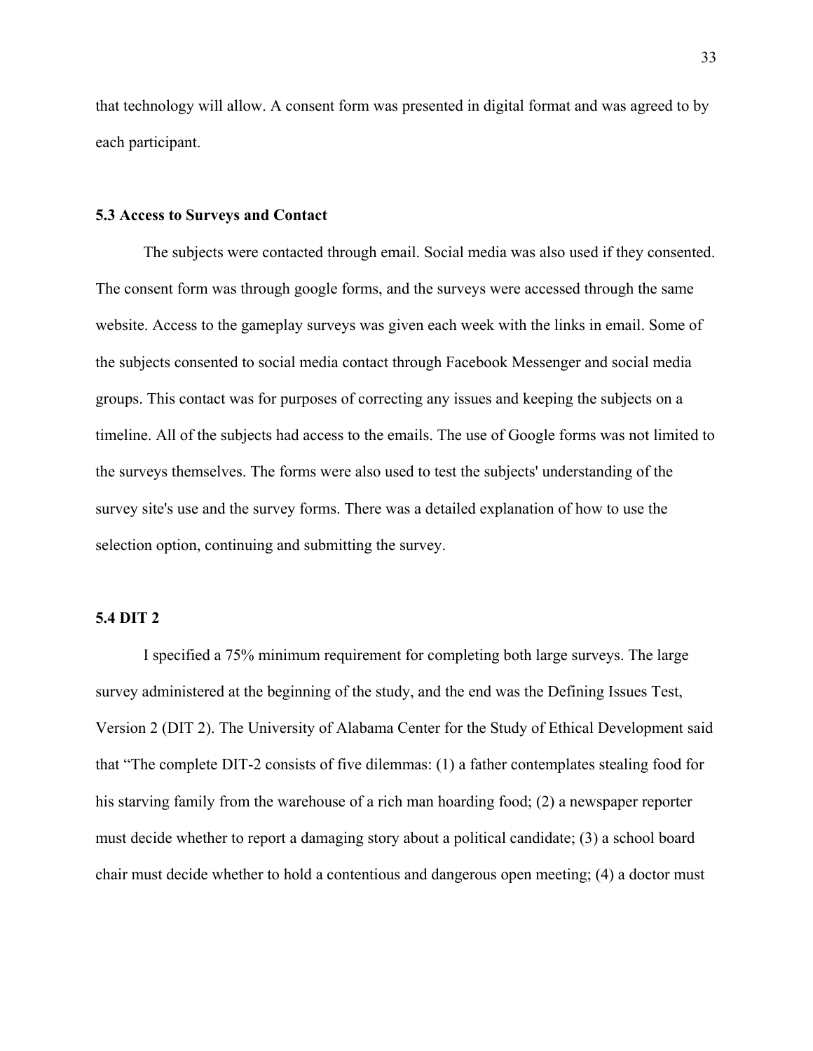that technology will allow. A consent form was presented in digital format and was agreed to by each participant.

### 5.3 Access to Surveys and Contact

The subjects were contacted through email. Social media was also used if they consented. The consent form was through google forms, and the surveys were accessed through the same website. Access to the gameplay surveys was given each week with the links in email. Some of the subjects consented to social media contact through Facebook Messenger and social media groups. This contact was for purposes of correcting any issues and keeping the subjects on a timeline. All of the subjects had access to the emails. The use of Google forms was not limited to the surveys themselves. The forms were also used to test the subjects' understanding of the survey site's use and the survey forms. There was a detailed explanation of how to use the selection option, continuing and submitting the survey.

### 5.4 DIT 2

I specified a 75% minimum requirement for completing both large surveys. The large survey administered at the beginning of the study, and the end was the Defining Issues Test, Version 2 (DIT 2). The University of Alabama Center for the Study of Ethical Development said that "The complete DIT-2 consists of five dilemmas: (1) a father contemplates stealing food for his starving family from the warehouse of a rich man hoarding food; (2) a newspaper reporter must decide whether to report a damaging story about a political candidate; (3) a school board chair must decide whether to hold a contentious and dangerous open meeting; (4) a doctor must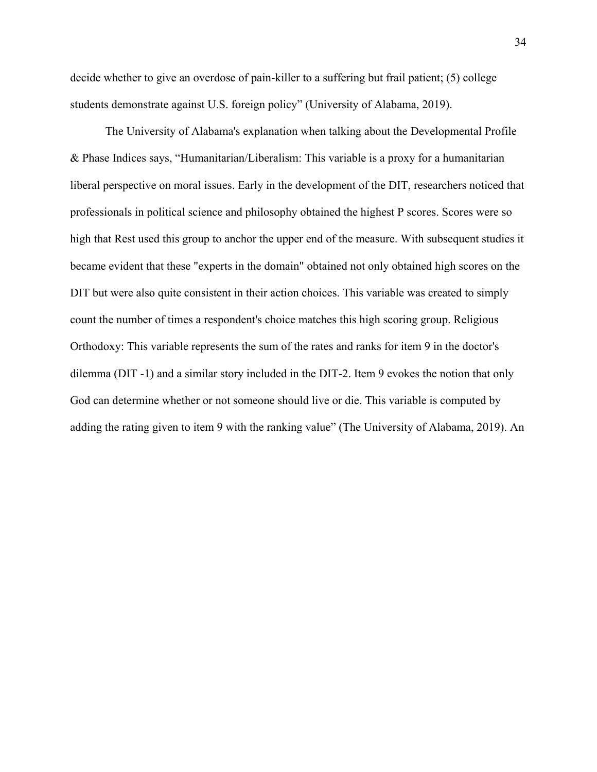decide whether to give an overdose of pain-killer to a suffering but frail patient; (5) college students demonstrate against U.S. foreign policy" (University of Alabama, 2019).

The University of Alabama's explanation when talking about the Developmental Profile & Phase Indices says, "Humanitarian/Liberalism: This variable is a proxy for a humanitarian liberal perspective on moral issues. Early in the development of the DIT, researchers noticed that professionals in political science and philosophy obtained the highest P scores. Scores were so high that Rest used this group to anchor the upper end of the measure. With subsequent studies it became evident that these "experts in the domain" obtained not only obtained high scores on the DIT but were also quite consistent in their action choices. This variable was created to simply count the number of times a respondent's choice matches this high scoring group. Religious Orthodoxy: This variable represents the sum of the rates and ranks for item 9 in the doctor's dilemma (DIT -1) and a similar story included in the DIT-2. Item 9 evokes the notion that only God can determine whether or not someone should live or die. This variable is computed by adding the rating given to item 9 with the ranking value" (The University of Alabama, 2019). An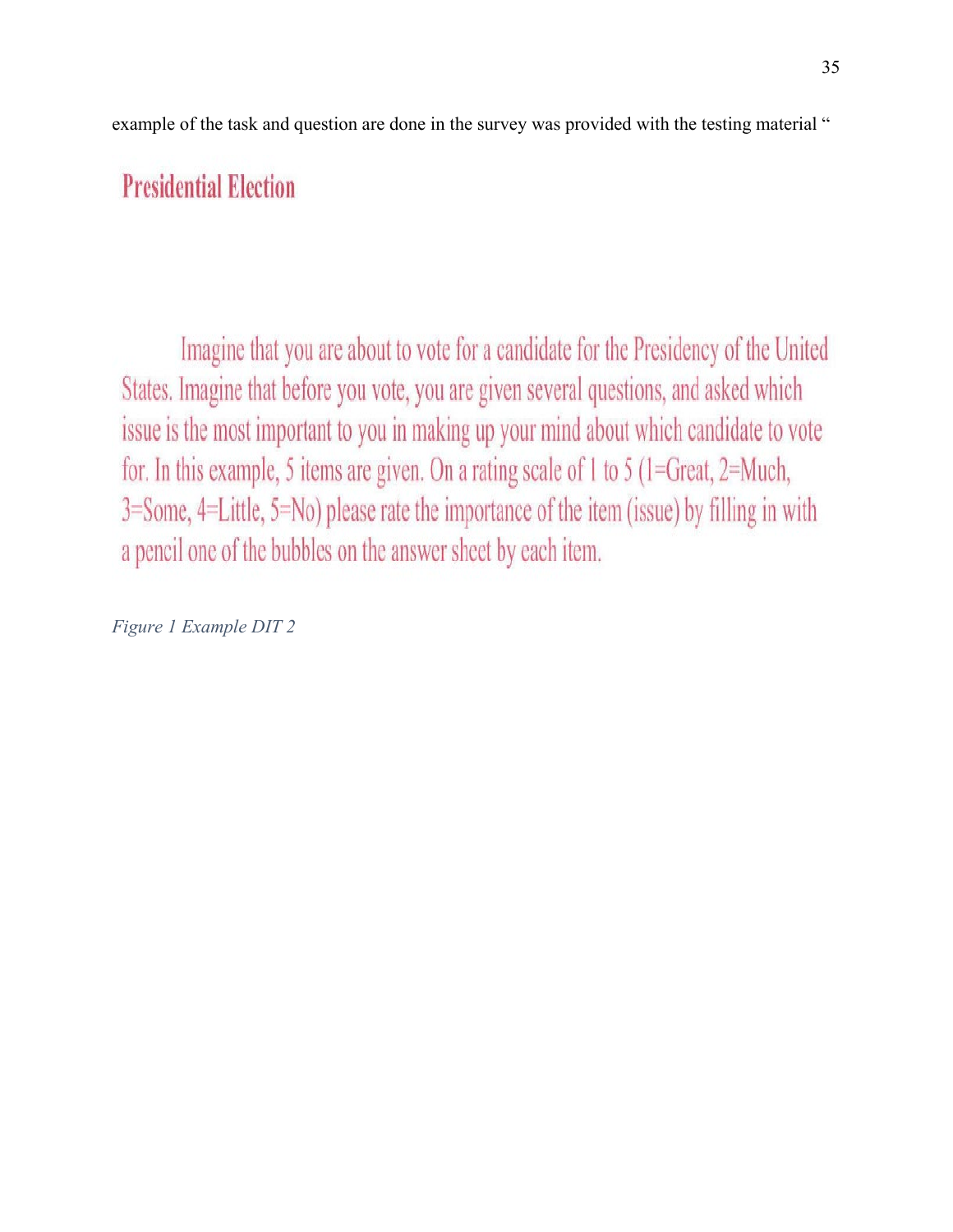example of the task and question are done in the survey was provided with the testing material "

## Presidential Election

Imagine that you are about to vote for a candidate for the Presidency of the United States. Imagine that before you vote, you are given several questions, and asked which issue is the most important to you in making up your mind about which candidate to vote for. In this example, 5 items are given. On a rating scale of 1 to 5 (1=Great, 2=Much, 3=Some, 4=Little, 5=No) please rate the importance of the item (issue) by filling in with a pencil one of the bubbles on the answer sheet by each item.

*Figure 1 Example DIT 2*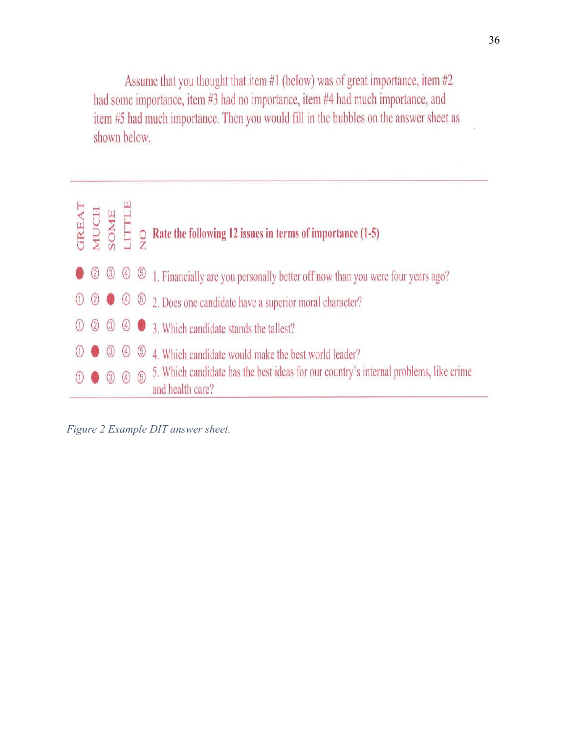Assume that you thought that item #1 (below) was of great importance, item #2 had some importance, item #3 had no importance, item #4 had much importance, and item #5 had much importance. Then you would fill in the bubbles on the answer sheet as shown below.

| GREAT | MUCH | SOME | LITTLE | NO | Rate the following 12 issues in terms of importance (1-5) |
|---|---|---|---|---|---|
| ● | ② | ③ | ④ | ⑤ | 1. Financially are you personally better off now than you were four years ago? |
| ① | ② | ● | ④ | ⑤ | 2. Does one candidate have a superior moral character? |
| ① | ② | ③ | ④ | ● | 3. Which candidate stands the tallest? |
| ① | ● | ③ | ④ | ⑤ | 4. Which candidate would make the best world leader? |
| ① | ● | ③ | ④ | ⑤ | 5. Which candidate has the best ideas for our country's internal problems, like crime and health care? |

*Figure 2 Example DIT answer sheet.*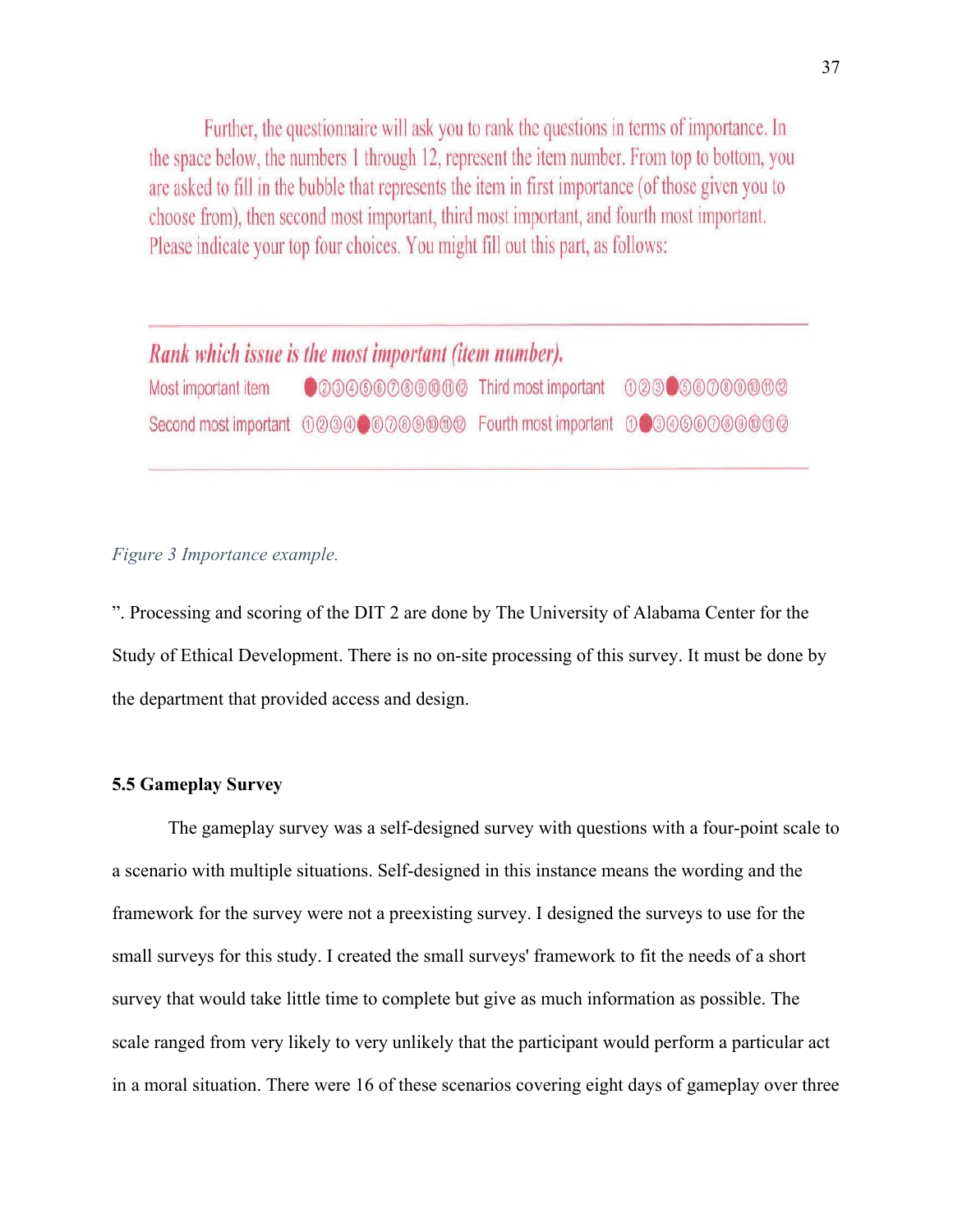Further, the questionnaire will ask you to rank the questions in terms of importance. In the space below, the numbers 1 through 12, represent the item number. From top to bottom, you are asked to fill in the bubble that represents the item in first importance (of those given you to choose from), then second most important, third most important, and fourth most important. Please indicate your top four choices. You might fill out this part, as follows:

***Rank which issue is the most important (item number).***

| | | | |
|---|---|---|---|
| Most important item | ● ② ③ ④ ⑤ ⑥ ⑦ ⑧ ⑨ ⑩ ⑪ ⑫ | Third most important | ① ② ③ ● ⑤ ⑥ ⑦ ⑧ ⑨ ⑩ ⑪ ⑫ |
| Second most important | ① ② ③ ④ ● ⑥ ⑦ ⑧ ⑨ ⑩ ⑪ ⑫ | Fourth most important | ① ● ③ ④ ⑤ ⑥ ⑦ ⑧ ⑨ ⑩ ⑪ ⑫ |

*Figure 3 Importance example.*

". Processing and scoring of the DIT 2 are done by The University of Alabama Center for the Study of Ethical Development. There is no on-site processing of this survey. It must be done by the department that provided access and design.

**5.5 Gameplay Survey**

The gameplay survey was a self-designed survey with questions with a four-point scale to a scenario with multiple situations. Self-designed in this instance means the wording and the framework for the survey were not a preexisting survey. I designed the surveys to use for the small surveys for this study. I created the small surveys' framework to fit the needs of a short survey that would take little time to complete but give as much information as possible. The scale ranged from very likely to very unlikely that the participant would perform a particular act in a moral situation. There were 16 of these scenarios covering eight days of gameplay over three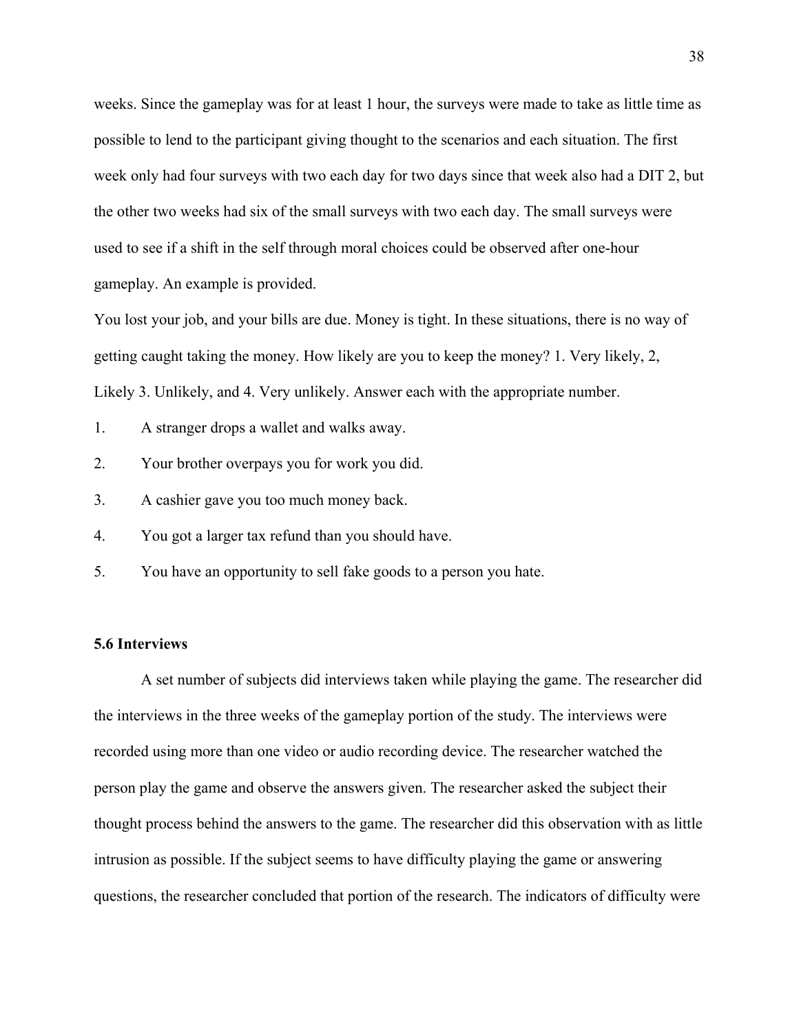weeks. Since the gameplay was for at least 1 hour, the surveys were made to take as little time as possible to lend to the participant giving thought to the scenarios and each situation. The first week only had four surveys with two each day for two days since that week also had a DIT 2, but the other two weeks had six of the small surveys with two each day. The small surveys were used to see if a shift in the self through moral choices could be observed after one-hour gameplay. An example is provided.

You lost your job, and your bills are due. Money is tight. In these situations, there is no way of getting caught taking the money. How likely are you to keep the money? 1. Very likely, 2, Likely 3. Unlikely, and 4. Very unlikely. Answer each with the appropriate number.

1. A stranger drops a wallet and walks away.
2. Your brother overpays you for work you did.
3. A cashier gave you too much money back.
4. You got a larger tax refund than you should have.
5. You have an opportunity to sell fake goods to a person you hate.

### 5.6 Interviews

A set number of subjects did interviews taken while playing the game. The researcher did the interviews in the three weeks of the gameplay portion of the study. The interviews were recorded using more than one video or audio recording device. The researcher watched the person play the game and observe the answers given. The researcher asked the subject their thought process behind the answers to the game. The researcher did this observation with as little intrusion as possible. If the subject seems to have difficulty playing the game or answering questions, the researcher concluded that portion of the research. The indicators of difficulty were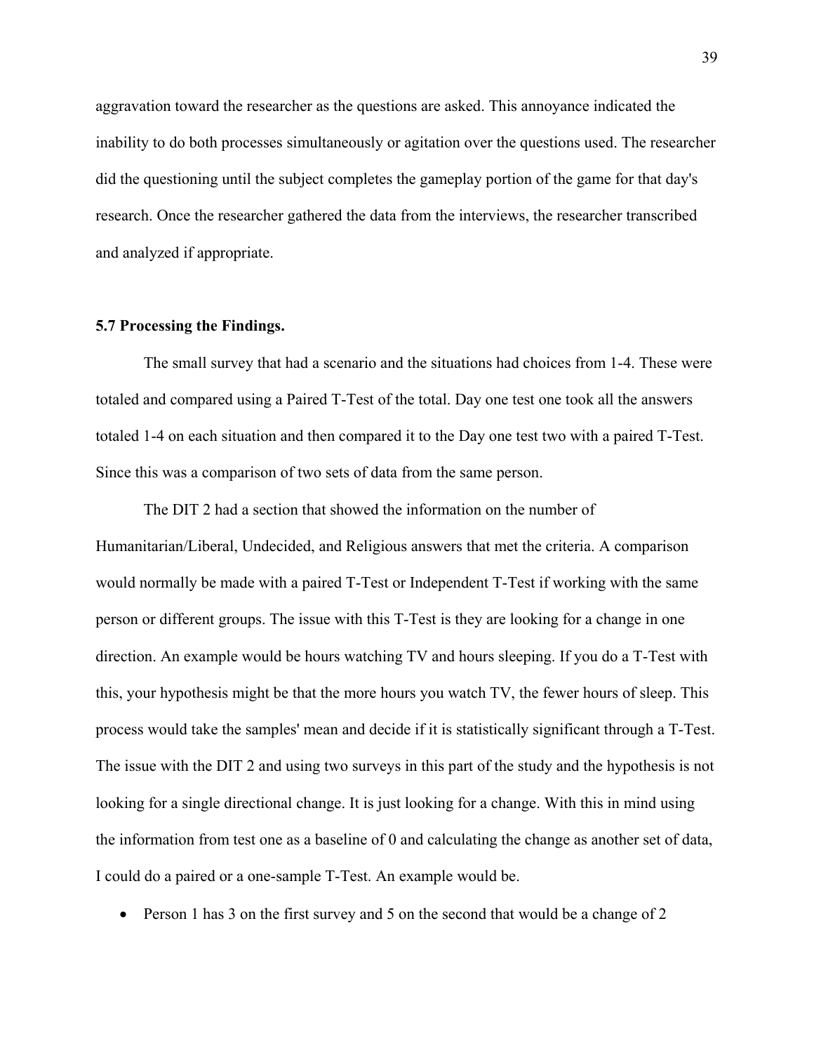aggravation toward the researcher as the questions are asked. This annoyance indicated the inability to do both processes simultaneously or agitation over the questions used. The researcher did the questioning until the subject completes the gameplay portion of the game for that day's research. Once the researcher gathered the data from the interviews, the researcher transcribed and analyzed if appropriate.

### 5.7 Processing the Findings.

The small survey that had a scenario and the situations had choices from 1-4. These were totaled and compared using a Paired T-Test of the total. Day one test one took all the answers totaled 1-4 on each situation and then compared it to the Day one test two with a paired T-Test. Since this was a comparison of two sets of data from the same person.

The DIT 2 had a section that showed the information on the number of Humanitarian/Liberal, Undecided, and Religious answers that met the criteria. A comparison would normally be made with a paired T-Test or Independent T-Test if working with the same person or different groups. The issue with this T-Test is they are looking for a change in one direction. An example would be hours watching TV and hours sleeping. If you do a T-Test with this, your hypothesis might be that the more hours you watch TV, the fewer hours of sleep. This process would take the samples' mean and decide if it is statistically significant through a T-Test. The issue with the DIT 2 and using two surveys in this part of the study and the hypothesis is not looking for a single directional change. It is just looking for a change. With this in mind using the information from test one as a baseline of 0 and calculating the change as another set of data, I could do a paired or a one-sample T-Test. An example would be.

- Person 1 has 3 on the first survey and 5 on the second that would be a change of 2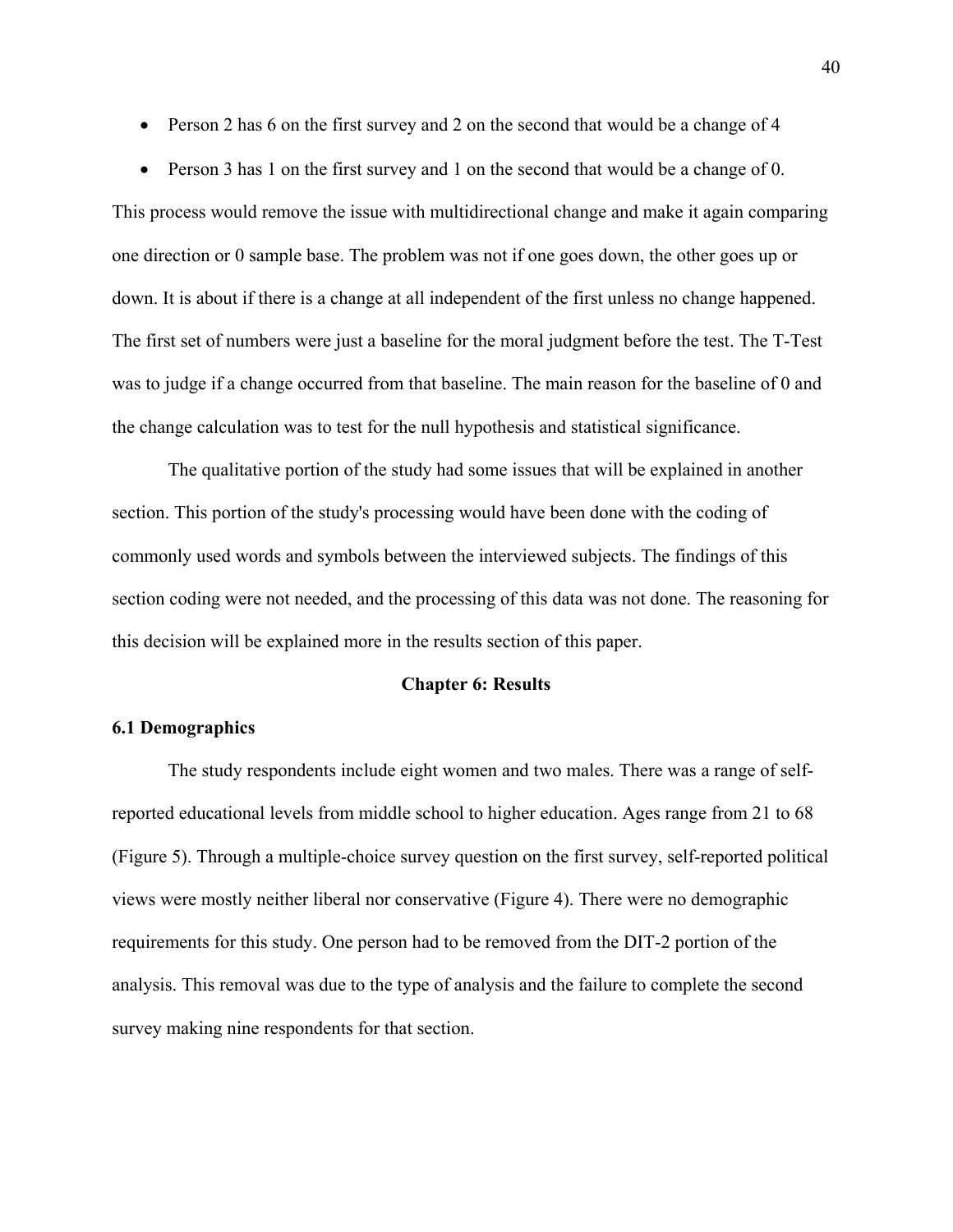- Person 2 has 6 on the first survey and 2 on the second that would be a change of 4
- Person 3 has 1 on the first survey and 1 on the second that would be a change of 0.

This process would remove the issue with multidirectional change and make it again comparing one direction or 0 sample base. The problem was not if one goes down, the other goes up or down. It is about if there is a change at all independent of the first unless no change happened. The first set of numbers were just a baseline for the moral judgment before the test. The T-Test was to judge if a change occurred from that baseline. The main reason for the baseline of 0 and the change calculation was to test for the null hypothesis and statistical significance.

The qualitative portion of the study had some issues that will be explained in another section. This portion of the study's processing would have been done with the coding of commonly used words and symbols between the interviewed subjects. The findings of this section coding were not needed, and the processing of this data was not done. The reasoning for this decision will be explained more in the results section of this paper.

## Chapter 6: Results

### 6.1 Demographics

The study respondents include eight women and two males. There was a range of self-reported educational levels from middle school to higher education. Ages range from 21 to 68 (Figure 5). Through a multiple-choice survey question on the first survey, self-reported political views were mostly neither liberal nor conservative (Figure 4). There were no demographic requirements for this study. One person had to be removed from the DIT-2 portion of the analysis. This removal was due to the type of analysis and the failure to complete the second survey making nine respondents for that section.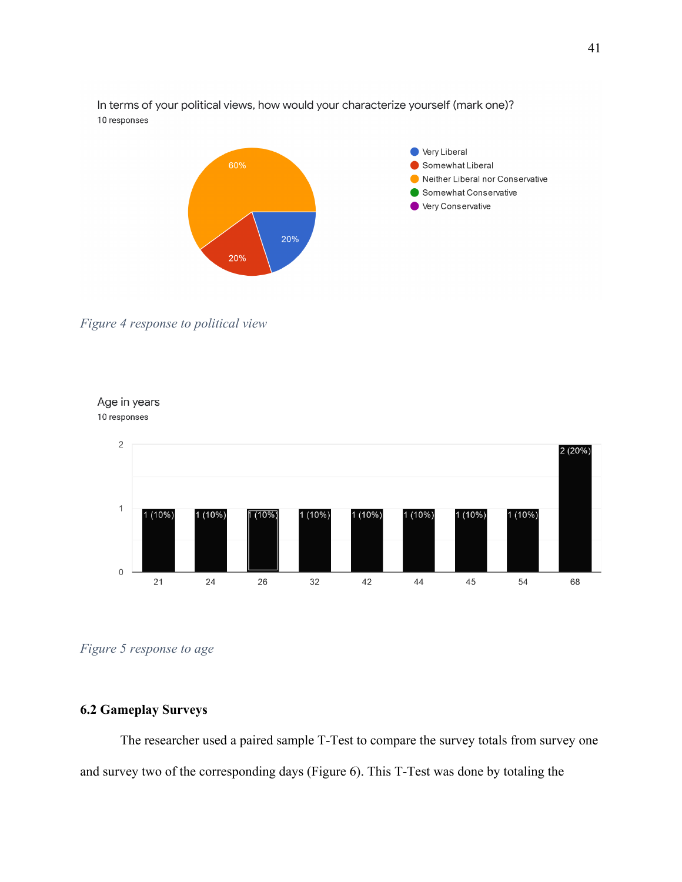In terms of your political views, how would your characterize yourself (mark one)?
10 responses

| Response | Percentage |
|---|---|
| Very Liberal | 20% |
| Somewhat Liberal | 20% |
| Neither Liberal nor Conservative | 60% |
| Somewhat Conservative | |
| Very Conservative | |

*Figure 4 response to political view*

Age in years
10 responses

| Age | Count |
|---|---|
| 21 | 1 (10%) |
| 24 | 1 (10%) |
| 26 | 1 (10%) |
| 32 | 1 (10%) |
| 42 | 1 (10%) |
| 44 | 1 (10%) |
| 45 | 1 (10%) |
| 54 | 1 (10%) |
| 68 | 2 (20%) |

*Figure 5 response to age*

### 6.2 Gameplay Surveys

The researcher used a paired sample T-Test to compare the survey totals from survey one and survey two of the corresponding days (Figure 6). This T-Test was done by totaling the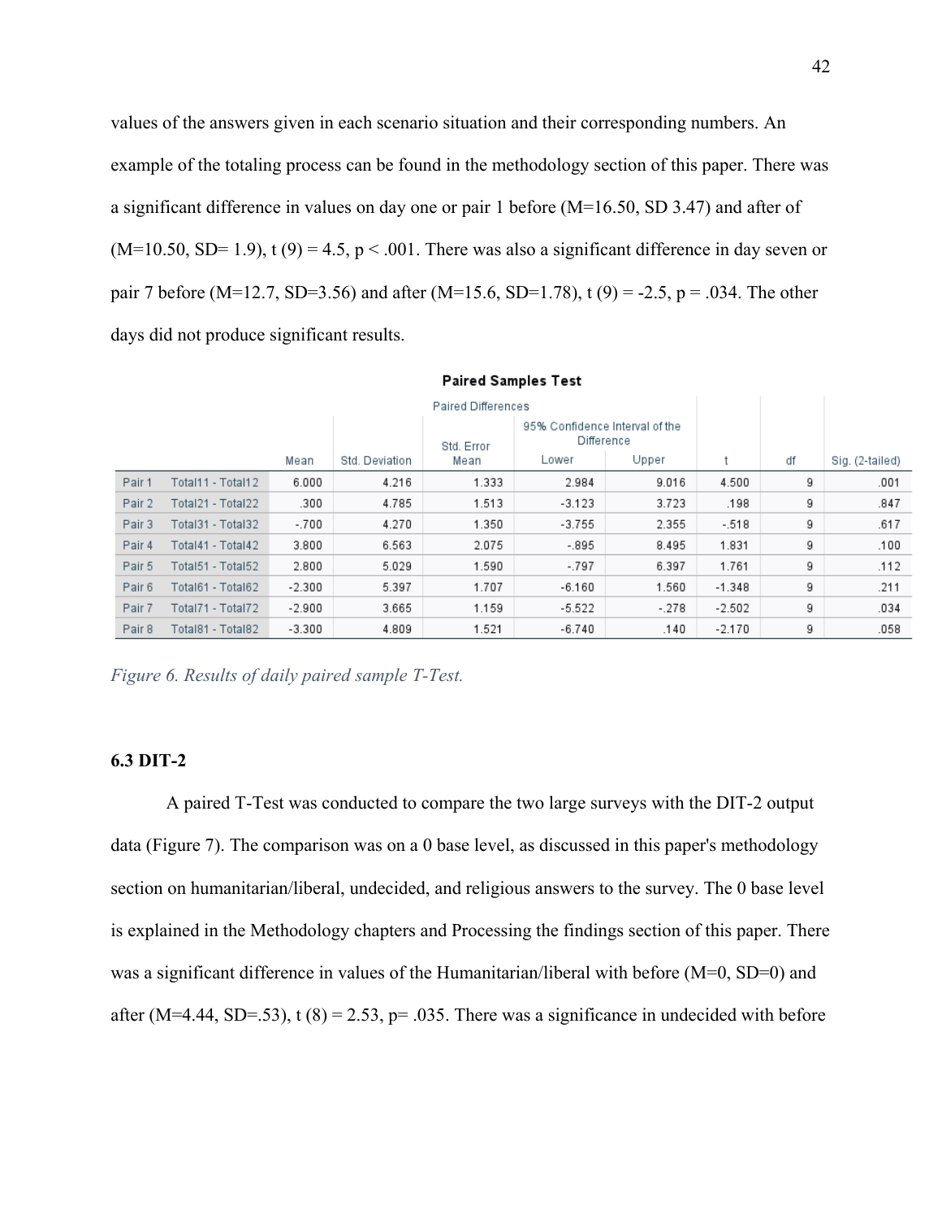values of the answers given in each scenario situation and their corresponding numbers. An example of the totaling process can be found in the methodology section of this paper. There was a significant difference in values on day one or pair 1 before ($M=16.50$, SD 3.47) and after of ($M=10.50$, $SD= 1.9$), $t(9) = 4.5$, $p < .001$. There was also a significant difference in day seven or pair 7 before ($M=12.7$, $SD=3.56$) and after ($M=15.6$, $SD=1.78$), $t(9) = -2.5$, $p = .034$. The other days did not produce significant results.

**Paired Samples Test**

| | | Paired Differences | | | | | t | df | Sig. (2-tailed) |
|---|---|---|---|---|---|---|---|---|---|
| | | | | | 95% Confidence Interval of the Difference | | | | |
| | | Mean | Std. Deviation | Std. Error Mean | Lower | Upper | | | |
| Pair 1 | Total11 - Total12 | 6.000 | 4.216 | 1.333 | 2.984 | 9.016 | 4.500 | 9 | .001 |
| Pair 2 | Total21 - Total22 | .300 | 4.785 | 1.513 | -3.123 | 3.723 | .198 | 9 | .847 |
| Pair 3 | Total31 - Total32 | -.700 | 4.270 | 1.350 | -3.755 | 2.355 | -.518 | 9 | .617 |
| Pair 4 | Total41 - Total42 | 3.800 | 6.563 | 2.075 | -.895 | 8.495 | 1.831 | 9 | .100 |
| Pair 5 | Total51 - Total52 | 2.800 | 5.029 | 1.590 | -.797 | 6.397 | 1.761 | 9 | .112 |
| Pair 6 | Total61 - Total62 | -2.300 | 5.397 | 1.707 | -6.160 | 1.560 | -1.348 | 9 | .211 |
| Pair 7 | Total71 - Total72 | -2.900 | 3.665 | 1.159 | -5.522 | -.278 | -2.502 | 9 | .034 |
| Pair 8 | Total81 - Total82 | -3.300 | 4.809 | 1.521 | -6.740 | .140 | -2.170 | 9 | .058 |

*Figure 6. Results of daily paired sample T-Test.*

### 6.3 DIT-2

A paired T-Test was conducted to compare the two large surveys with the DIT-2 output data (Figure 7). The comparison was on a 0 base level, as discussed in this paper's methodology section on humanitarian/liberal, undecided, and religious answers to the survey. The 0 base level is explained in the Methodology chapters and Processing the findings section of this paper. There was a significant difference in values of the Humanitarian/liberal with before ($M=0$, $SD=0$) and after ($M=4.44$, $SD=.53$), $t(8) = 2.53$, $p= .035$. There was a significance in undecided with before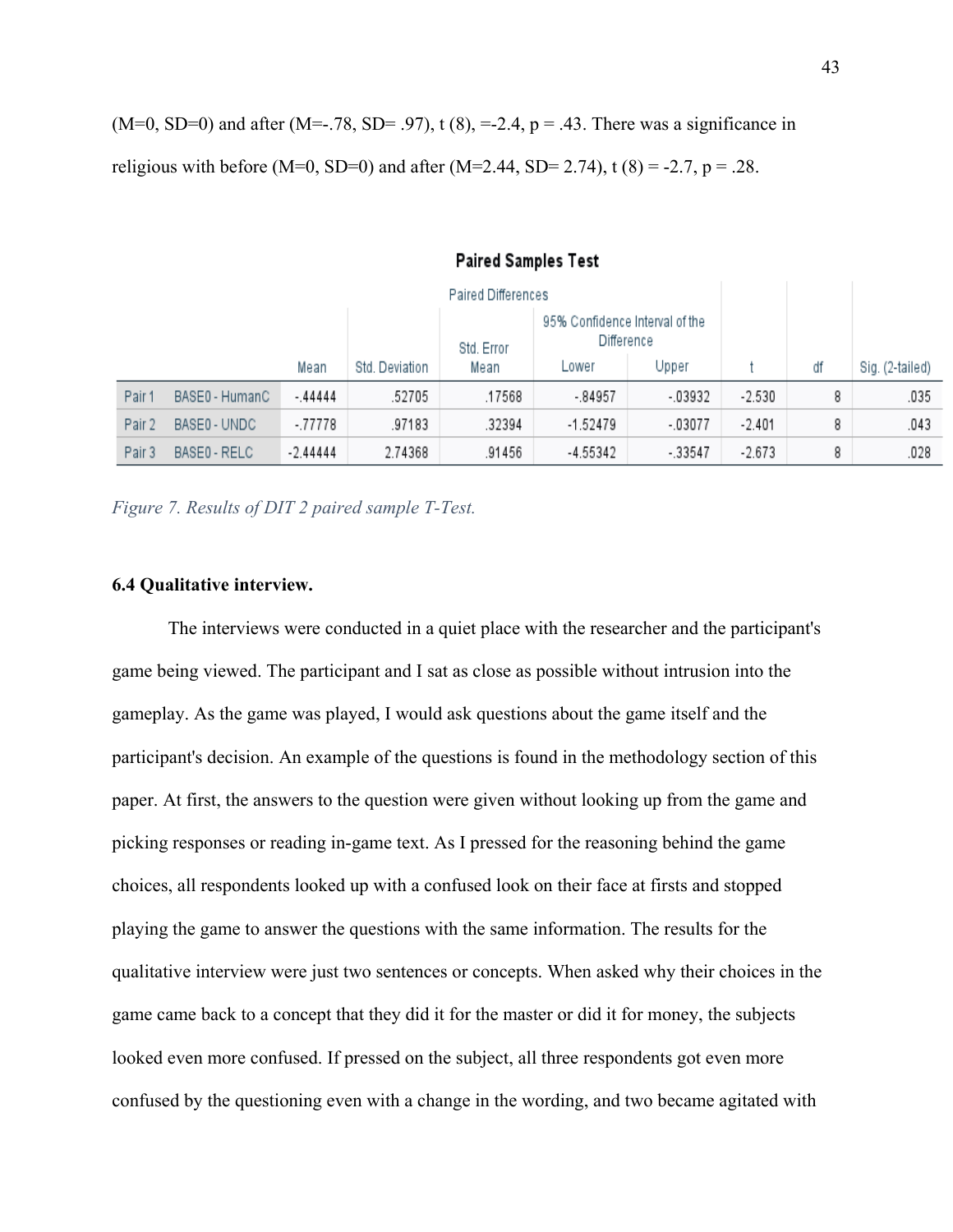(M=0, SD=0) and after (M=-.78, SD= .97), t (8), =-2.4, p = .43. There was a significance in religious with before (M=0, SD=0) and after (M=2.44, SD= 2.74), t (8) = -2.7, p = .28.

**Paired Samples Test**

| | | Paired Differences | | | | | t | df | Sig. (2-tailed) |
|---|---|---|---|---|---|---|---|---|---|
| | | | | | 95% Confidence Interval of the Difference | | | | |
| | | Mean | Std. Deviation | Std. Error Mean | Lower | Upper | | | |
| Pair 1 | BASE0 - HumanC | -.44444 | .52705 | .17568 | -.84957 | -.03932 | -2.530 | 8 | .035 |
| Pair 2 | BASE0 - UNDC | -.77778 | .97183 | .32394 | -1.52479 | -.03077 | -2.401 | 8 | .043 |
| Pair 3 | BASE0 - RELC | -2.44444 | 2.74368 | .91456 | -4.55342 | -.33547 | -2.673 | 8 | .028 |

*Figure 7. Results of DIT 2 paired sample T-Test.*

### 6.4 Qualitative interview.

The interviews were conducted in a quiet place with the researcher and the participant's game being viewed. The participant and I sat as close as possible without intrusion into the gameplay. As the game was played, I would ask questions about the game itself and the participant's decision. An example of the questions is found in the methodology section of this paper. At first, the answers to the question were given without looking up from the game and picking responses or reading in-game text. As I pressed for the reasoning behind the game choices, all respondents looked up with a confused look on their face at firsts and stopped playing the game to answer the questions with the same information. The results for the qualitative interview were just two sentences or concepts. When asked why their choices in the game came back to a concept that they did it for the master or did it for money, the subjects looked even more confused. If pressed on the subject, all three respondents got even more confused by the questioning even with a change in the wording, and two became agitated with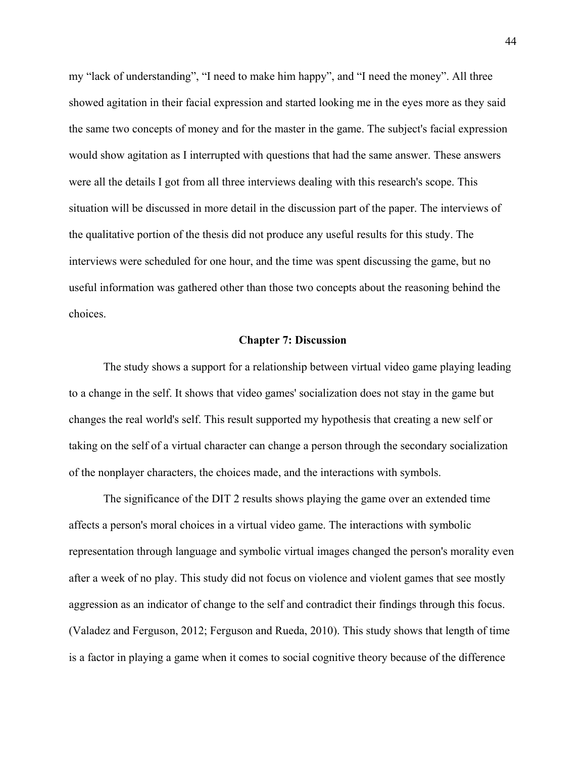my “lack of understanding”, “I need to make him happy”, and “I need the money”. All three showed agitation in their facial expression and started looking me in the eyes more as they said the same two concepts of money and for the master in the game. The subject's facial expression would show agitation as I interrupted with questions that had the same answer. These answers were all the details I got from all three interviews dealing with this research's scope. This situation will be discussed in more detail in the discussion part of the paper. The interviews of the qualitative portion of the thesis did not produce any useful results for this study. The interviews were scheduled for one hour, and the time was spent discussing the game, but no useful information was gathered other than those two concepts about the reasoning behind the choices.

## Chapter 7: Discussion

The study shows a support for a relationship between virtual video game playing leading to a change in the self. It shows that video games' socialization does not stay in the game but changes the real world's self. This result supported my hypothesis that creating a new self or taking on the self of a virtual character can change a person through the secondary socialization of the nonplayer characters, the choices made, and the interactions with symbols.

The significance of the DIT 2 results shows playing the game over an extended time affects a person's moral choices in a virtual video game. The interactions with symbolic representation through language and symbolic virtual images changed the person's morality even after a week of no play. This study did not focus on violence and violent games that see mostly aggression as an indicator of change to the self and contradict their findings through this focus. (Valadez and Ferguson, 2012; Ferguson and Rueda, 2010). This study shows that length of time is a factor in playing a game when it comes to social cognitive theory because of the difference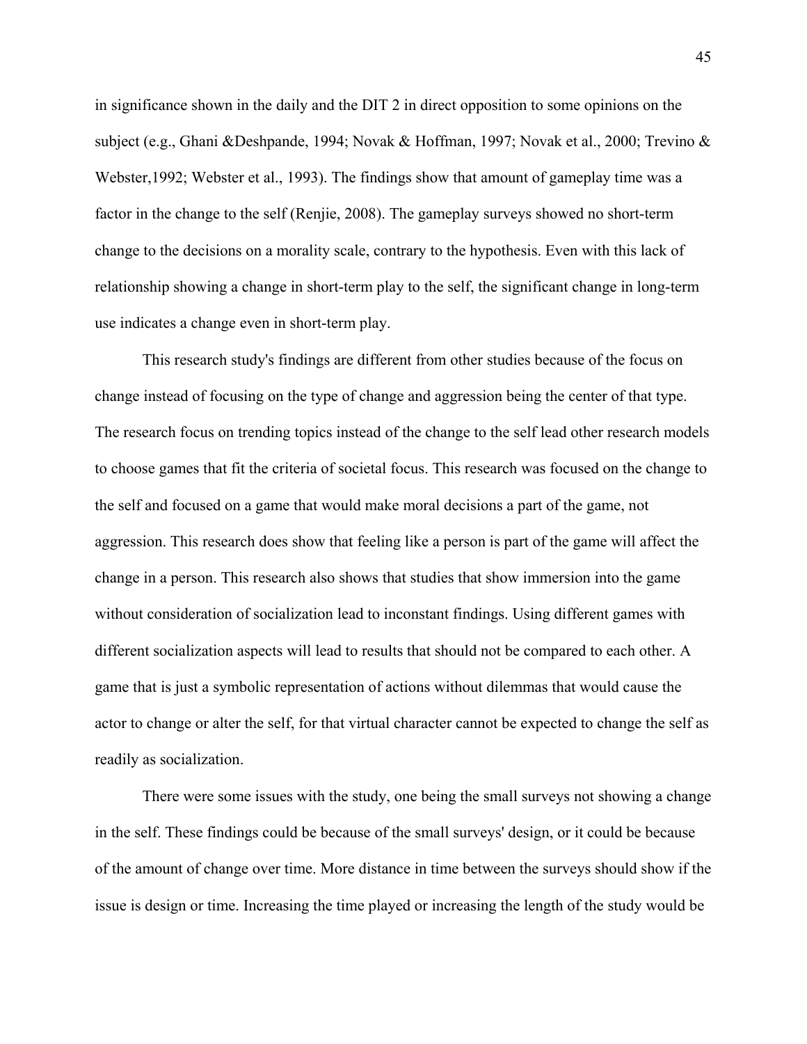in significance shown in the daily and the DIT 2 in direct opposition to some opinions on the subject (e.g., Ghani &Deshpande, 1994; Novak & Hoffman, 1997; Novak et al., 2000; Trevino & Webster,1992; Webster et al., 1993). The findings show that amount of gameplay time was a factor in the change to the self (Renjie, 2008). The gameplay surveys showed no short-term change to the decisions on a morality scale, contrary to the hypothesis. Even with this lack of relationship showing a change in short-term play to the self, the significant change in long-term use indicates a change even in short-term play.

This research study's findings are different from other studies because of the focus on change instead of focusing on the type of change and aggression being the center of that type. The research focus on trending topics instead of the change to the self lead other research models to choose games that fit the criteria of societal focus. This research was focused on the change to the self and focused on a game that would make moral decisions a part of the game, not aggression. This research does show that feeling like a person is part of the game will affect the change in a person. This research also shows that studies that show immersion into the game without consideration of socialization lead to inconstant findings. Using different games with different socialization aspects will lead to results that should not be compared to each other. A game that is just a symbolic representation of actions without dilemmas that would cause the actor to change or alter the self, for that virtual character cannot be expected to change the self as readily as socialization.

There were some issues with the study, one being the small surveys not showing a change in the self. These findings could be because of the small surveys' design, or it could be because of the amount of change over time. More distance in time between the surveys should show if the issue is design or time. Increasing the time played or increasing the length of the study would be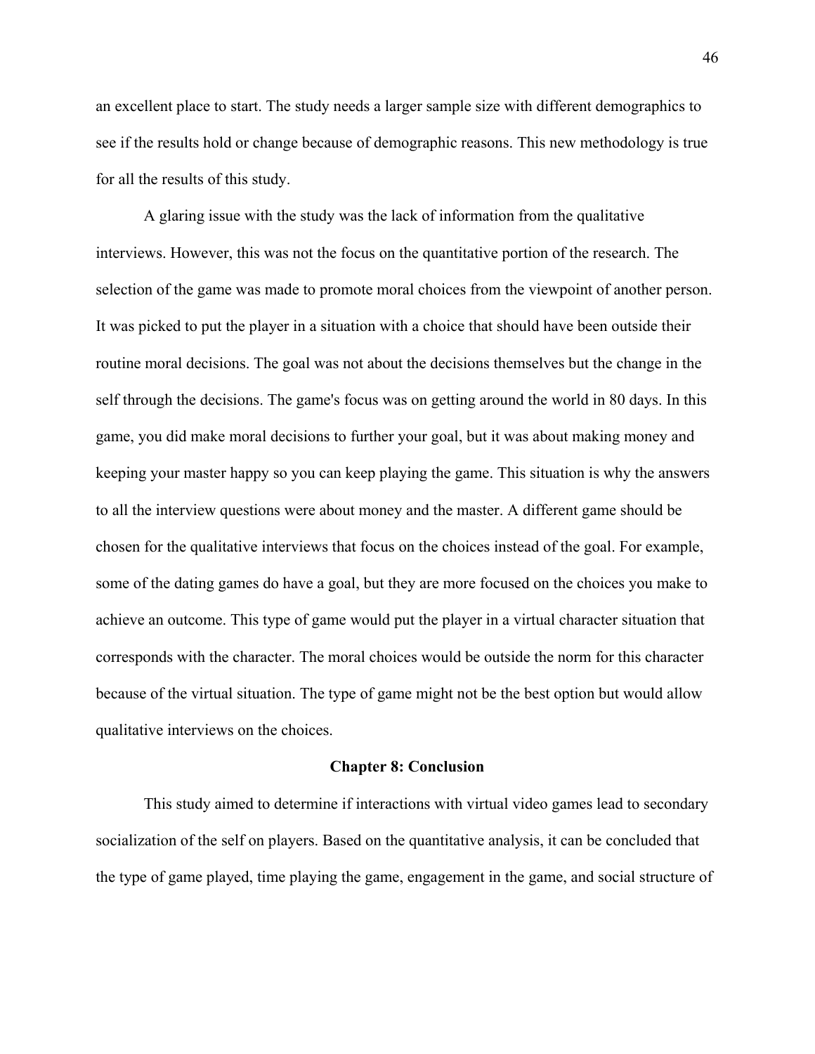an excellent place to start. The study needs a larger sample size with different demographics to see if the results hold or change because of demographic reasons. This new methodology is true for all the results of this study.

A glaring issue with the study was the lack of information from the qualitative interviews. However, this was not the focus on the quantitative portion of the research. The selection of the game was made to promote moral choices from the viewpoint of another person. It was picked to put the player in a situation with a choice that should have been outside their routine moral decisions. The goal was not about the decisions themselves but the change in the self through the decisions. The game's focus was on getting around the world in 80 days. In this game, you did make moral decisions to further your goal, but it was about making money and keeping your master happy so you can keep playing the game. This situation is why the answers to all the interview questions were about money and the master. A different game should be chosen for the qualitative interviews that focus on the choices instead of the goal. For example, some of the dating games do have a goal, but they are more focused on the choices you make to achieve an outcome. This type of game would put the player in a virtual character situation that corresponds with the character. The moral choices would be outside the norm for this character because of the virtual situation. The type of game might not be the best option but would allow qualitative interviews on the choices.

## Chapter 8: Conclusion

This study aimed to determine if interactions with virtual video games lead to secondary socialization of the self on players. Based on the quantitative analysis, it can be concluded that the type of game played, time playing the game, engagement in the game, and social structure of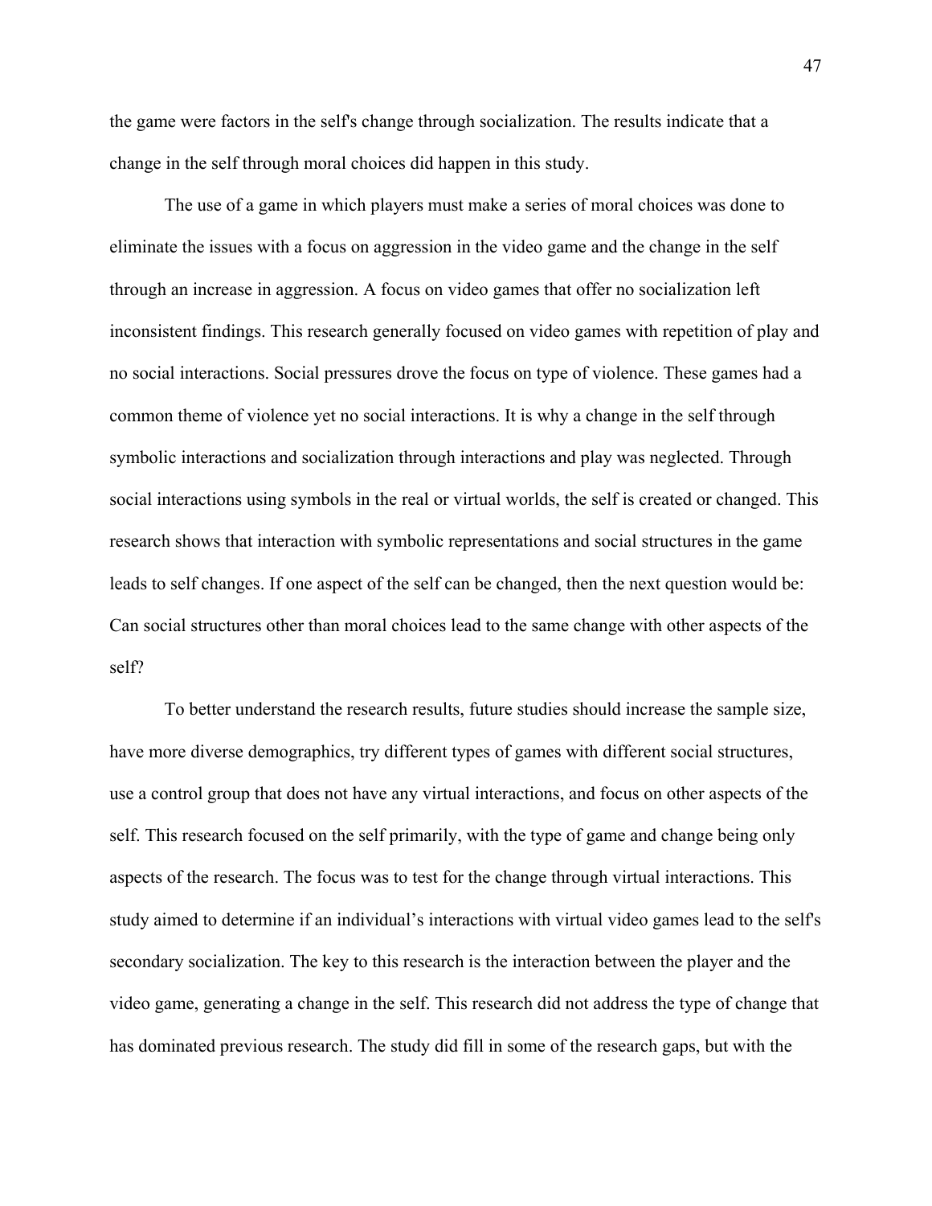the game were factors in the self's change through socialization. The results indicate that a change in the self through moral choices did happen in this study.

The use of a game in which players must make a series of moral choices was done to eliminate the issues with a focus on aggression in the video game and the change in the self through an increase in aggression. A focus on video games that offer no socialization left inconsistent findings. This research generally focused on video games with repetition of play and no social interactions. Social pressures drove the focus on type of violence. These games had a common theme of violence yet no social interactions. It is why a change in the self through symbolic interactions and socialization through interactions and play was neglected. Through social interactions using symbols in the real or virtual worlds, the self is created or changed. This research shows that interaction with symbolic representations and social structures in the game leads to self changes. If one aspect of the self can be changed, then the next question would be: Can social structures other than moral choices lead to the same change with other aspects of the self?

To better understand the research results, future studies should increase the sample size, have more diverse demographics, try different types of games with different social structures, use a control group that does not have any virtual interactions, and focus on other aspects of the self. This research focused on the self primarily, with the type of game and change being only aspects of the research. The focus was to test for the change through virtual interactions. This study aimed to determine if an individual's interactions with virtual video games lead to the self's secondary socialization. The key to this research is the interaction between the player and the video game, generating a change in the self. This research did not address the type of change that has dominated previous research. The study did fill in some of the research gaps, but with the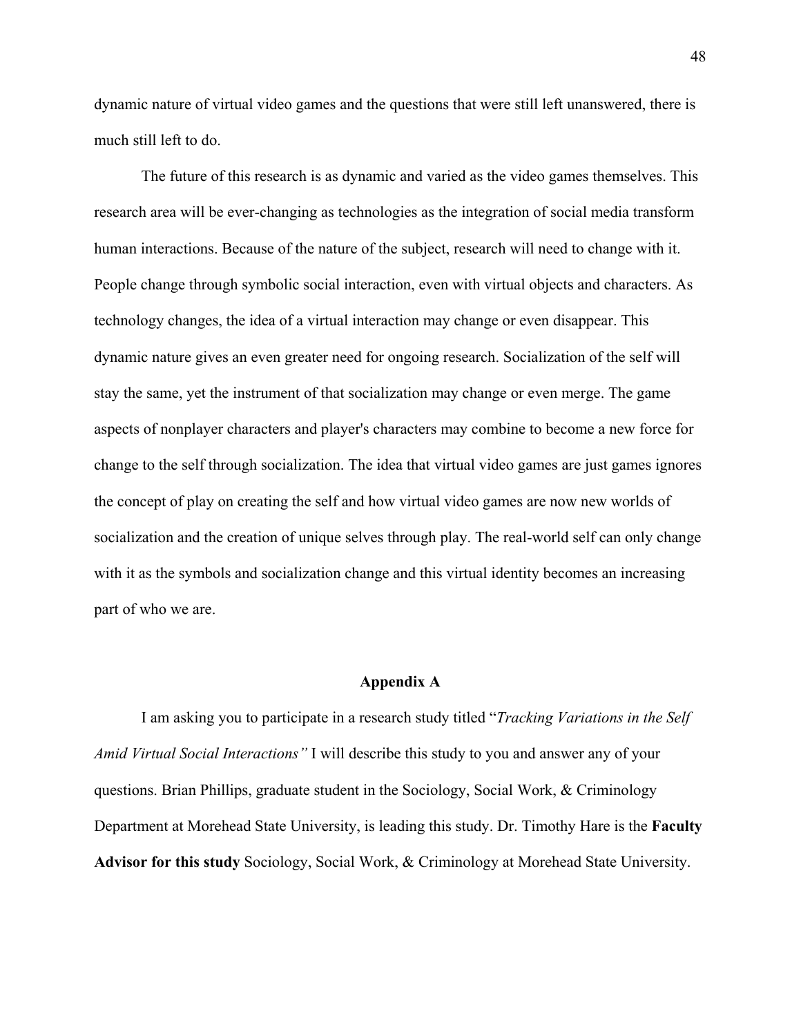dynamic nature of virtual video games and the questions that were still left unanswered, there is much still left to do.

The future of this research is as dynamic and varied as the video games themselves. This research area will be ever-changing as technologies as the integration of social media transform human interactions. Because of the nature of the subject, research will need to change with it. People change through symbolic social interaction, even with virtual objects and characters. As technology changes, the idea of a virtual interaction may change or even disappear. This dynamic nature gives an even greater need for ongoing research. Socialization of the self will stay the same, yet the instrument of that socialization may change or even merge. The game aspects of nonplayer characters and player's characters may combine to become a new force for change to the self through socialization. The idea that virtual video games are just games ignores the concept of play on creating the self and how virtual video games are now new worlds of socialization and the creation of unique selves through play. The real-world self can only change with it as the symbols and socialization change and this virtual identity becomes an increasing part of who we are.

## Appendix A

I am asking you to participate in a research study titled "*Tracking Variations in the Self Amid Virtual Social Interactions"* I will describe this study to you and answer any of your questions. Brian Phillips, graduate student in the Sociology, Social Work, & Criminology Department at Morehead State University, is leading this study. Dr. Timothy Hare is the **Faculty Advisor for this study** Sociology, Social Work, & Criminology at Morehead State University.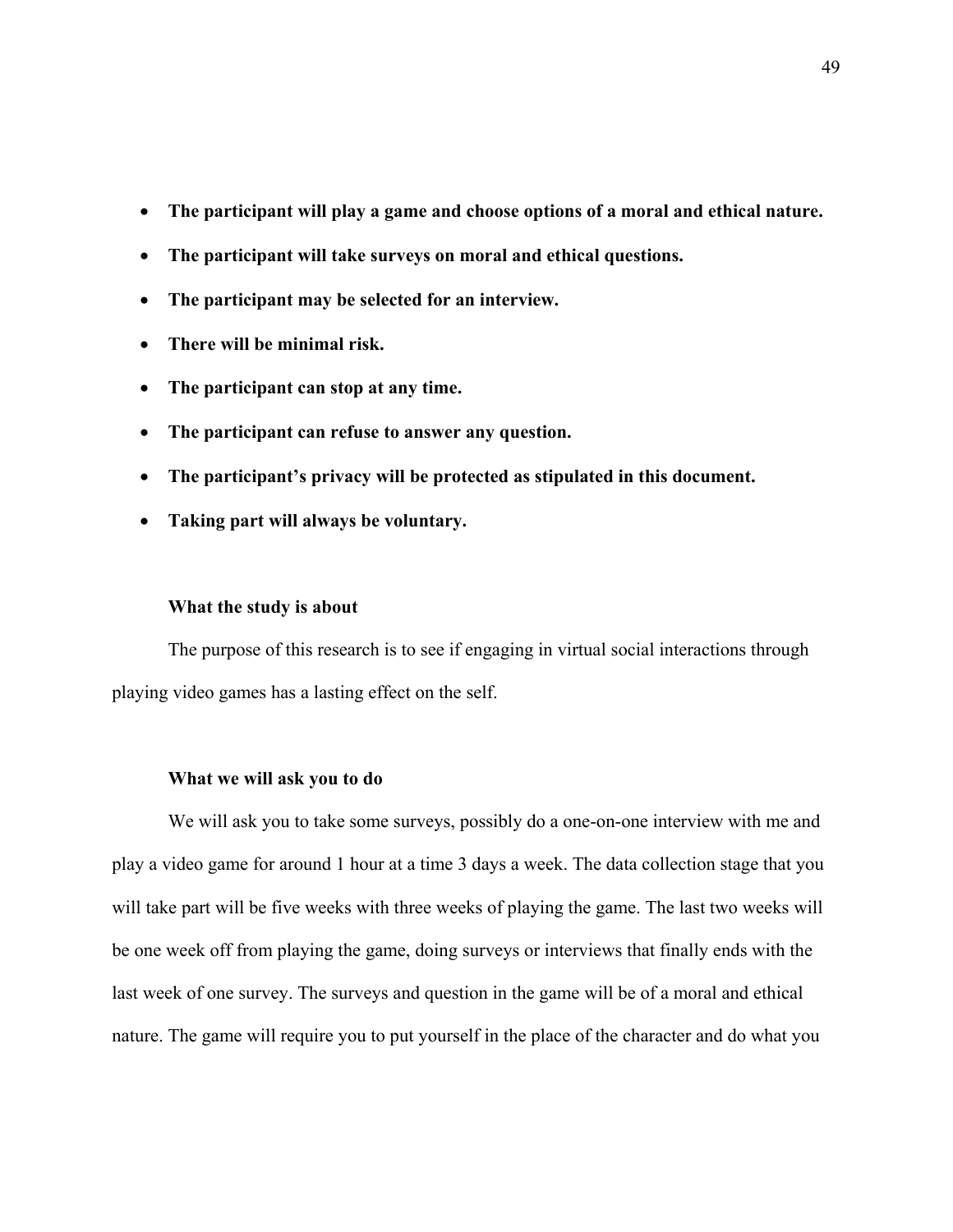- **The participant will play a game and choose options of a moral and ethical nature.**
- **The participant will take surveys on moral and ethical questions.**
- **The participant may be selected for an interview.**
- **There will be minimal risk.**
- **The participant can stop at any time.**
- **The participant can refuse to answer any question.**
- **The participant's privacy will be protected as stipulated in this document.**
- **Taking part will always be voluntary.**

**What the study is about**

The purpose of this research is to see if engaging in virtual social interactions through playing video games has a lasting effect on the self.

**What we will ask you to do**

We will ask you to take some surveys, possibly do a one-on-one interview with me and play a video game for around 1 hour at a time 3 days a week. The data collection stage that you will take part will be five weeks with three weeks of playing the game. The last two weeks will be one week off from playing the game, doing surveys or interviews that finally ends with the last week of one survey. The surveys and question in the game will be of a moral and ethical nature. The game will require you to put yourself in the place of the character and do what you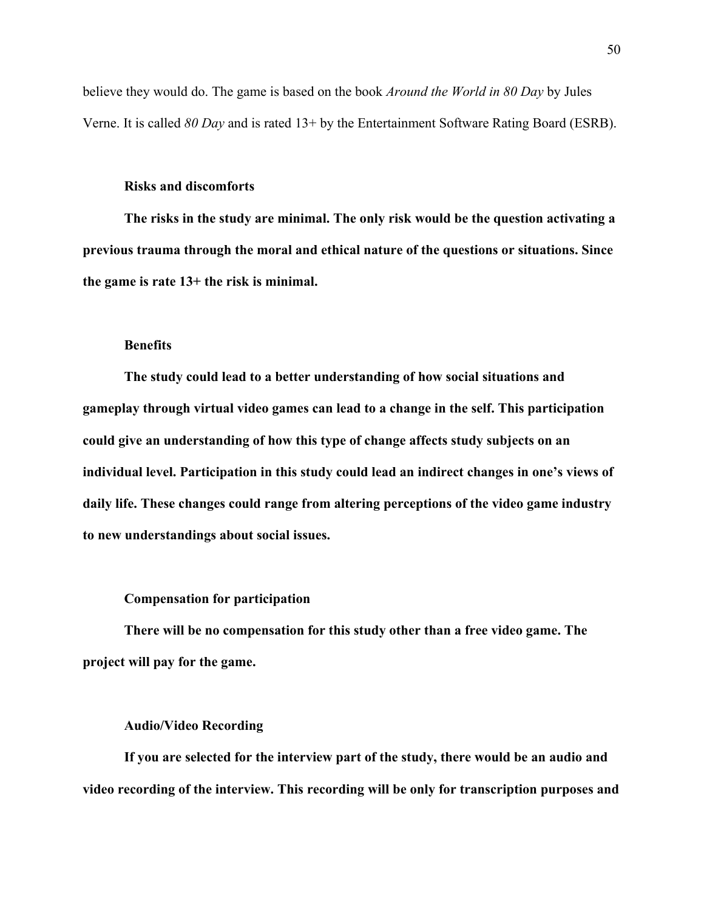believe they would do. The game is based on the book *Around the World in 80 Day* by Jules Verne. It is called *80 Day* and is rated 13+ by the Entertainment Software Rating Board (ESRB).

**Risks and discomforts**

**The risks in the study are minimal. The only risk would be the question activating a previous trauma through the moral and ethical nature of the questions or situations. Since the game is rate 13+ the risk is minimal.**

**Benefits**

**The study could lead to a better understanding of how social situations and gameplay through virtual video games can lead to a change in the self. This participation could give an understanding of how this type of change affects study subjects on an individual level. Participation in this study could lead an indirect changes in one's views of daily life. These changes could range from altering perceptions of the video game industry to new understandings about social issues.**

**Compensation for participation**

**There will be no compensation for this study other than a free video game. The project will pay for the game.**

**Audio/Video Recording**

**If you are selected for the interview part of the study, there would be an audio and video recording of the interview. This recording will be only for transcription purposes and**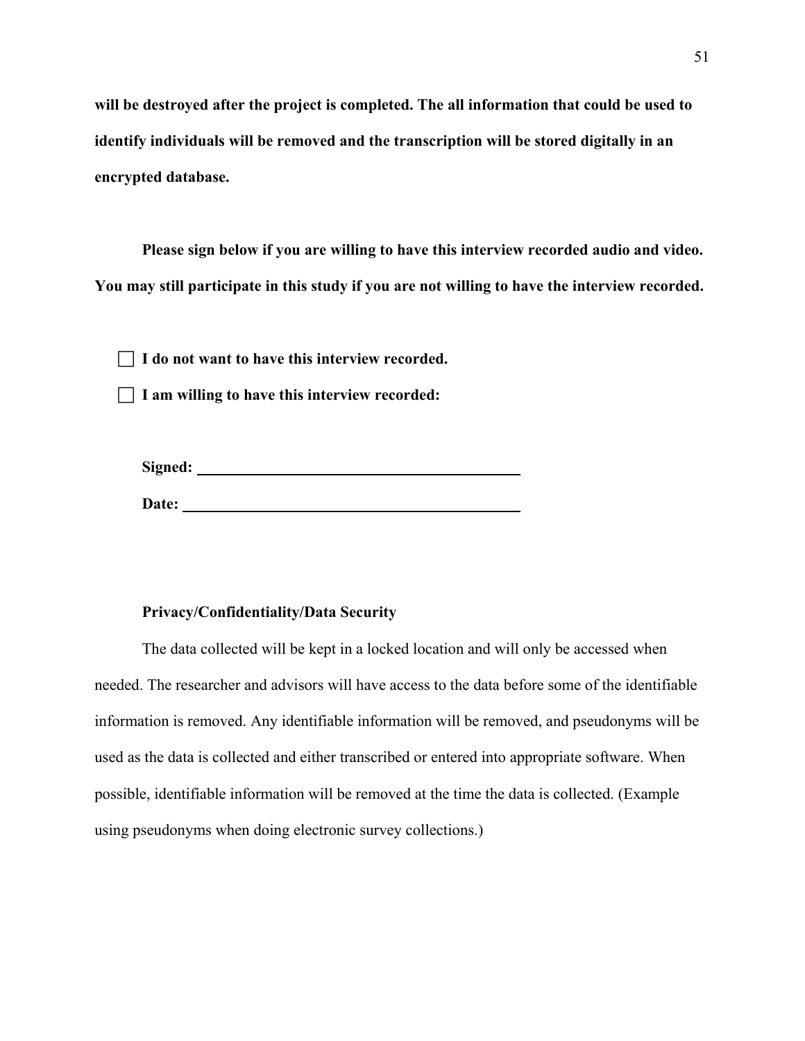**will be destroyed after the project is completed. The all information that could be used to identify individuals will be removed and the transcription will be stored digitally in an encrypted database.**

**Please sign below if you are willing to have this interview recorded audio and video. You may still participate in this study if you are not willing to have the interview recorded.**

☐ **I do not want to have this interview recorded.**

☐ **I am willing to have this interview recorded:**

**Signed:** ____________________________________

**Date:** ____________________________________

**Privacy/Confidentiality/Data Security**

The data collected will be kept in a locked location and will only be accessed when needed. The researcher and advisors will have access to the data before some of the identifiable information is removed. Any identifiable information will be removed, and pseudonyms will be used as the data is collected and either transcribed or entered into appropriate software. When possible, identifiable information will be removed at the time the data is collected. (Example using pseudonyms when doing electronic survey collections.)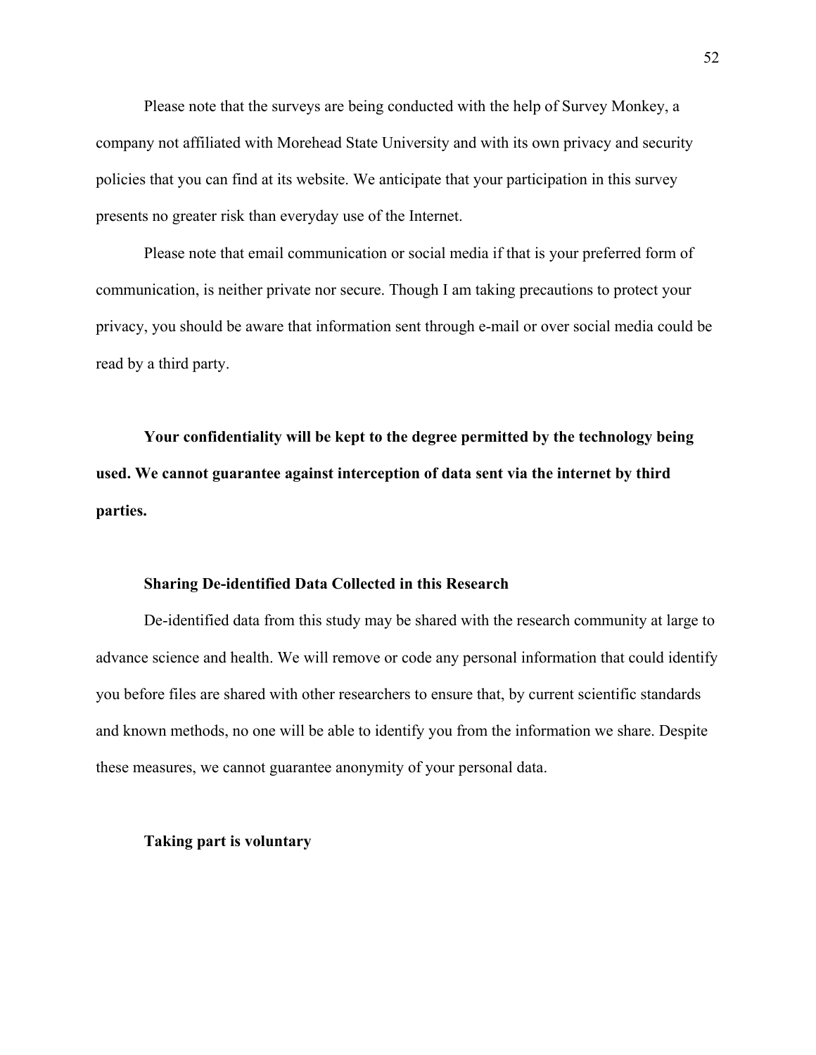Please note that the surveys are being conducted with the help of Survey Monkey, a company not affiliated with Morehead State University and with its own privacy and security policies that you can find at its website. We anticipate that your participation in this survey presents no greater risk than everyday use of the Internet.

Please note that email communication or social media if that is your preferred form of communication, is neither private nor secure. Though I am taking precautions to protect your privacy, you should be aware that information sent through e-mail or over social media could be read by a third party.

**Your confidentiality will be kept to the degree permitted by the technology being used. We cannot guarantee against interception of data sent via the internet by third parties.**

**Sharing De-identified Data Collected in this Research**

De-identified data from this study may be shared with the research community at large to advance science and health. We will remove or code any personal information that could identify you before files are shared with other researchers to ensure that, by current scientific standards and known methods, no one will be able to identify you from the information we share. Despite these measures, we cannot guarantee anonymity of your personal data.

**Taking part is voluntary**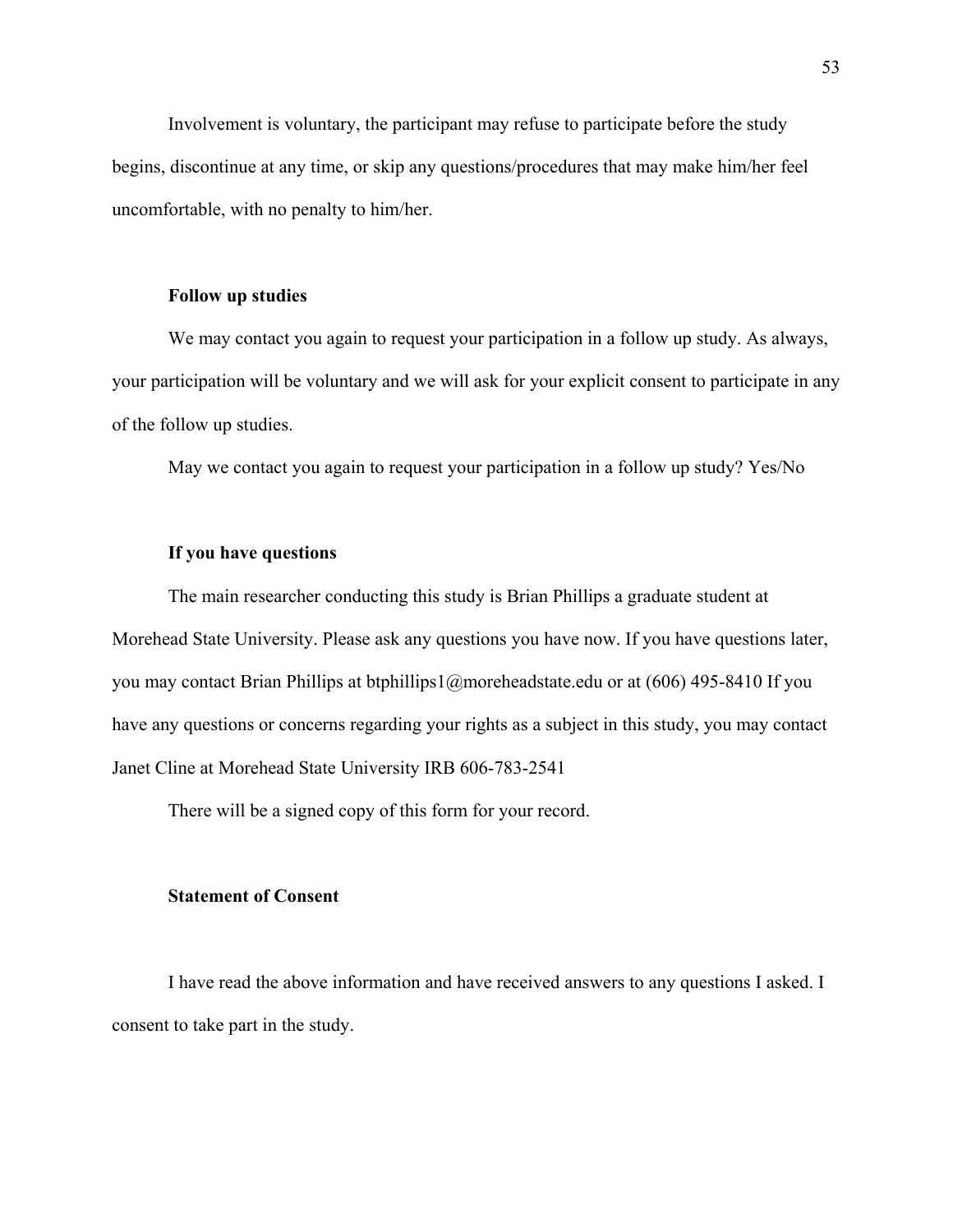Involvement is voluntary, the participant may refuse to participate before the study begins, discontinue at any time, or skip any questions/procedures that may make him/her feel uncomfortable, with no penalty to him/her.

**Follow up studies**

We may contact you again to request your participation in a follow up study. As always, your participation will be voluntary and we will ask for your explicit consent to participate in any of the follow up studies.

May we contact you again to request your participation in a follow up study? Yes/No

**If you have questions**

The main researcher conducting this study is Brian Phillips a graduate student at Morehead State University. Please ask any questions you have now. If you have questions later, you may contact Brian Phillips at btphillips1@moreheadstate.edu or at (606) 495-8410 If you have any questions or concerns regarding your rights as a subject in this study, you may contact Janet Cline at Morehead State University IRB 606-783-2541

There will be a signed copy of this form for your record.

**Statement of Consent**

I have read the above information and have received answers to any questions I asked. I consent to take part in the study.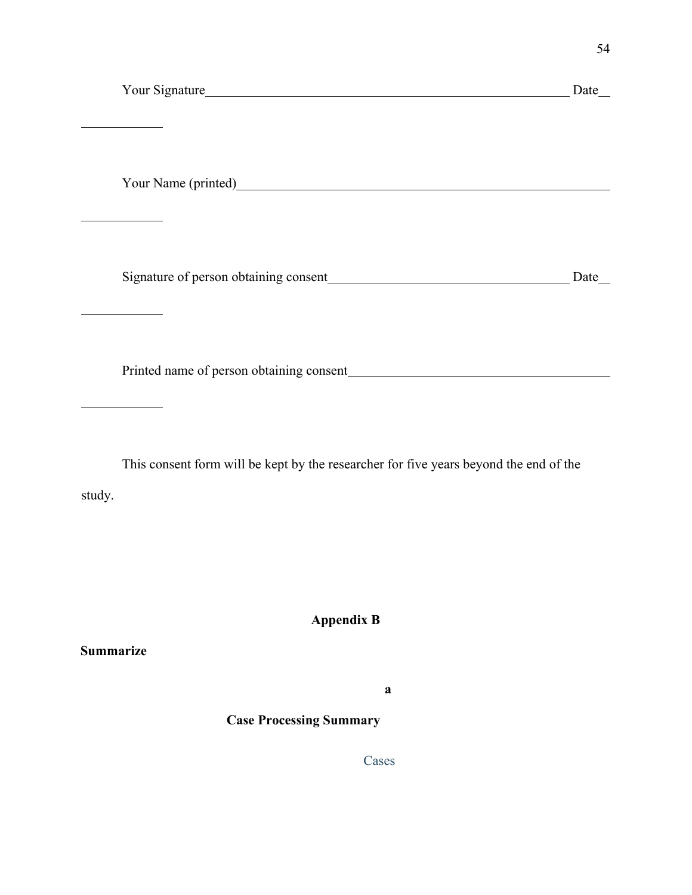Your Signature_______________________________________________ Date____________

Your Name (printed)____________________________________________________________

Signature of person obtaining consent_____________________________ Date____________

Printed name of person obtaining consent____________________________________________

This consent form will be kept by the researcher for five years beyond the end of the study.

**Appendix B**

**Summarize**

**Case Processing Summary[a]**

Cases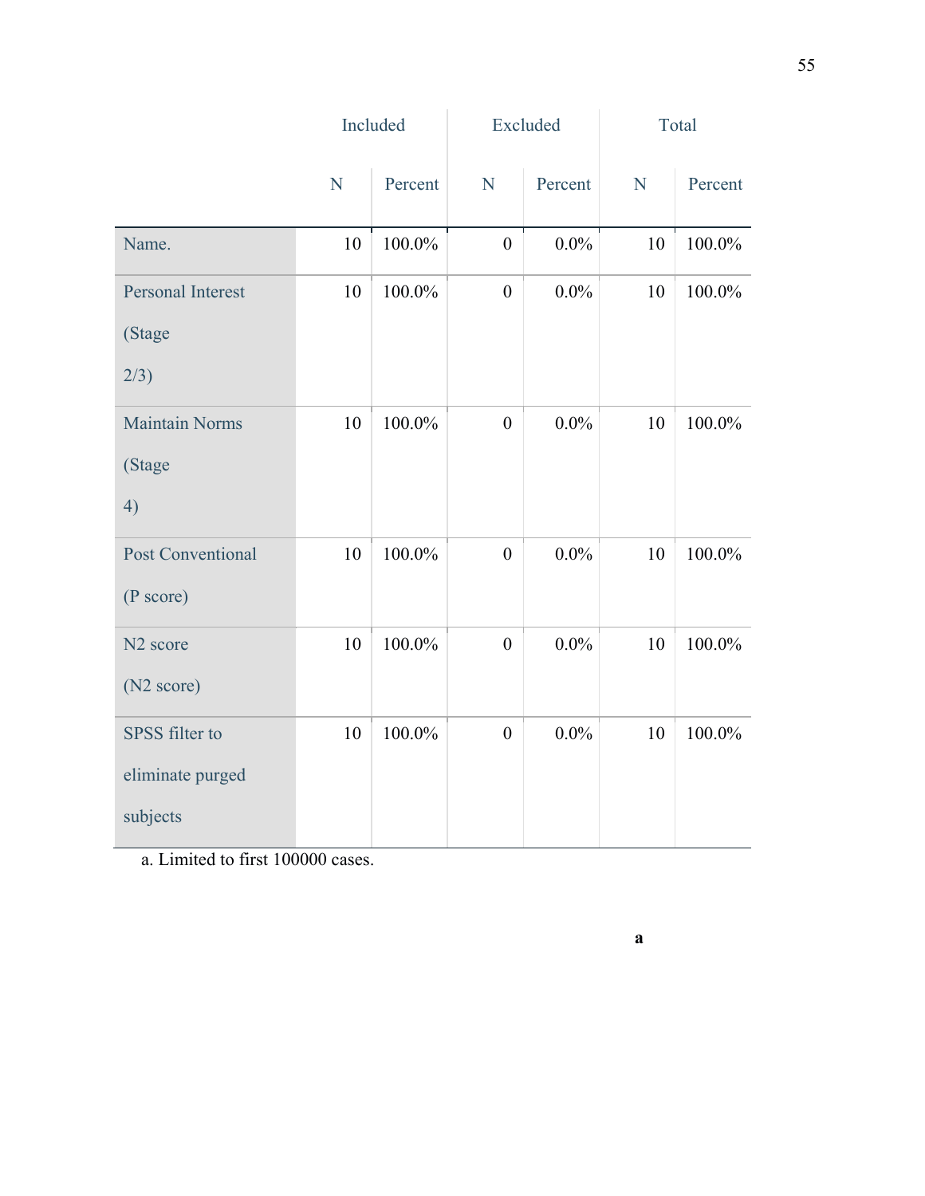| | Included | | Excluded | | Total | |
|---|---|---|---|---|---|---|
| | N | Percent | N | Percent | N | Percent |
| Name. | 10 | 100.0% | 0 | 0.0% | 10 | 100.0% |
| Personal Interest (Stage 2/3) | 10 | 100.0% | 0 | 0.0% | 10 | 100.0% |
| Maintain Norms (Stage 4) | 10 | 100.0% | 0 | 0.0% | 10 | 100.0% |
| Post Conventional (P score) | 10 | 100.0% | 0 | 0.0% | 10 | 100.0% |
| N2 score (N2 score) | 10 | 100.0% | 0 | 0.0% | 10 | 100.0% |
| SPSS filter to eliminate purged subjects | 10 | 100.0% | 0 | 0.0% | 10 | 100.0% |

a. Limited to first 100000 cases.

**a**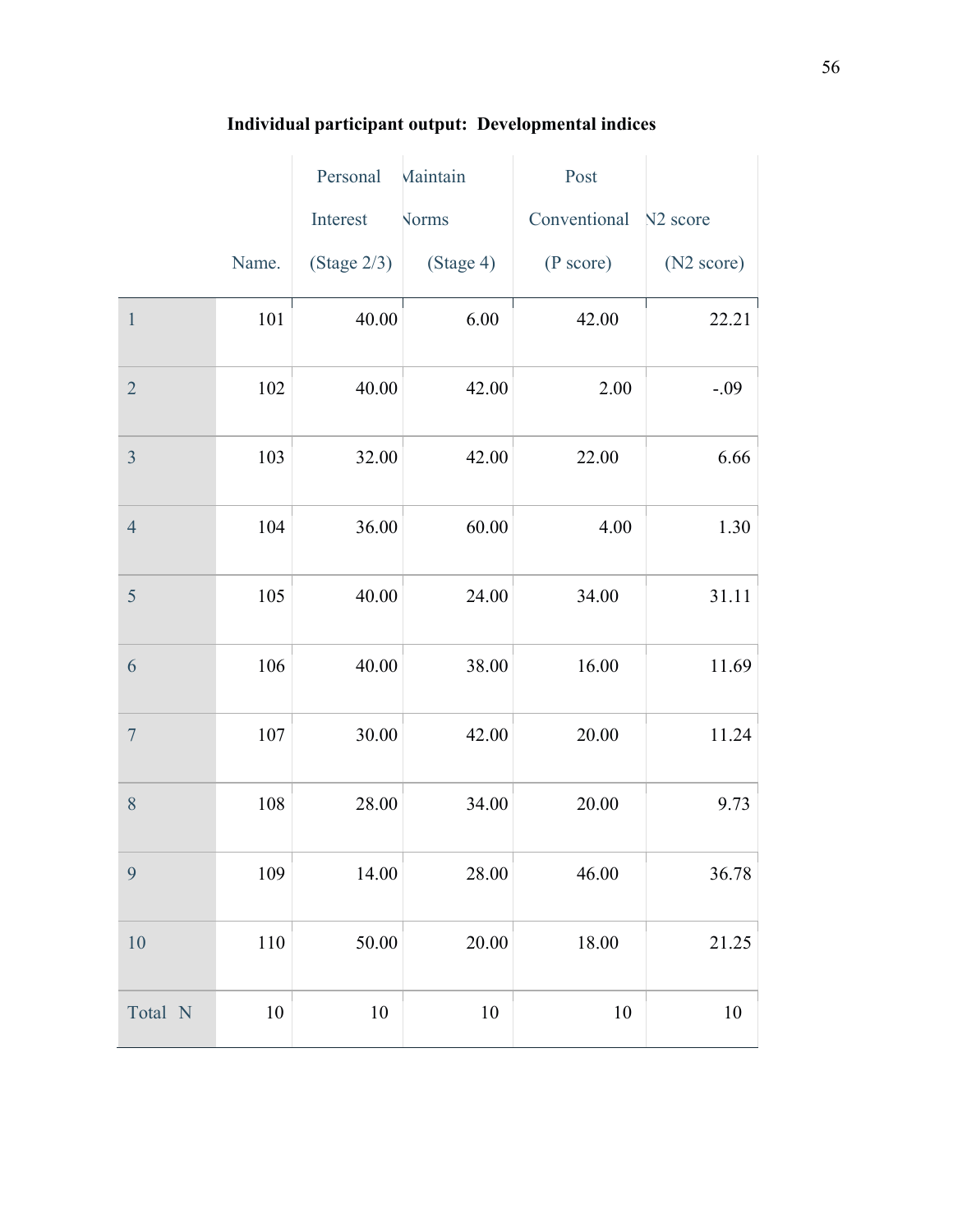**Individual participant output: Developmental indices**

| | Name. | Personal Interest (Stage 2/3) | Maintain Norms (Stage 4) | Post Conventional (P score) | N2 score (N2 score) |
|---|---|---|---|---|---|
| 1 | 101 | 40.00 | 6.00 | 42.00 | 22.21 |
| 2 | 102 | 40.00 | 42.00 | 2.00 | -.09 |
| 3 | 103 | 32.00 | 42.00 | 22.00 | 6.66 |
| 4 | 104 | 36.00 | 60.00 | 4.00 | 1.30 |
| 5 | 105 | 40.00 | 24.00 | 34.00 | 31.11 |
| 6 | 106 | 40.00 | 38.00 | 16.00 | 11.69 |
| 7 | 107 | 30.00 | 42.00 | 20.00 | 11.24 |
| 8 | 108 | 28.00 | 34.00 | 20.00 | 9.73 |
| 9 | 109 | 14.00 | 28.00 | 46.00 | 36.78 |
| 10 | 110 | 50.00 | 20.00 | 18.00 | 21.25 |
| Total N | 10 | 10 | 10 | 10 | 10 |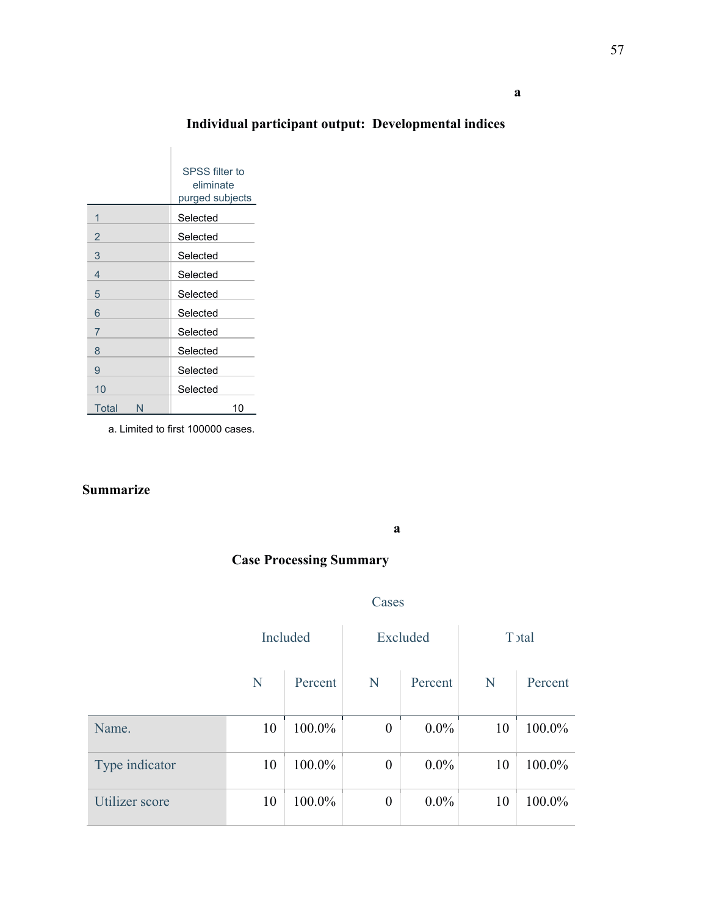**Individual participant output: Developmental indices**[a]

| | SPSS filter to eliminate purged subjects |
|---|---|
| 1 | Selected |
| 2 | Selected |
| 3 | Selected |
| 4 | Selected |
| 5 | Selected |
| 6 | Selected |
| 7 | Selected |
| 8 | Selected |
| 9 | Selected |
| 10 | Selected |
| Total N | 10 |

a. Limited to first 100000 cases.

**Summarize**

**Case Processing Summary**[a]

| | Cases | | | | | |
|---|---|---|---|---|---|---|
| | Included | | Excluded | | Total | |
| | N | Percent | N | Percent | N | Percent |
| Name. | 10 | 100.0% | 0 | 0.0% | 10 | 100.0% |
| Type indicator | 10 | 100.0% | 0 | 0.0% | 10 | 100.0% |
| Utilizer score | 10 | 100.0% | 0 | 0.0% | 10 | 100.0% |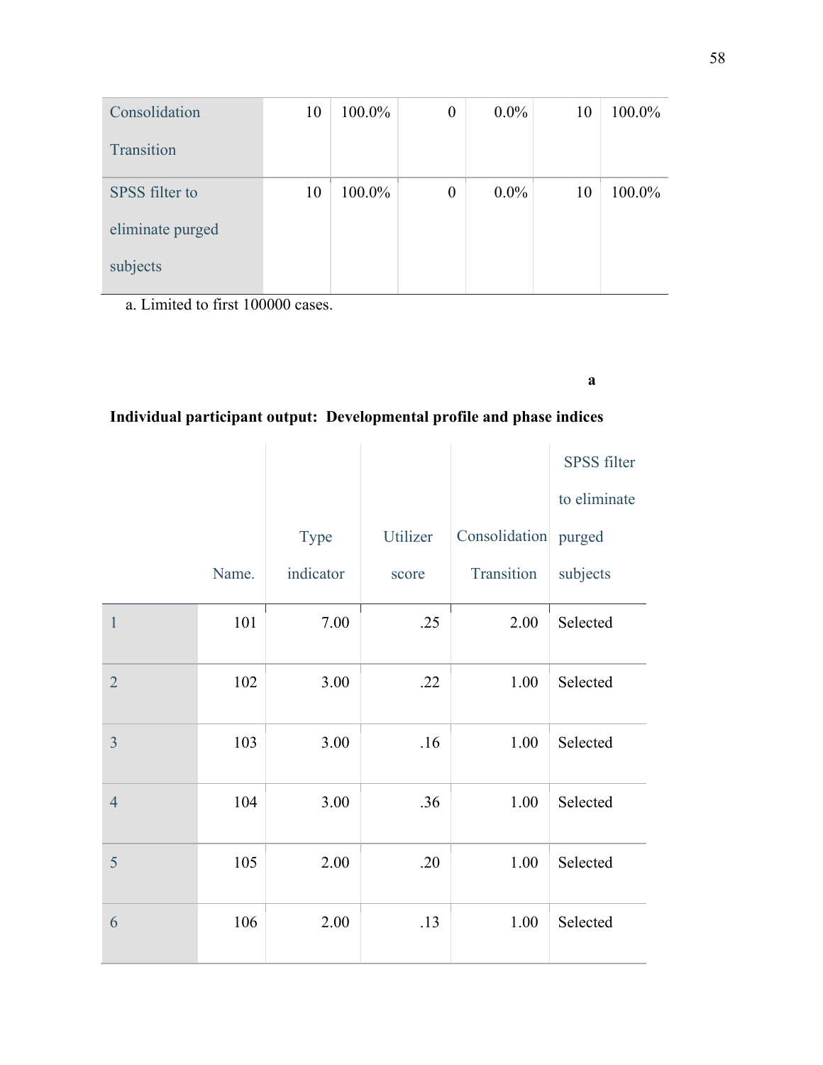| | | | | | | |
|---|---|---|---|---|---|---|
| Consolidation Transition | 10 | 100.0% | 0 | 0.0% | 10 | 100.0% |
| SPSS filter to eliminate purged subjects | 10 | 100.0% | 0 | 0.0% | 10 | 100.0% |

a. Limited to first 100000 cases.

**Individual participant output: Developmental profile and phase indices**[a]

| | Name. | Type indicator | Utilizer score | Consolidation Transition | SPSS filter to eliminate purged subjects |
|---|---|---|---|---|---|
| 1 | 101 | 7.00 | .25 | 2.00 | Selected |
| 2 | 102 | 3.00 | .22 | 1.00 | Selected |
| 3 | 103 | 3.00 | .16 | 1.00 | Selected |
| 4 | 104 | 3.00 | .36 | 1.00 | Selected |
| 5 | 105 | 2.00 | .20 | 1.00 | Selected |
| 6 | 106 | 2.00 | .13 | 1.00 | Selected |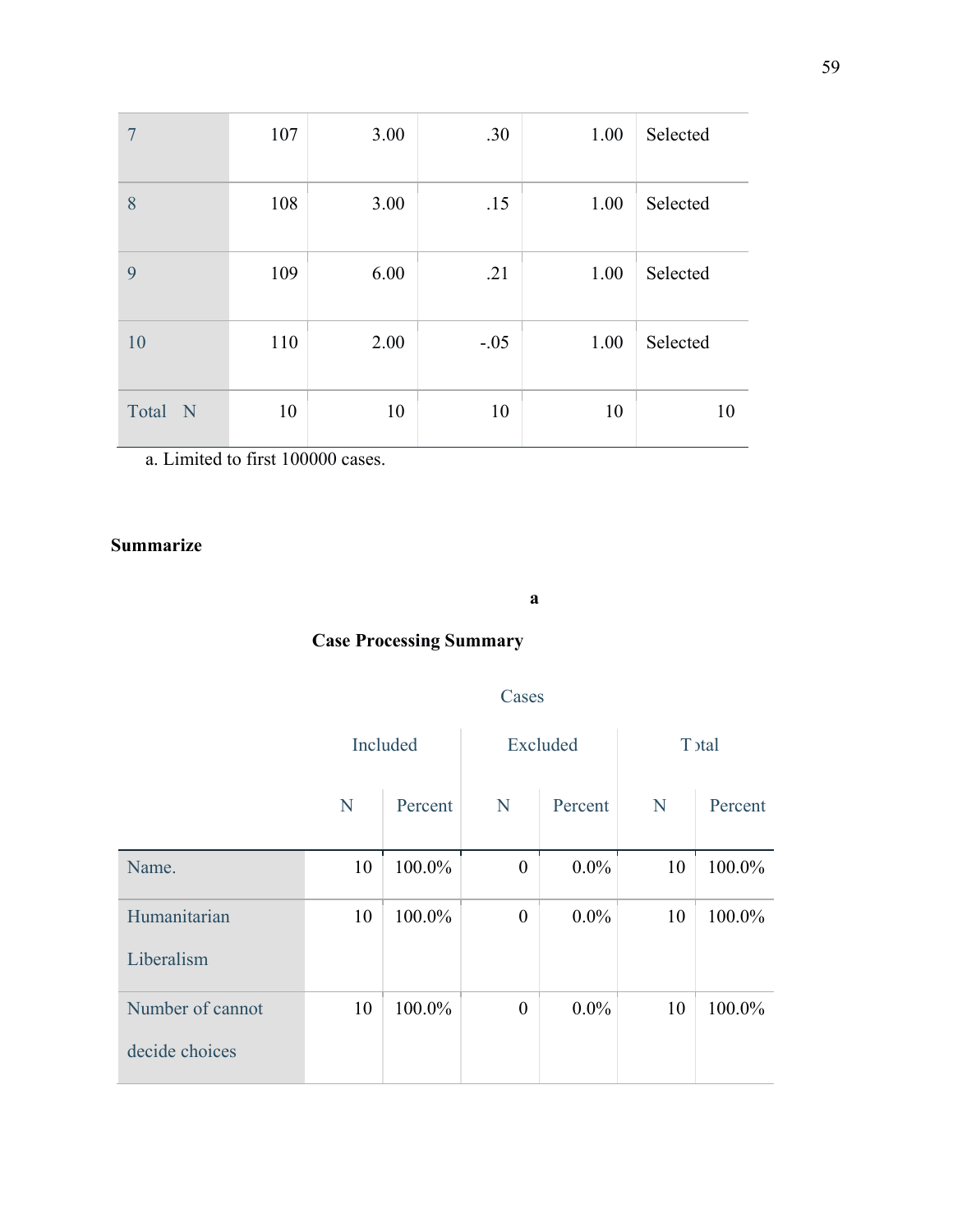| | | | | | |
|---|---|---|---|---|---|
| 7 | 107 | 3.00 | .30 | 1.00 | Selected |
| 8 | 108 | 3.00 | .15 | 1.00 | Selected |
| 9 | 109 | 6.00 | .21 | 1.00 | Selected |
| 10 | 110 | 2.00 | -.05 | 1.00 | Selected |
| Total N | 10 | 10 | 10 | 10 | 10 |

a. Limited to first 100000 cases.

**Summarize**

**Case Processing Summary**[a]

| | Cases | | | | | |
|---|---|---|---|---|---|---|
| | Included | | Excluded | | Total | |
| | N | Percent | N | Percent | N | Percent |
| Name. | 10 | 100.0% | 0 | 0.0% | 10 | 100.0% |
| Humanitarian Liberalism | 10 | 100.0% | 0 | 0.0% | 10 | 100.0% |
| Number of cannot decide choices | 10 | 100.0% | 0 | 0.0% | 10 | 100.0% |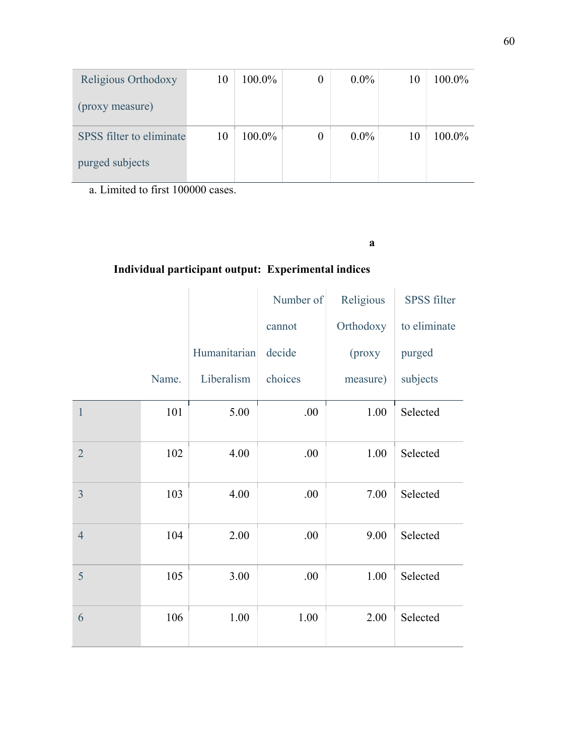| | | | | | | |
|---|---|---|---|---|---|---|
| Religious Orthodoxy (proxy measure) | 10 | 100.0% | 0 | 0.0% | 10 | 100.0% |
| SPSS filter to eliminate purged subjects | 10 | 100.0% | 0 | 0.0% | 10 | 100.0% |

a. Limited to first 100000 cases.

**Individual participant output: Experimental indices[a]**

| | Name. | Humanitarian Liberalism | Number of cannot decide choices | Religious Orthodoxy (proxy measure) | SPSS filter to eliminate purged subjects |
|---|---|---|---|---|---|
| 1 | 101 | 5.00 | .00 | 1.00 | Selected |
| 2 | 102 | 4.00 | .00 | 1.00 | Selected |
| 3 | 103 | 4.00 | .00 | 7.00 | Selected |
| 4 | 104 | 2.00 | .00 | 9.00 | Selected |
| 5 | 105 | 3.00 | .00 | 1.00 | Selected |
| 6 | 106 | 1.00 | 1.00 | 2.00 | Selected |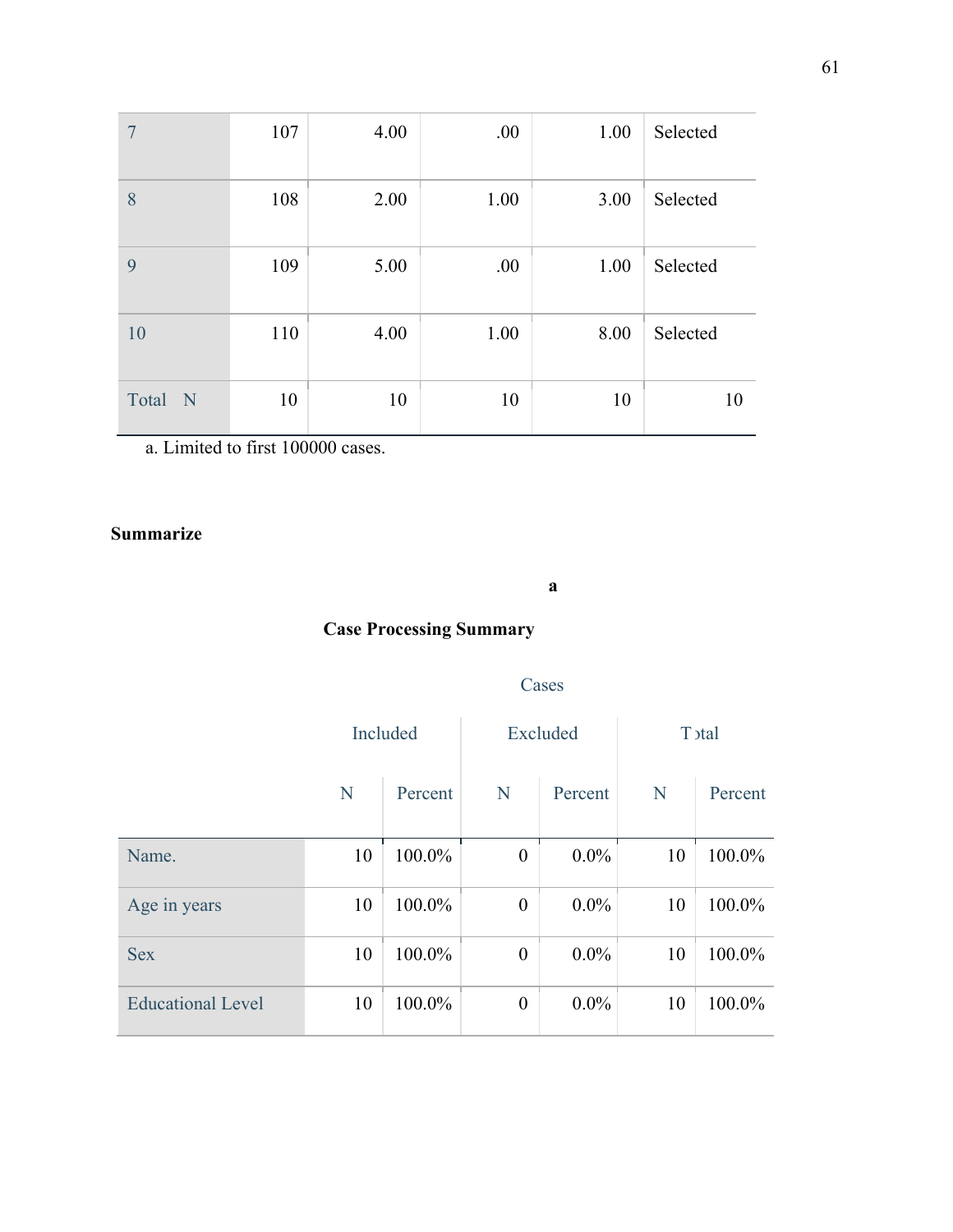| | | | | | |
|---|---|---|---|---|---|
| 7 | 107 | 4.00 | .00 | 1.00 | Selected |
| 8 | 108 | 2.00 | 1.00 | 3.00 | Selected |
| 9 | 109 | 5.00 | .00 | 1.00 | Selected |
| 10 | 110 | 4.00 | 1.00 | 8.00 | Selected |
| Total N | 10 | 10 | 10 | 10 | 10 |

a. Limited to first 100000 cases.

## Summarize

**Case Processing Summary[a]**

| | Cases | | | | | |
|---|---|---|---|---|---|---|
| | Included | | Excluded | | Total | |
| | N | Percent | N | Percent | N | Percent |
| Name. | 10 | 100.0% | 0 | 0.0% | 10 | 100.0% |
| Age in years | 10 | 100.0% | 0 | 0.0% | 10 | 100.0% |
| Sex | 10 | 100.0% | 0 | 0.0% | 10 | 100.0% |
| Educational Level | 10 | 100.0% | 0 | 0.0% | 10 | 100.0% |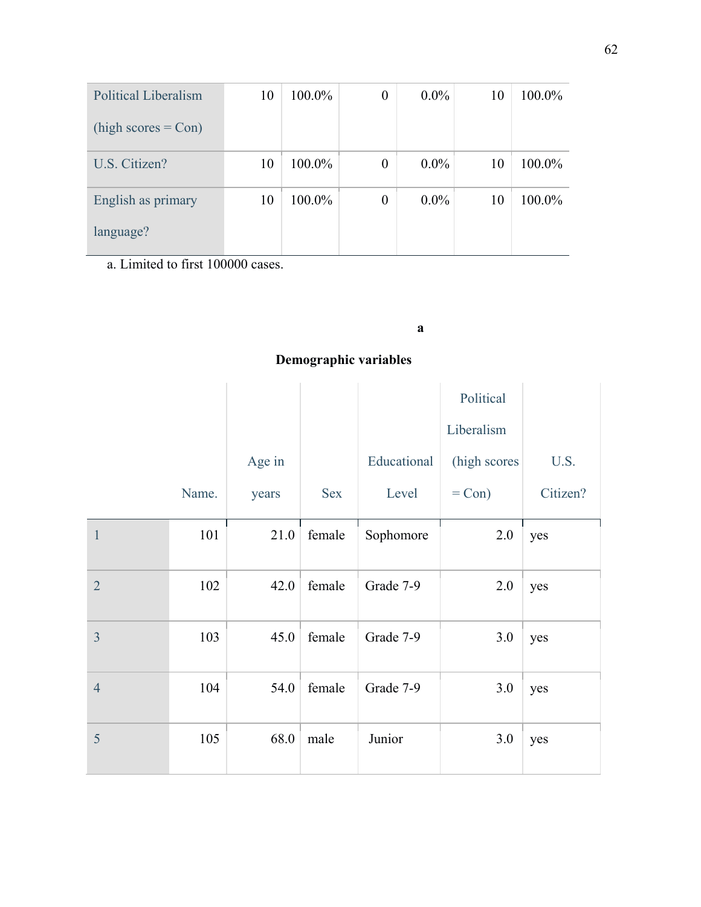| Political Liberalism (high scores = Con) | 10 | 100.0% | 0 | 0.0% | 10 | 100.0% |
|---|---|---|---|---|---|---|
| U.S. Citizen? | 10 | 100.0% | 0 | 0.0% | 10 | 100.0% |
| English as primary language? | 10 | 100.0% | 0 | 0.0% | 10 | 100.0% |

a. Limited to first 100000 cases.

**a**

**Demographic variables**

| | Name. | Age in years | Sex | Educational Level | Political Liberalism (high scores = Con) | U.S. Citizen? |
|---|---|---|---|---|---|---|
| 1 | 101 | 21.0 | female | Sophomore | 2.0 | yes |
| 2 | 102 | 42.0 | female | Grade 7-9 | 2.0 | yes |
| 3 | 103 | 45.0 | female | Grade 7-9 | 3.0 | yes |
| 4 | 104 | 54.0 | female | Grade 7-9 | 3.0 | yes |
| 5 | 105 | 68.0 | male | Junior | 3.0 | yes |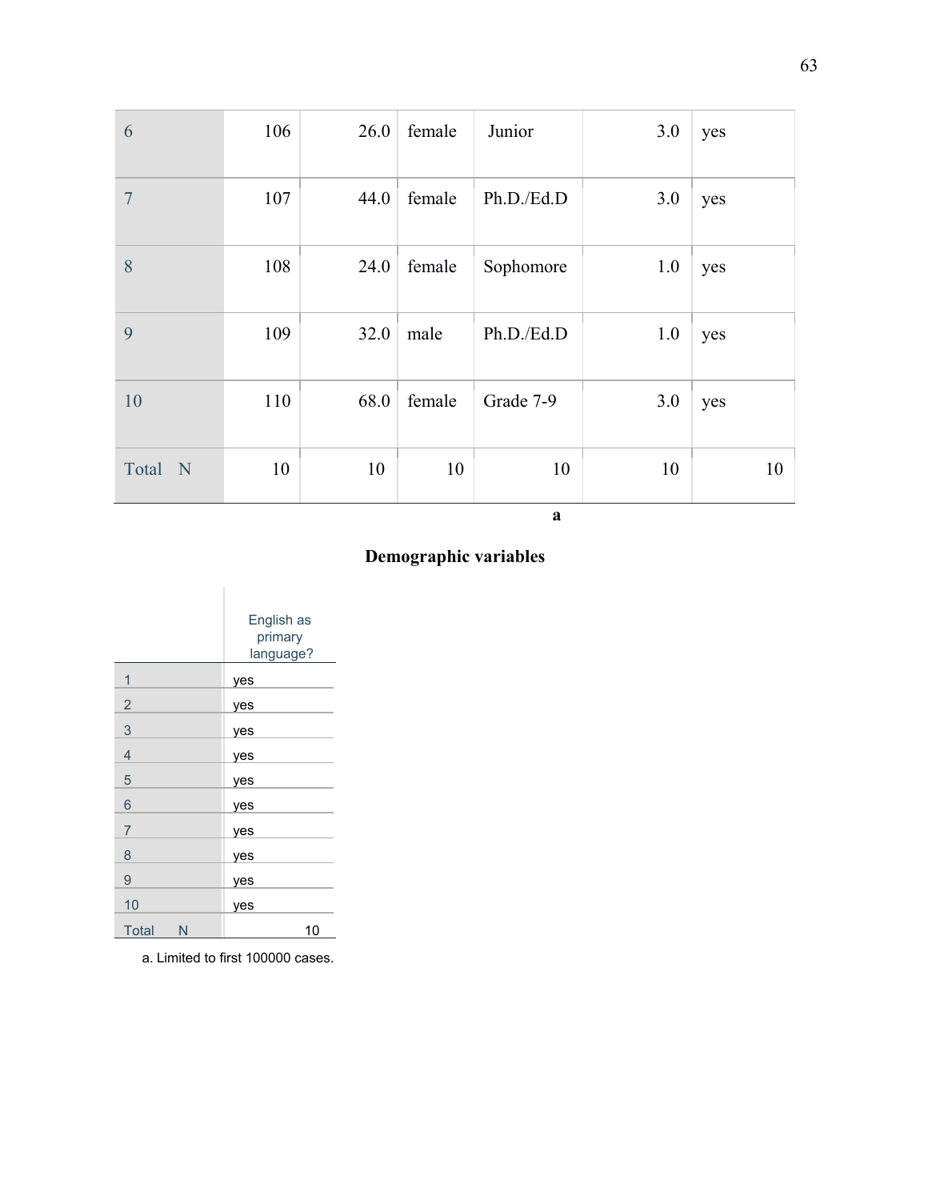| | | | | | | |
|---|---|---|---|---|---|---|
| 6 | 106 | 26.0 | female | Junior | 3.0 | yes |
| 7 | 107 | 44.0 | female | Ph.D./Ed.D | 3.0 | yes |
| 8 | 108 | 24.0 | female | Sophomore | 1.0 | yes |
| 9 | 109 | 32.0 | male | Ph.D./Ed.D | 1.0 | yes |
| 10 | 110 | 68.0 | female | Grade 7-9 | 3.0 | yes |
| Total N | 10 | 10 | 10 | 10 | 10 | 10 |

**a**

**Demographic variables**

| | English as primary language? |
|---|---|
| 1 | yes |
| 2 | yes |
| 3 | yes |
| 4 | yes |
| 5 | yes |
| 6 | yes |
| 7 | yes |
| 8 | yes |
| 9 | yes |
| 10 | yes |
| Total N | 10 |

a. Limited to first 100000 cases.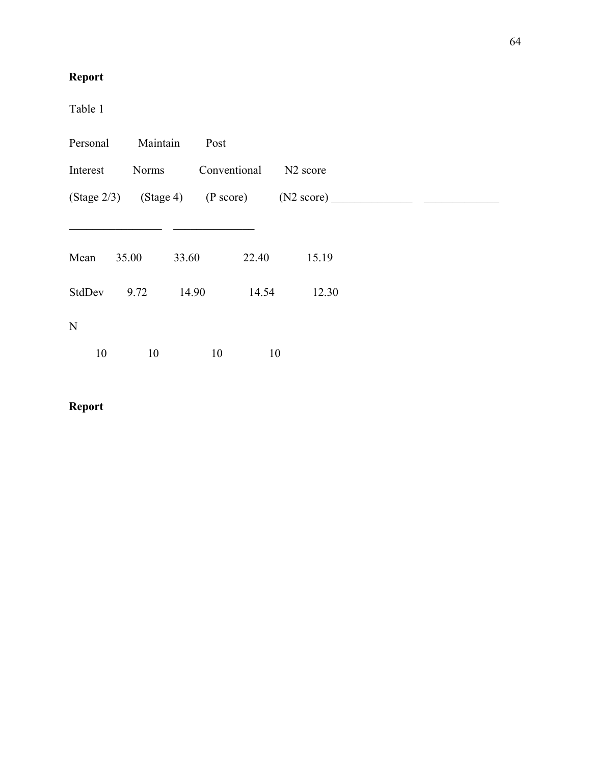**Report**

Table 1

| | Personal Interest (Stage 2/3) | Maintain Norms (Stage 4) | Post Conventional (P score) | N2 score (N2 score) |
|---|---|---|---|---|
| Mean | 35.00 | 33.60 | 22.40 | 15.19 |
| StdDev | 9.72 | 14.90 | 14.54 | 12.30 |
| N | 10 | 10 | 10 | 10 |

**Report**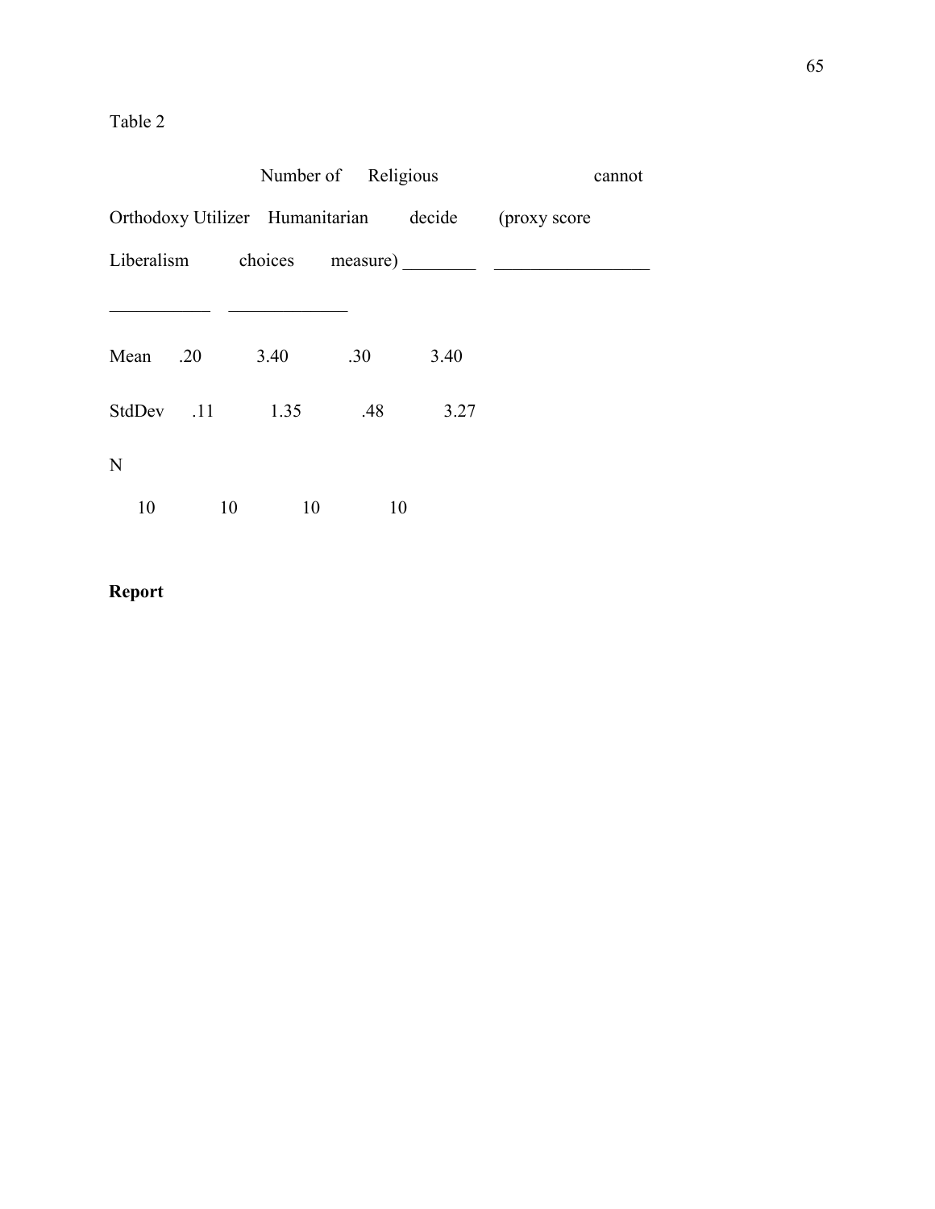Table 2

| | Orthodoxy Liberalism | Number of Utilizer choices | Religious Humanitarian measure) | cannot decide (proxy score |
|---|---|---|---|---|
| Mean | .20 | 3.40 | .30 | 3.40 |
| StdDev | .11 | 1.35 | .48 | 3.27 |
| N | 10 | 10 | 10 | 10 |

**Report**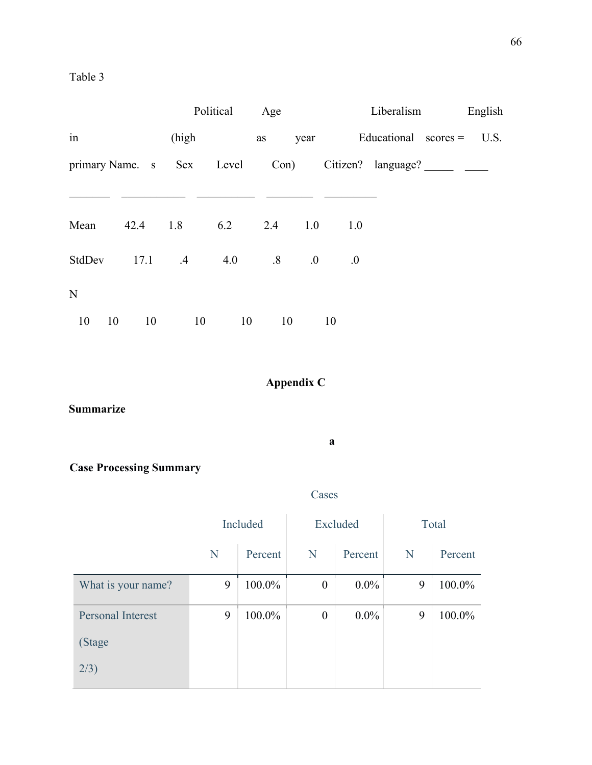Table 3

| | Name. s | Sex | Political (high Level | Age as year Con) | Educational Citizen? | Liberalism scores = language? | English in primary U.S. |
|---|---|---|---|---|---|---|---|
| Mean | 42.4 | 1.8 | 6.2 | 2.4 | 1.0 | 1.0 | |
| StdDev | 17.1 | .4 | 4.0 | .8 | .0 | .0 | |
| N | 10 | 10 | 10 | 10 | 10 | 10 | 10 |

## Appendix C

**Summarize**

**Case Processing Summary**[a]

| | Cases | | | | | |
|---|---|---|---|---|---|---|
| | Included | | Excluded | | Total | |
| | N | Percent | N | Percent | N | Percent |
| What is your name? | 9 | 100.0% | 0 | 0.0% | 9 | 100.0% |
| Personal Interest (Stage 2/3) | 9 | 100.0% | 0 | 0.0% | 9 | 100.0% |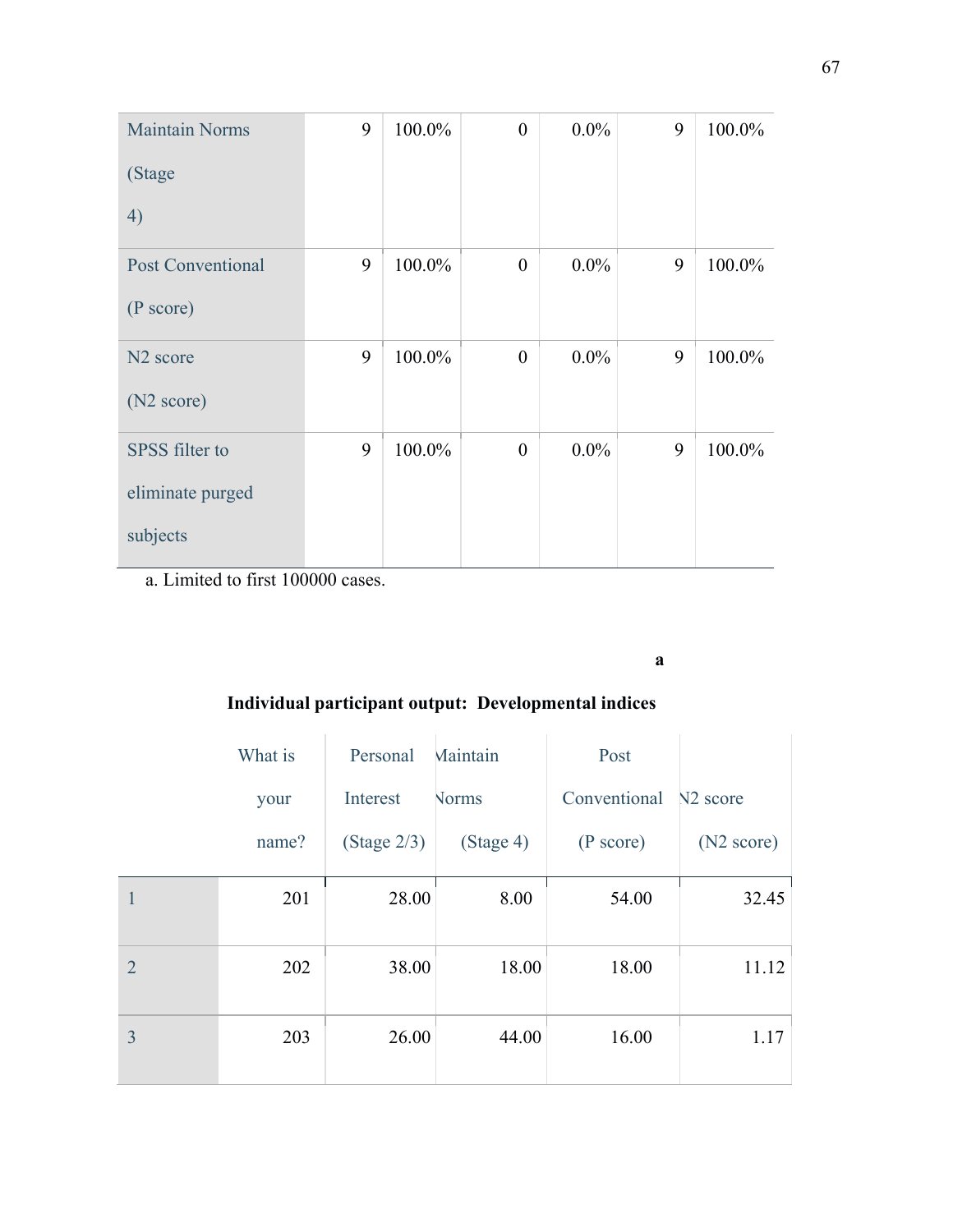| | | | | | | |
|---|---|---|---|---|---|---|
| Maintain Norms (Stage 4) | 9 | 100.0% | 0 | 0.0% | 9 | 100.0% |
| Post Conventional (P score) | 9 | 100.0% | 0 | 0.0% | 9 | 100.0% |
| N2 score (N2 score) | 9 | 100.0% | 0 | 0.0% | 9 | 100.0% |
| SPSS filter to eliminate purged subjects | 9 | 100.0% | 0 | 0.0% | 9 | 100.0% |

a. Limited to first 100000 cases.

**Individual participant output: Developmental indices**[a]

| | What is your name? | Personal Interest (Stage 2/3) | Maintain Norms (Stage 4) | Post Conventional (P score) | N2 score (N2 score) |
|---|---|---|---|---|---|
| 1 | 201 | 28.00 | 8.00 | 54.00 | 32.45 |
| 2 | 202 | 38.00 | 18.00 | 18.00 | 11.12 |
| 3 | 203 | 26.00 | 44.00 | 16.00 | 1.17 |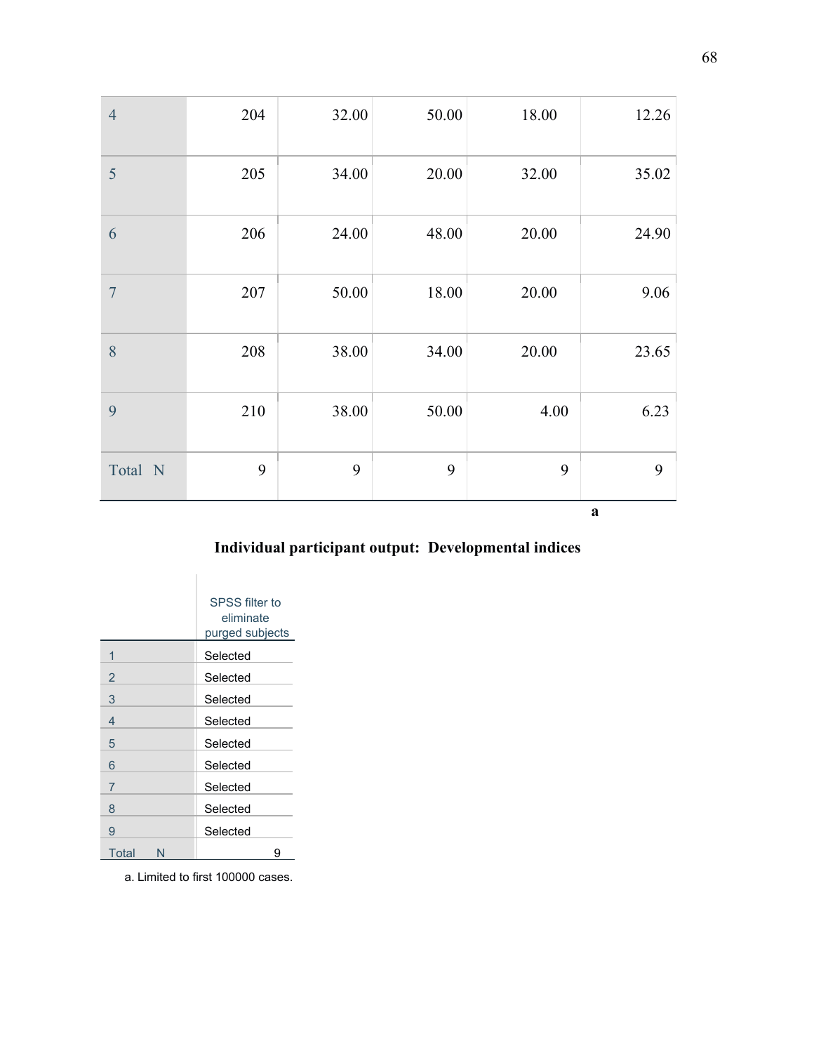| | | | | | |
|---|---|---|---|---|---|
| 4 | 204 | 32.00 | 50.00 | 18.00 | 12.26 |
| 5 | 205 | 34.00 | 20.00 | 32.00 | 35.02 |
| 6 | 206 | 24.00 | 48.00 | 20.00 | 24.90 |
| 7 | 207 | 50.00 | 18.00 | 20.00 | 9.06 |
| 8 | 208 | 38.00 | 34.00 | 20.00 | 23.65 |
| 9 | 210 | 38.00 | 50.00 | 4.00 | 6.23 |
| Total N | 9 | 9 | 9 | 9 | 9 |

**a**

**Individual participant output: Developmental indices**

| | SPSS filter to eliminate purged subjects |
|---|---|
| 1 | Selected |
| 2 | Selected |
| 3 | Selected |
| 4 | Selected |
| 5 | Selected |
| 6 | Selected |
| 7 | Selected |
| 8 | Selected |
| 9 | Selected |
| Total N | 9 |

a. Limited to first 100000 cases.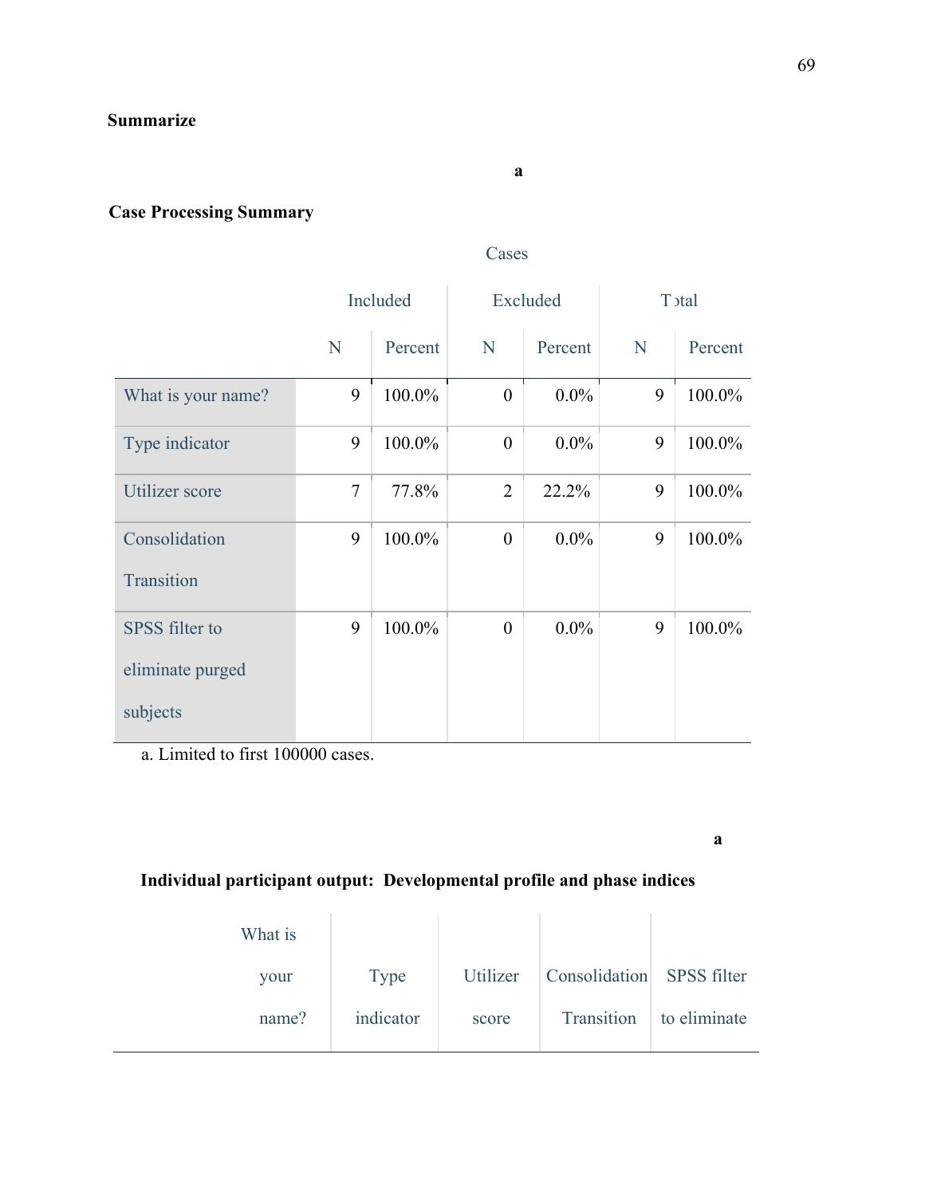**Summarize**

**Case Processing Summary**[a]

| | Cases | | | | | |
|---|---|---|---|---|---|---|
| | Included | | Excluded | | Total | |
| | N | Percent | N | Percent | N | Percent |
| What is your name? | 9 | 100.0% | 0 | 0.0% | 9 | 100.0% |
| Type indicator | 9 | 100.0% | 0 | 0.0% | 9 | 100.0% |
| Utilizer score | 7 | 77.8% | 2 | 22.2% | 9 | 100.0% |
| Consolidation Transition | 9 | 100.0% | 0 | 0.0% | 9 | 100.0% |
| SPSS filter to eliminate purged subjects | 9 | 100.0% | 0 | 0.0% | 9 | 100.0% |

a. Limited to first 100000 cases.

**Individual participant output: Developmental profile and phase indices**[a]

| What is your name? | Type indicator | Utilizer score | Consolidation Transition | SPSS filter to eliminate |
|---|---|---|---|---|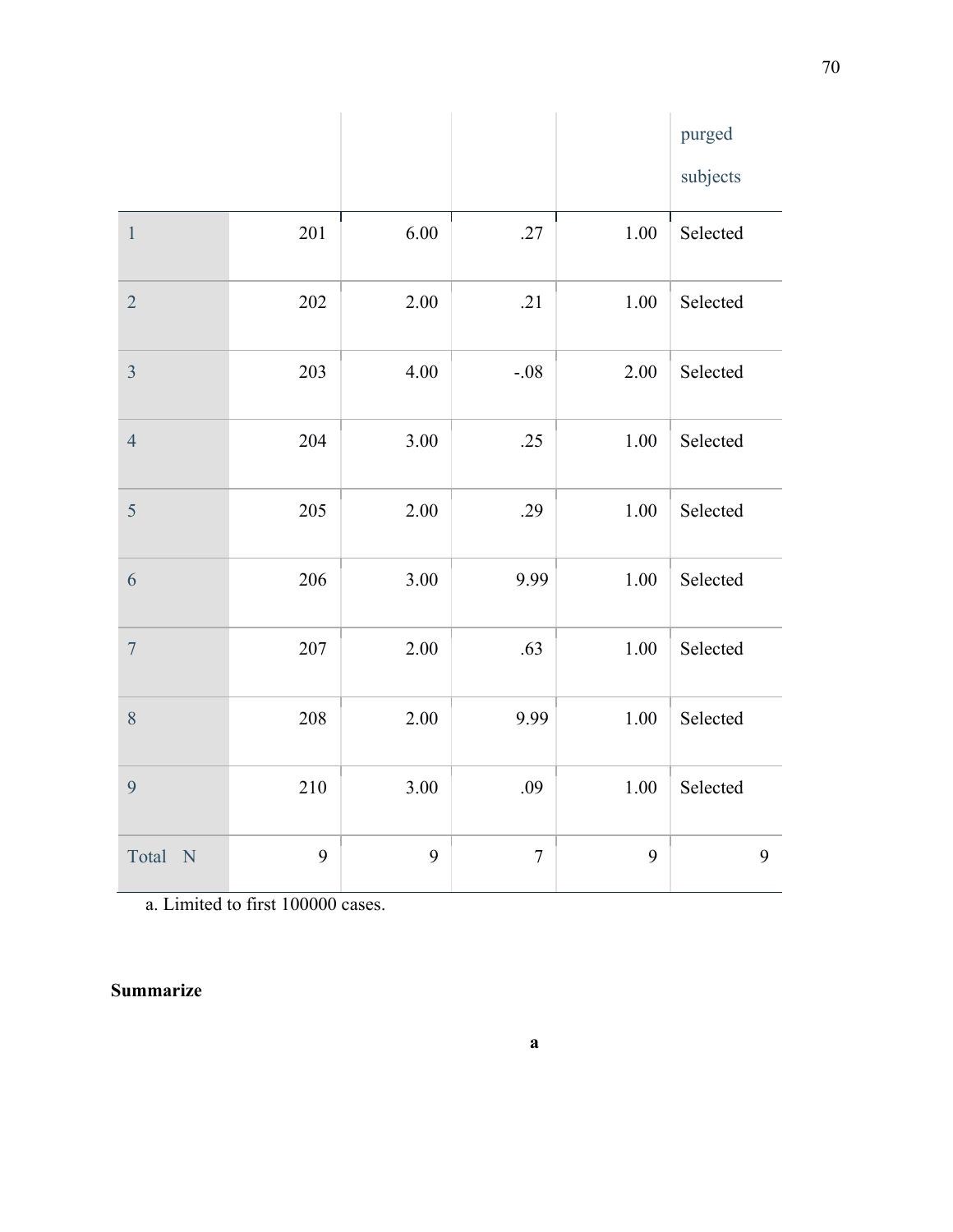| | | | | | purged subjects |
|---|---|---|---|---|---|
| 1 | 201 | 6.00 | .27 | 1.00 | Selected |
| 2 | 202 | 2.00 | .21 | 1.00 | Selected |
| 3 | 203 | 4.00 | -.08 | 2.00 | Selected |
| 4 | 204 | 3.00 | .25 | 1.00 | Selected |
| 5 | 205 | 2.00 | .29 | 1.00 | Selected |
| 6 | 206 | 3.00 | 9.99 | 1.00 | Selected |
| 7 | 207 | 2.00 | .63 | 1.00 | Selected |
| 8 | 208 | 2.00 | 9.99 | 1.00 | Selected |
| 9 | 210 | 3.00 | .09 | 1.00 | Selected |
| Total N | 9 | 9 | 7 | 9 | 9 |

a. Limited to first 100000 cases.

**Summarize**

**a**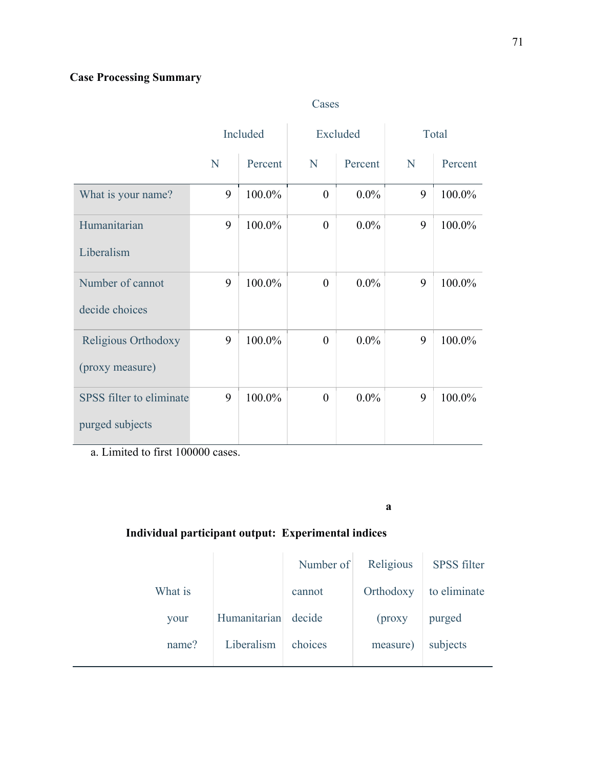**Case Processing Summary**

| | Cases | | | | | |
|---|---|---|---|---|---|---|
| | Included | | Excluded | | Total | |
| | N | Percent | N | Percent | N | Percent |
| What is your name? | 9 | 100.0% | 0 | 0.0% | 9 | 100.0% |
| Humanitarian Liberalism | 9 | 100.0% | 0 | 0.0% | 9 | 100.0% |
| Number of cannot decide choices | 9 | 100.0% | 0 | 0.0% | 9 | 100.0% |
| Religious Orthodoxy (proxy measure) | 9 | 100.0% | 0 | 0.0% | 9 | 100.0% |
| SPSS filter to eliminate purged subjects | 9 | 100.0% | 0 | 0.0% | 9 | 100.0% |

a. Limited to first 100000 cases.

**Individual participant output: Experimental indices** [a]

| What is your name? | Humanitarian Liberalism | Number of cannot decide choices | Religious Orthodoxy (proxy measure) | SPSS filter to eliminate purged subjects |
|---|---|---|---|---|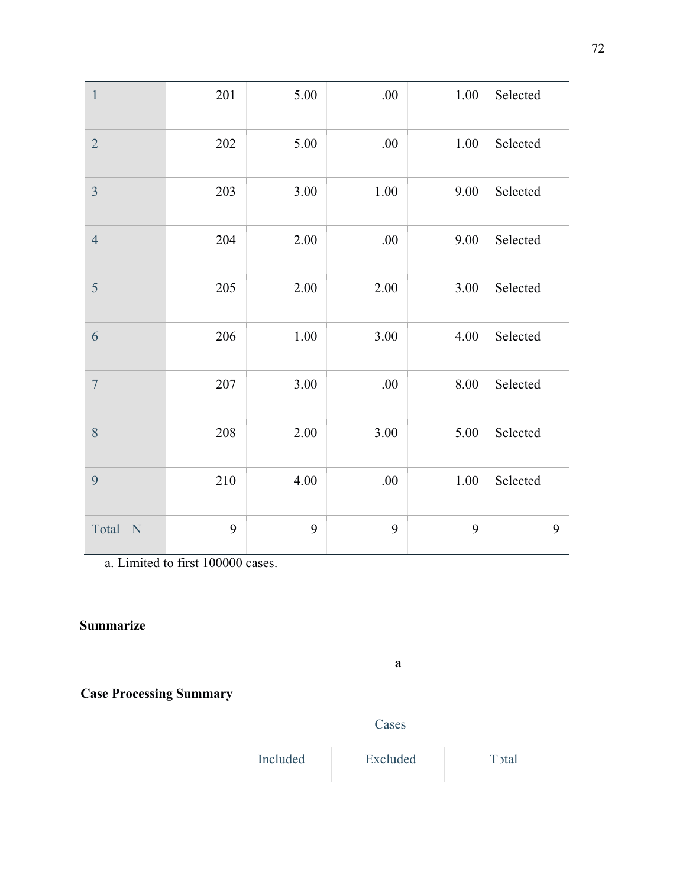| | | | | | |
|---|---|---|---|---|---|
| 1 | 201 | 5.00 | .00 | 1.00 | Selected |
| 2 | 202 | 5.00 | .00 | 1.00 | Selected |
| 3 | 203 | 3.00 | 1.00 | 9.00 | Selected |
| 4 | 204 | 2.00 | .00 | 9.00 | Selected |
| 5 | 205 | 2.00 | 2.00 | 3.00 | Selected |
| 6 | 206 | 1.00 | 3.00 | 4.00 | Selected |
| 7 | 207 | 3.00 | .00 | 8.00 | Selected |
| 8 | 208 | 2.00 | 3.00 | 5.00 | Selected |
| 9 | 210 | 4.00 | .00 | 1.00 | Selected |
| Total N | 9 | 9 | 9 | 9 | 9 |

a. Limited to first 100000 cases.

**Summarize**

**Case Processing Summary**[a]

| Cases | | |
|---|---|---|
| Included | Excluded | Total |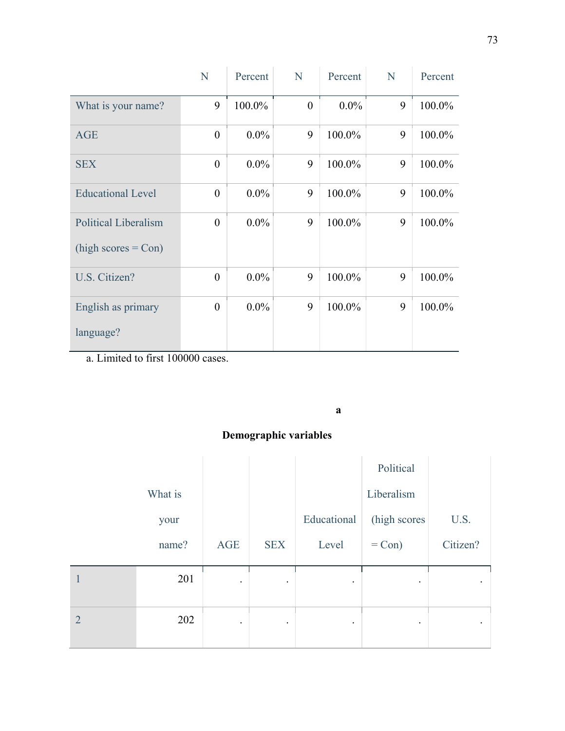| | N | Percent | N | Percent | N | Percent |
|---|---|---|---|---|---|---|
| What is your name? | 9 | 100.0% | 0 | 0.0% | 9 | 100.0% |
| AGE | 0 | 0.0% | 9 | 100.0% | 9 | 100.0% |
| SEX | 0 | 0.0% | 9 | 100.0% | 9 | 100.0% |
| Educational Level | 0 | 0.0% | 9 | 100.0% | 9 | 100.0% |
| Political Liberalism (high scores = Con) | 0 | 0.0% | 9 | 100.0% | 9 | 100.0% |
| U.S. Citizen? | 0 | 0.0% | 9 | 100.0% | 9 | 100.0% |
| English as primary language? | 0 | 0.0% | 9 | 100.0% | 9 | 100.0% |

a. Limited to first 100000 cases.

**a**

**Demographic variables**

| | What is your name? | AGE | SEX | Educational Level | Political Liberalism (high scores = Con) | U.S. Citizen? |
|---|---|---|---|---|---|---|
| 1 | 201 | . | . | . | . | . |
| 2 | 202 | . | . | . | . | . |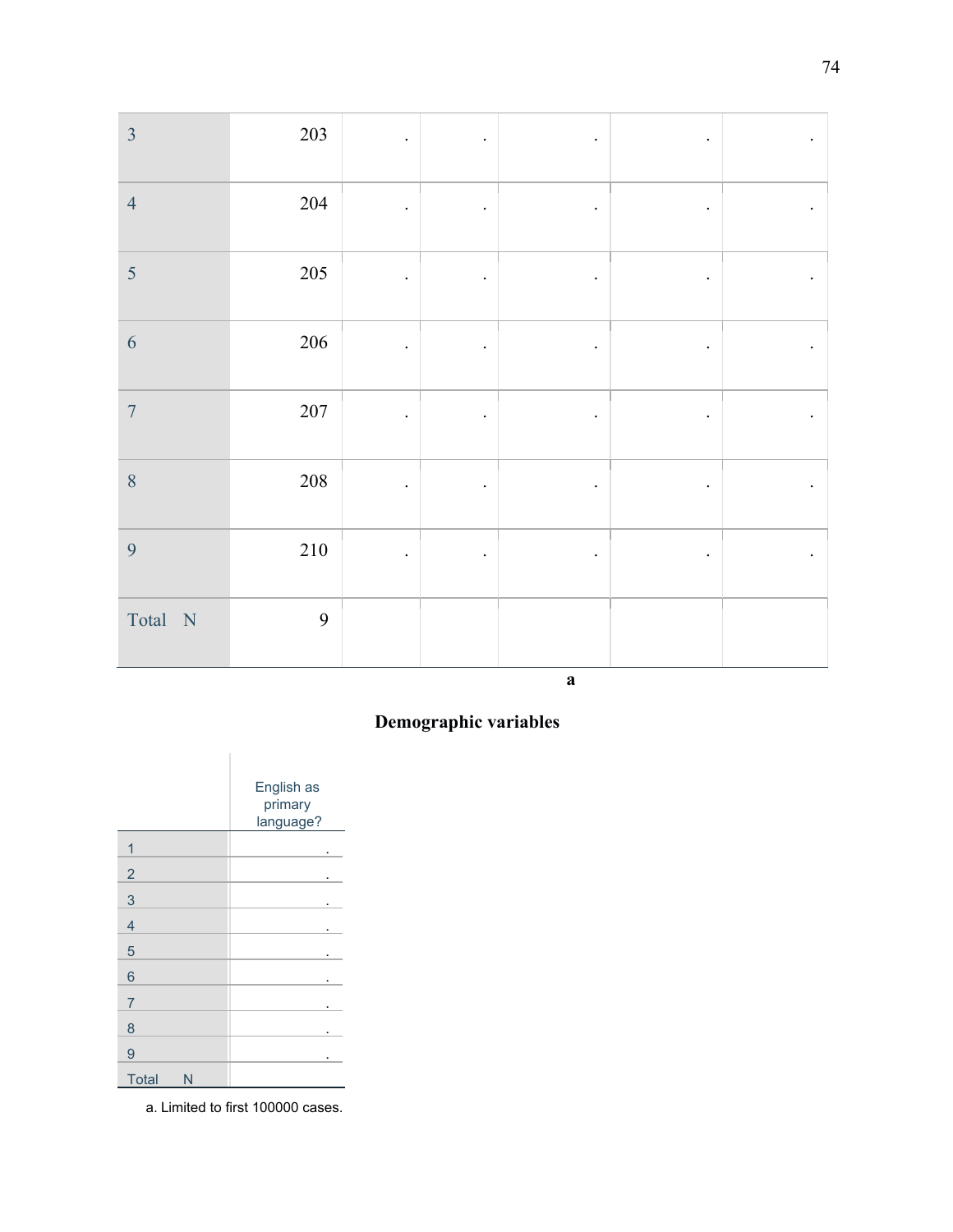| | | | | | | |
|---|---|---|---|---|---|---|
| 3 | 203 | . | . | . | . | . |
| 4 | 204 | . | . | . | . | . |
| 5 | 205 | . | . | . | . | . |
| 6 | 206 | . | . | . | . | . |
| 7 | 207 | . | . | . | . | . |
| 8 | 208 | . | . | . | . | . |
| 9 | 210 | . | . | . | . | . |
| Total N | 9 | | | | | |

**a**

**Demographic variables**

| | English as primary language? |
|---|---|
| 1 | . |
| 2 | . |
| 3 | . |
| 4 | . |
| 5 | . |
| 6 | . |
| 7 | . |
| 8 | . |
| 9 | . |
| Total N | |

a. Limited to first 100000 cases.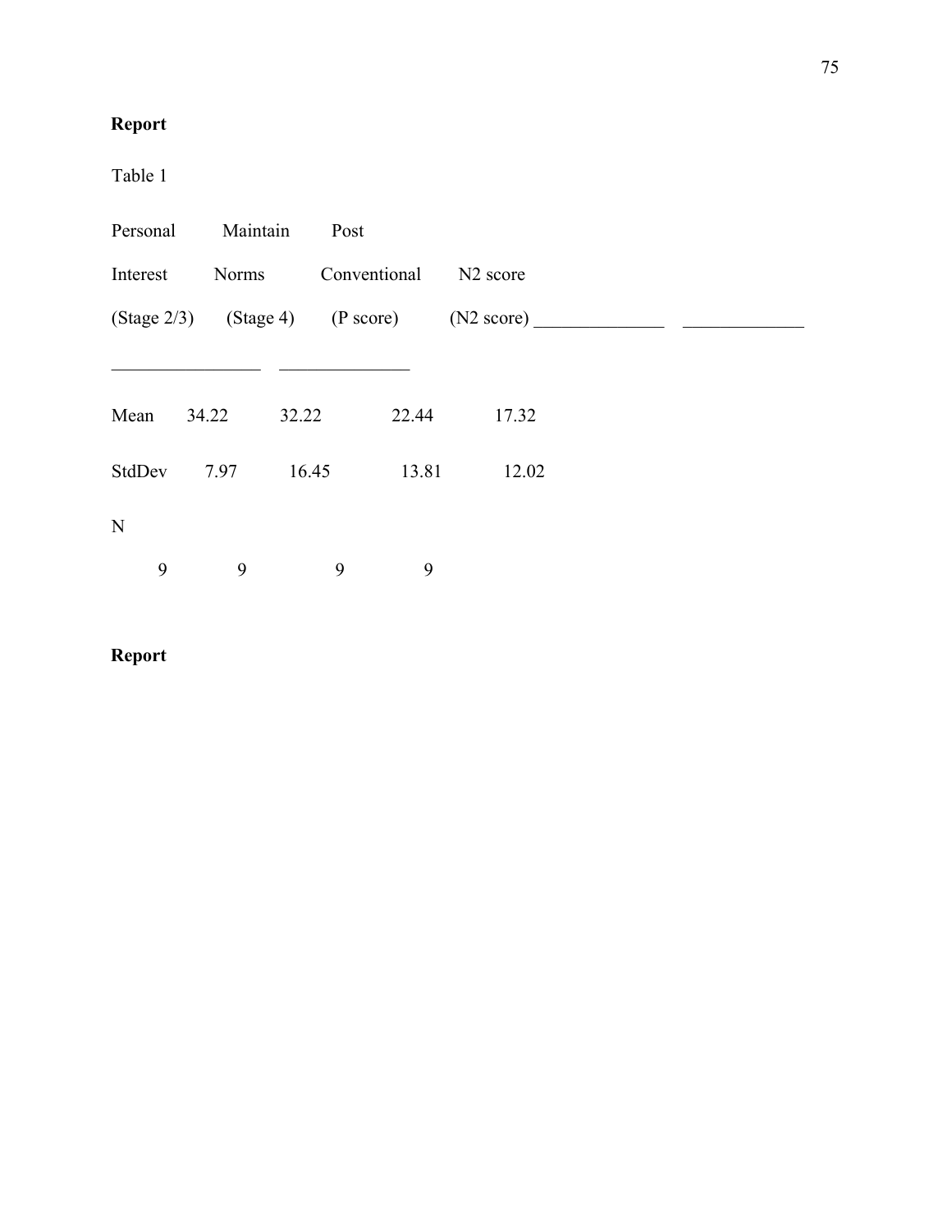**Report**

Table 1

| | Personal Interest (Stage 2/3) | Maintain Norms (Stage 4) | Post Conventional (P score) | N2 score (N2 score) |
|---|---|---|---|---|
| Mean | 34.22 | 32.22 | 22.44 | 17.32 |
| StdDev | 7.97 | 16.45 | 13.81 | 12.02 |
| N | 9 | 9 | 9 | 9 |

**Report**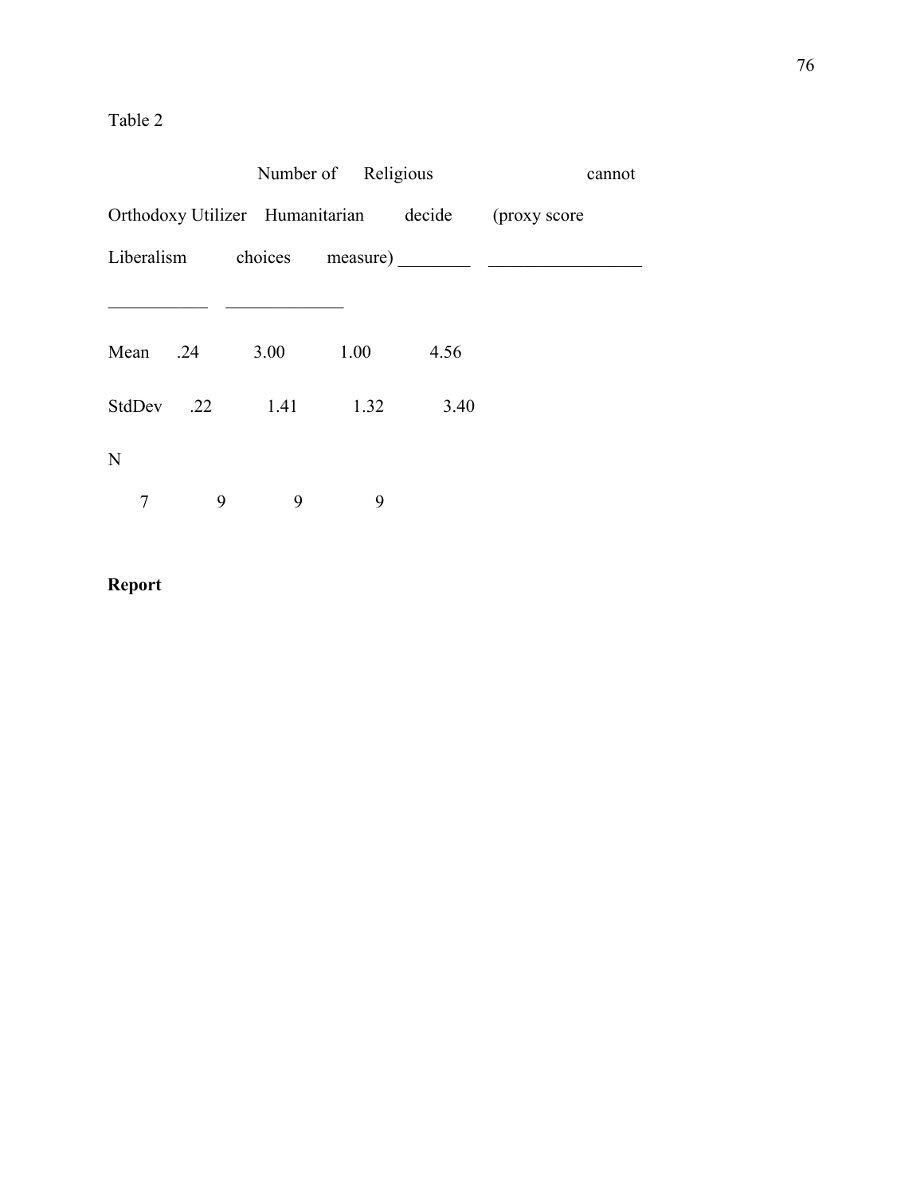Table 2

| | Orthodoxy Liberalism | Number of Utilizer choices | Humanitarian | Religious cannot decide (proxy score measure) |
|---|---|---|---|---|
| Mean | .24 | 3.00 | 1.00 | 4.56 |
| StdDev | .22 | 1.41 | 1.32 | 3.40 |
| N | 7 | 9 | 9 | 9 |

**Report**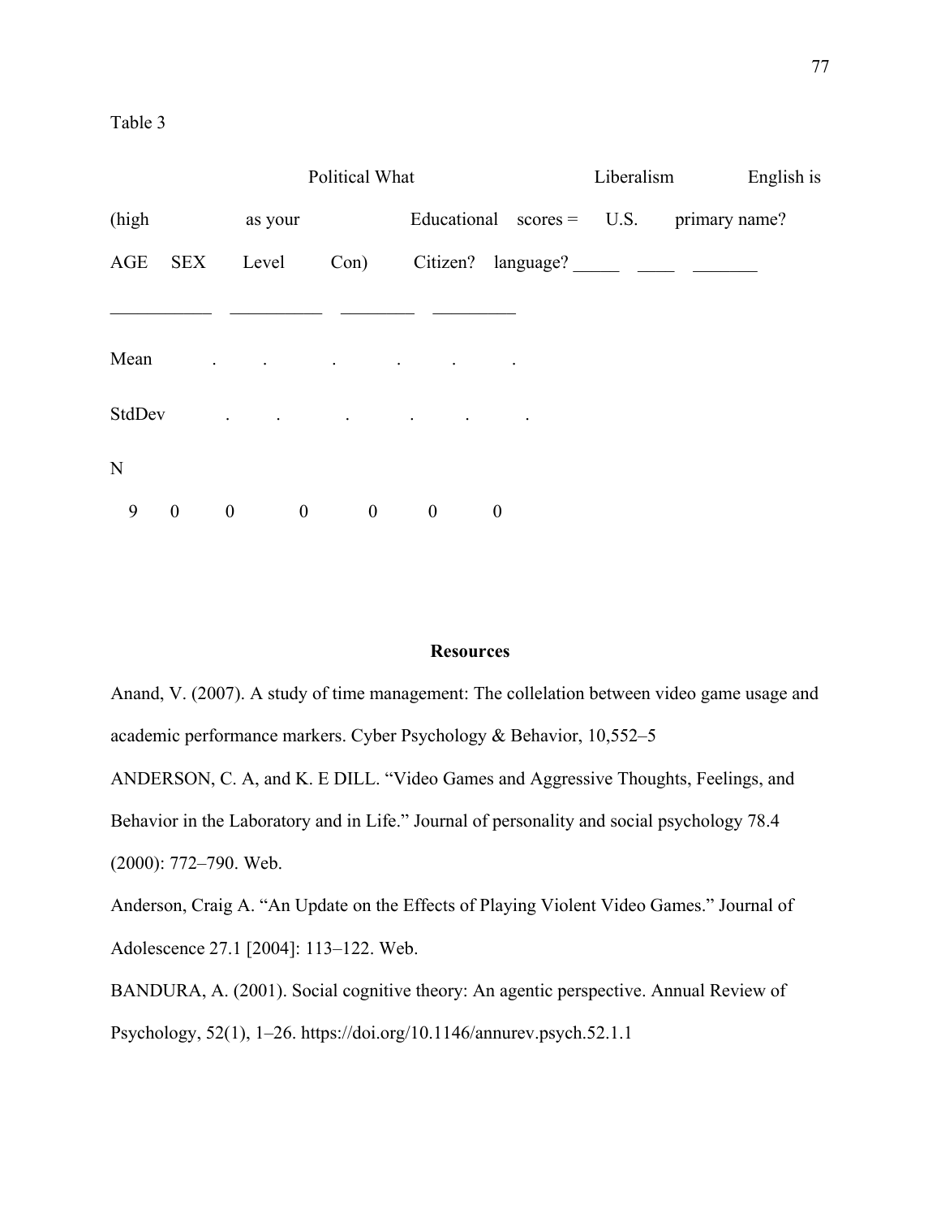Table 3

Political What Liberalism English is

(high as your Educational scores = U.S. primary name?

AGE SEX Level Con) Citizen? language? _____ ____ _______

___________ __________ ________ _________

Mean . . . . . .

StdDev . . . . . .

N

9 0 0 0 0 0 0

**Resources**

Anand, V. (2007). A study of time management: The collelation between video game usage and academic performance markers. Cyber Psychology & Behavior, 10,552–5

ANDERSON, C. A, and K. E DILL. "Video Games and Aggressive Thoughts, Feelings, and Behavior in the Laboratory and in Life." Journal of personality and social psychology 78.4 (2000): 772–790. Web.

Anderson, Craig A. "An Update on the Effects of Playing Violent Video Games." Journal of Adolescence 27.1 [2004]: 113–122. Web.

BANDURA, A. (2001). Social cognitive theory: An agentic perspective. Annual Review of Psychology, 52(1), 1–26. https://doi.org/10.1146/annurev.psych.52.1.1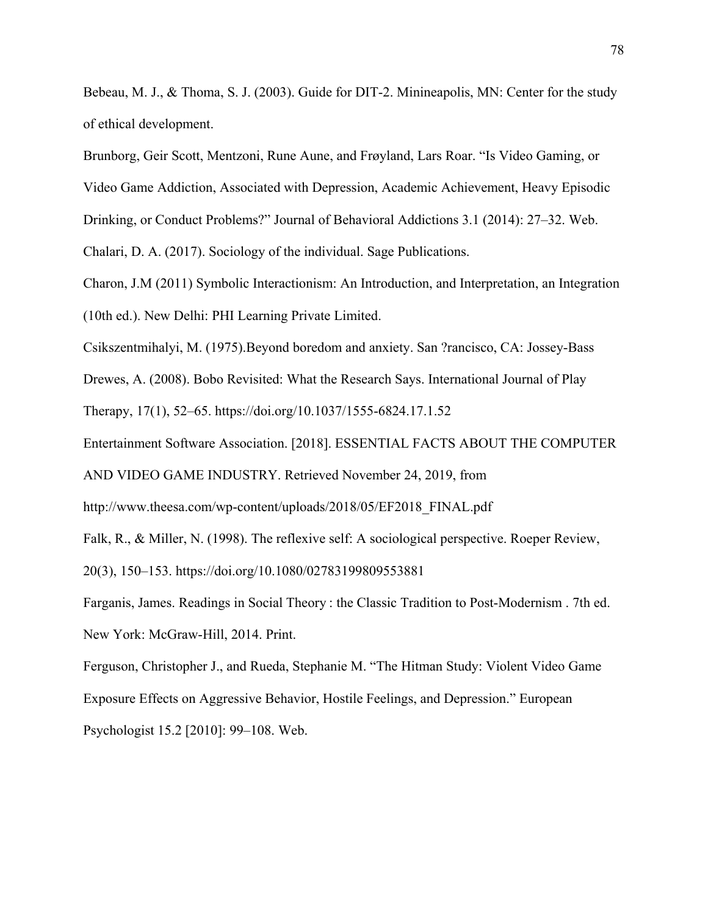Bebeau, M. J., & Thoma, S. J. (2003). Guide for DIT-2. Minineapolis, MN: Center for the study of ethical development.

Brunborg, Geir Scott, Mentzoni, Rune Aune, and Frøyland, Lars Roar. "Is Video Gaming, or Video Game Addiction, Associated with Depression, Academic Achievement, Heavy Episodic Drinking, or Conduct Problems?" Journal of Behavioral Addictions 3.1 (2014): 27–32. Web.

Chalari, D. A. (2017). Sociology of the individual. Sage Publications.

Charon, J.M (2011) Symbolic Interactionism: An Introduction, and Interpretation, an Integration (10th ed.). New Delhi: PHI Learning Private Limited.

Csikszentmihalyi, M. (1975).Beyond boredom and anxiety. San ?rancisco, CA: Jossey-Bass

Drewes, A. (2008). Bobo Revisited: What the Research Says. International Journal of Play Therapy, 17(1), 52–65. https://doi.org/10.1037/1555-6824.17.1.52

Entertainment Software Association. [2018]. ESSENTIAL FACTS ABOUT THE COMPUTER AND VIDEO GAME INDUSTRY. Retrieved November 24, 2019, from http://www.theesa.com/wp-content/uploads/2018/05/EF2018_FINAL.pdf

Falk, R., & Miller, N. (1998). The reflexive self: A sociological perspective. Roeper Review, 20(3), 150–153. https://doi.org/10.1080/02783199809553881

Farganis, James. Readings in Social Theory : the Classic Tradition to Post-Modernism . 7th ed. New York: McGraw-Hill, 2014. Print.

Ferguson, Christopher J., and Rueda, Stephanie M. "The Hitman Study: Violent Video Game Exposure Effects on Aggressive Behavior, Hostile Feelings, and Depression." European Psychologist 15.2 [2010]: 99–108. Web.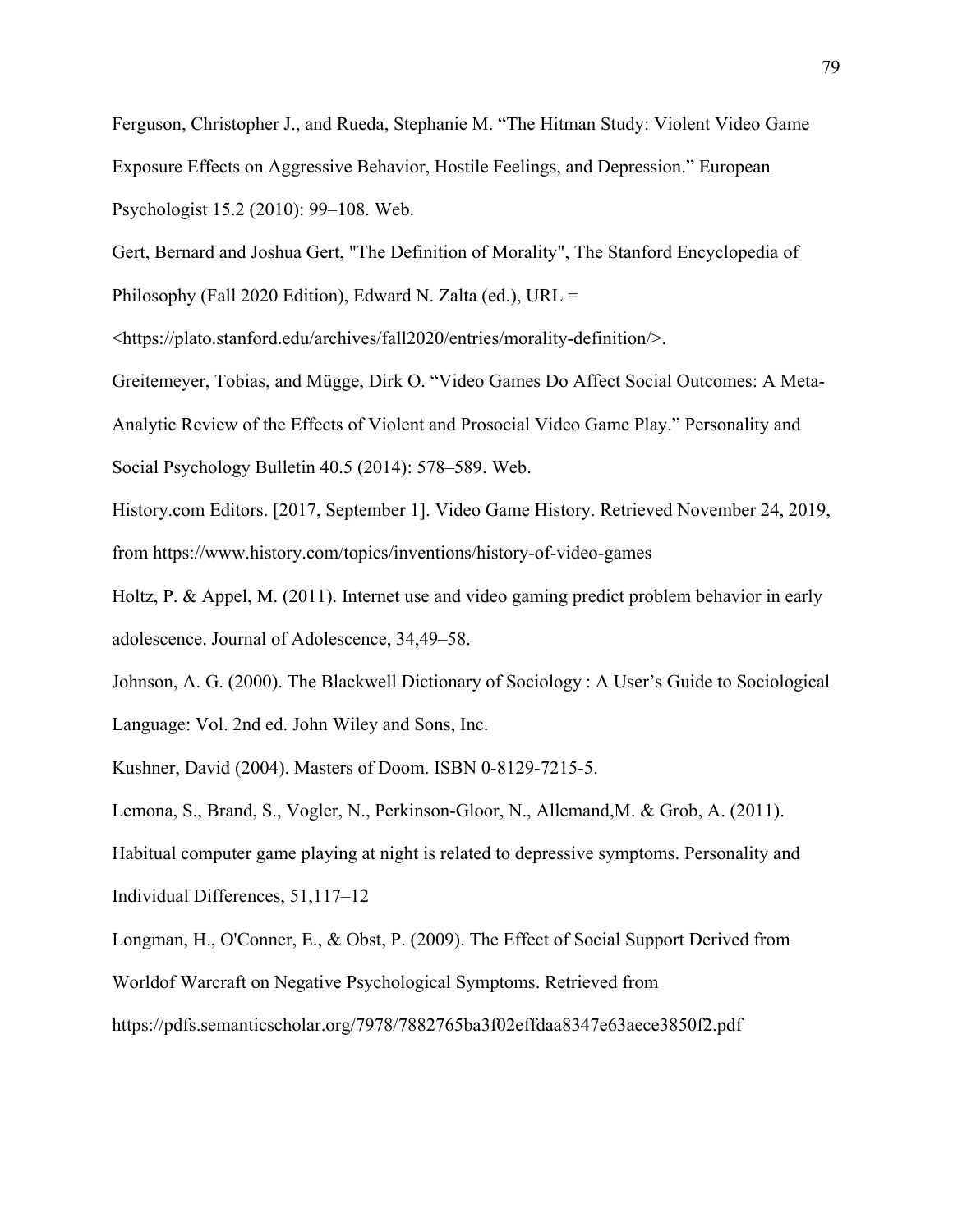Ferguson, Christopher J., and Rueda, Stephanie M. "The Hitman Study: Violent Video Game Exposure Effects on Aggressive Behavior, Hostile Feelings, and Depression." European Psychologist 15.2 (2010): 99–108. Web.

Gert, Bernard and Joshua Gert, "The Definition of Morality", The Stanford Encyclopedia of Philosophy (Fall 2020 Edition), Edward N. Zalta (ed.), URL = <https://plato.stanford.edu/archives/fall2020/entries/morality-definition/>.

Greitemeyer, Tobias, and Mügge, Dirk O. "Video Games Do Affect Social Outcomes: A Meta-Analytic Review of the Effects of Violent and Prosocial Video Game Play." Personality and Social Psychology Bulletin 40.5 (2014): 578–589. Web.

History.com Editors. [2017, September 1]. Video Game History. Retrieved November 24, 2019, from https://www.history.com/topics/inventions/history-of-video-games

Holtz, P. & Appel, M. (2011). Internet use and video gaming predict problem behavior in early adolescence. Journal of Adolescence, 34,49–58.

Johnson, A. G. (2000). The Blackwell Dictionary of Sociology : A User's Guide to Sociological Language: Vol. 2nd ed. John Wiley and Sons, Inc.

Kushner, David (2004). Masters of Doom. ISBN 0-8129-7215-5.

Lemona, S., Brand, S., Vogler, N., Perkinson-Gloor, N., Allemand,M. & Grob, A. (2011). Habitual computer game playing at night is related to depressive symptoms. Personality and Individual Differences, 51,117–12

Longman, H., O'Conner, E., & Obst, P. (2009). The Effect of Social Support Derived from Worldof Warcraft on Negative Psychological Symptoms. Retrieved from https://pdfs.semanticscholar.org/7978/7882765ba3f02effdaa8347e63aece3850f2.pdf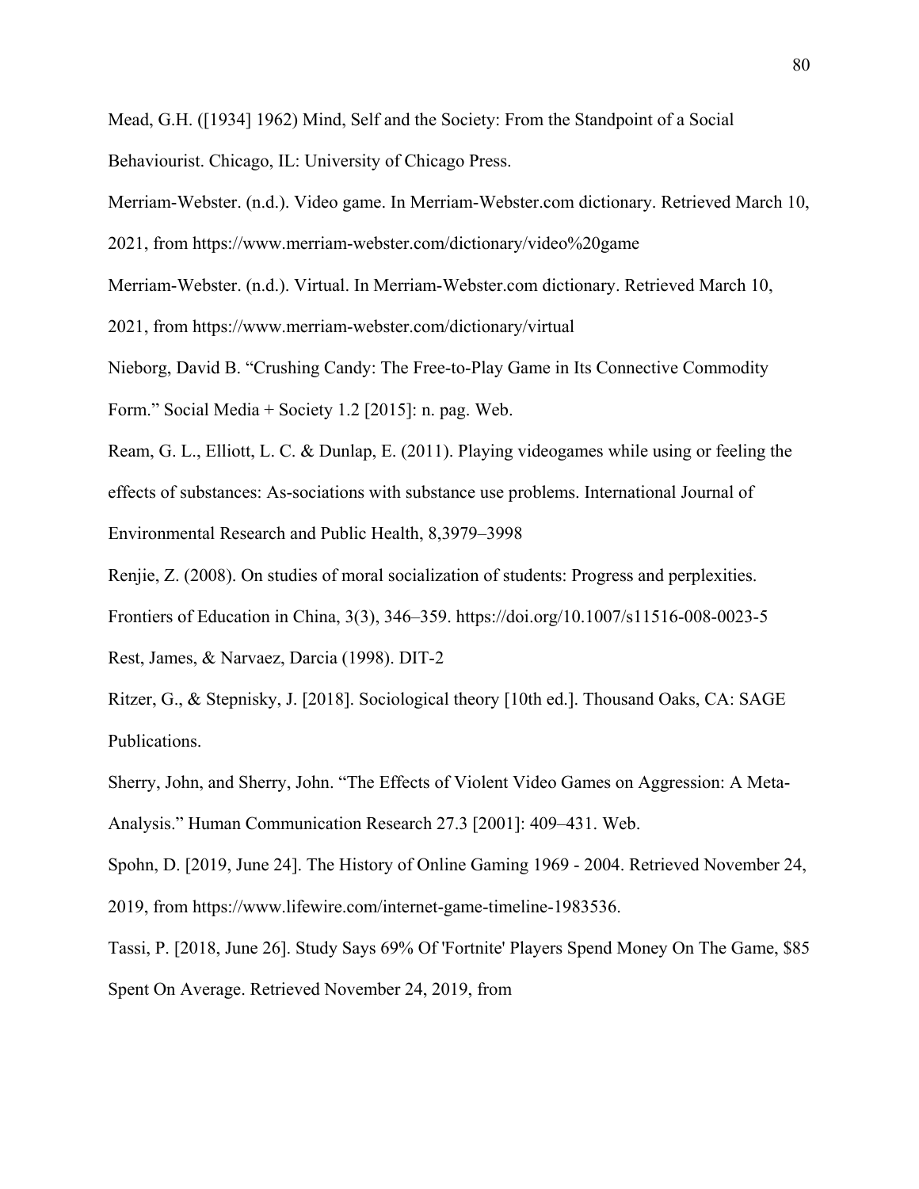Mead, G.H. ([1934] 1962) Mind, Self and the Society: From the Standpoint of a Social Behaviourist. Chicago, IL: University of Chicago Press.

Merriam-Webster. (n.d.). Video game. In Merriam-Webster.com dictionary. Retrieved March 10, 2021, from https://www.merriam-webster.com/dictionary/video%20game

Merriam-Webster. (n.d.). Virtual. In Merriam-Webster.com dictionary. Retrieved March 10, 2021, from https://www.merriam-webster.com/dictionary/virtual

Nieborg, David B. "Crushing Candy: The Free-to-Play Game in Its Connective Commodity Form." Social Media + Society 1.2 [2015]: n. pag. Web.

Ream, G. L., Elliott, L. C. & Dunlap, E. (2011). Playing videogames while using or feeling the effects of substances: As-sociations with substance use problems. International Journal of Environmental Research and Public Health, 8,3979–3998

Renjie, Z. (2008). On studies of moral socialization of students: Progress and perplexities. Frontiers of Education in China, 3(3), 346–359. https://doi.org/10.1007/s11516-008-0023-5

Rest, James, & Narvaez, Darcia (1998). DIT-2

Ritzer, G., & Stepnisky, J. [2018]. Sociological theory [10th ed.]. Thousand Oaks, CA: SAGE Publications.

Sherry, John, and Sherry, John. "The Effects of Violent Video Games on Aggression: A Meta-Analysis." Human Communication Research 27.3 [2001]: 409–431. Web.

Spohn, D. [2019, June 24]. The History of Online Gaming 1969 - 2004. Retrieved November 24, 2019, from https://www.lifewire.com/internet-game-timeline-1983536.

Tassi, P. [2018, June 26]. Study Says 69% Of 'Fortnite' Players Spend Money On The Game, $85 Spent On Average. Retrieved November 24, 2019, from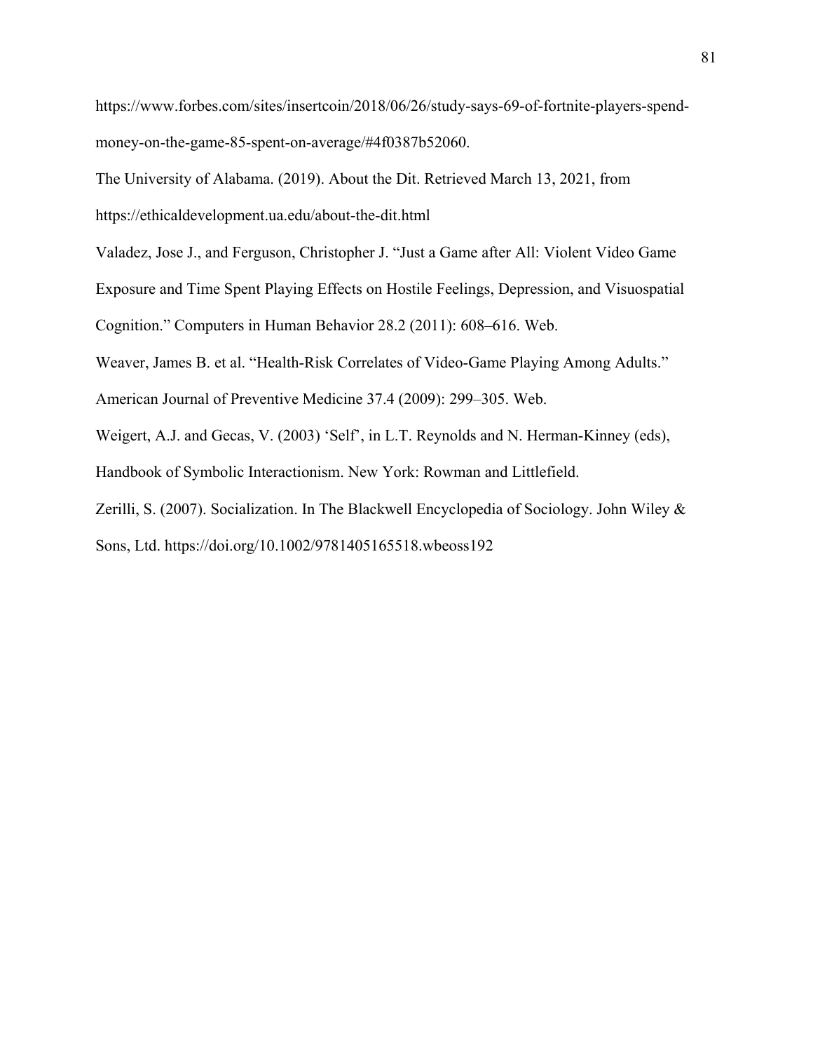https://www.forbes.com/sites/insertcoin/2018/06/26/study-says-69-of-fortnite-players-spend-money-on-the-game-85-spent-on-average/#4f0387b52060.

The University of Alabama. (2019). About the Dit. Retrieved March 13, 2021, from https://ethicaldevelopment.ua.edu/about-the-dit.html

Valadez, Jose J., and Ferguson, Christopher J. "Just a Game after All: Violent Video Game Exposure and Time Spent Playing Effects on Hostile Feelings, Depression, and Visuospatial Cognition." Computers in Human Behavior 28.2 (2011): 608–616. Web.

Weaver, James B. et al. "Health-Risk Correlates of Video-Game Playing Among Adults." American Journal of Preventive Medicine 37.4 (2009): 299–305. Web.

Weigert, A.J. and Gecas, V. (2003) 'Self', in L.T. Reynolds and N. Herman-Kinney (eds), Handbook of Symbolic Interactionism. New York: Rowman and Littlefield.

Zerilli, S. (2007). Socialization. In The Blackwell Encyclopedia of Sociology. John Wiley & Sons, Ltd. https://doi.org/10.1002/9781405165518.wbeoss192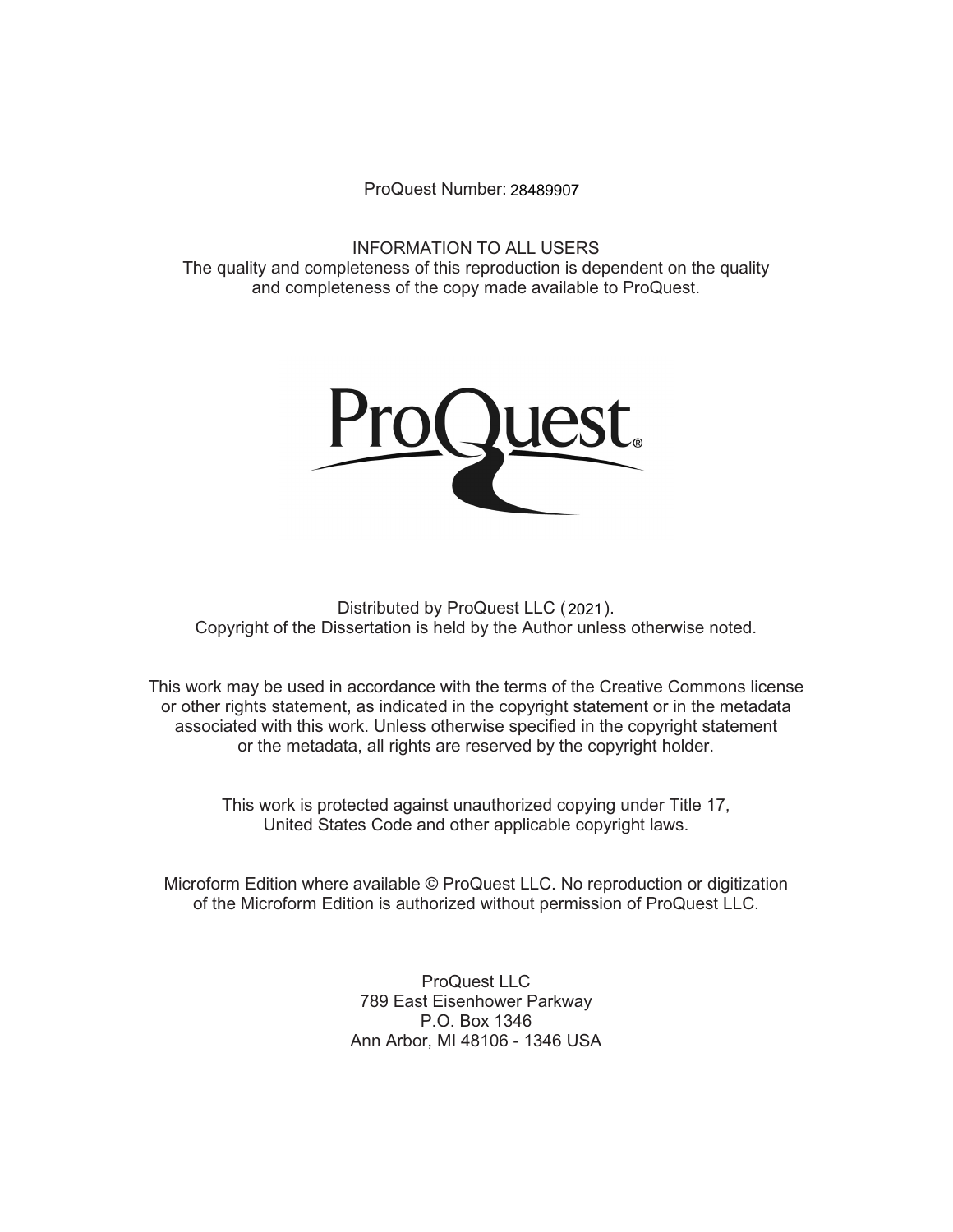ProQuest Number: 28489907

INFORMATION TO ALL USERS
The quality and completeness of this reproduction is dependent on the quality and completeness of the copy made available to ProQuest.

ProQuest

Distributed by ProQuest LLC (2021).
Copyright of the Dissertation is held by the Author unless otherwise noted.

This work may be used in accordance with the terms of the Creative Commons license or other rights statement, as indicated in the copyright statement or in the metadata associated with this work. Unless otherwise specified in the copyright statement or the metadata, all rights are reserved by the copyright holder.

This work is protected against unauthorized copying under Title 17, United States Code and other applicable copyright laws.

Microform Edition where available © ProQuest LLC. No reproduction or digitization of the Microform Edition is authorized without permission of ProQuest LLC.

ProQuest LLC
789 East Eisenhower Parkway
P.O. Box 1346
Ann Arbor, MI 48106 - 1346 USA